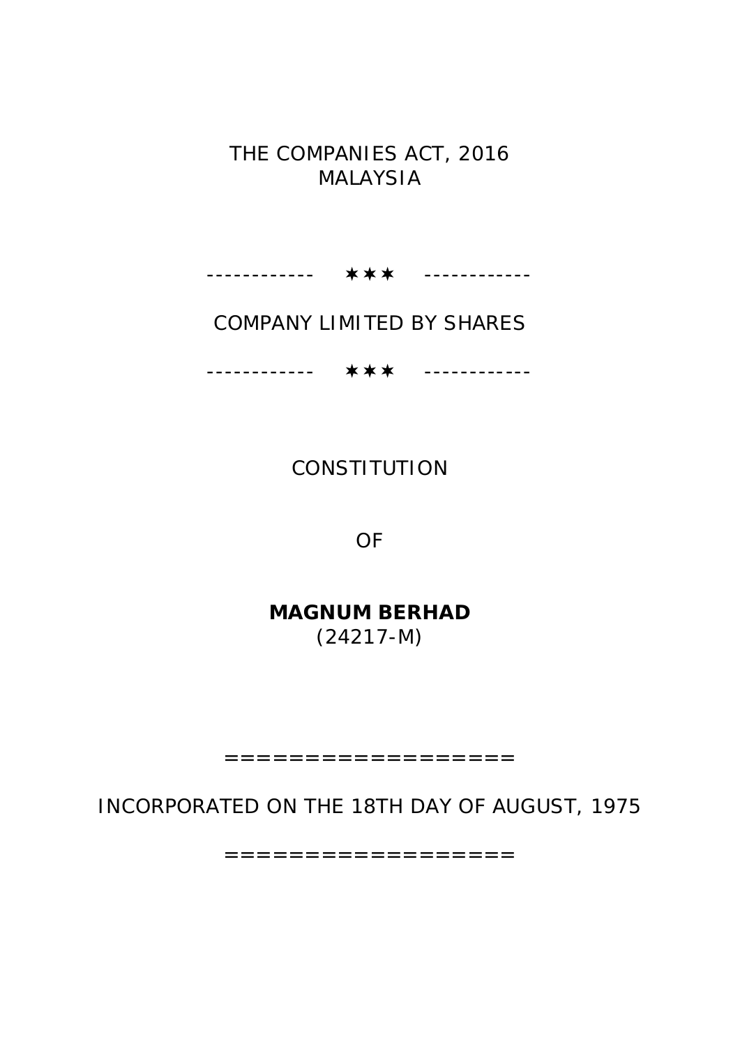THE COMPANIES ACT, 2016
MALAYSIA

------------ ✶✶✶ ------------

COMPANY LIMITED BY SHARES

------------ ✶✶✶ ------------

CONSTITUTION

OF

**MAGNUM BERHAD**
(24217-M)

==================

INCORPORATED ON THE 18TH DAY OF AUGUST, 1975

==================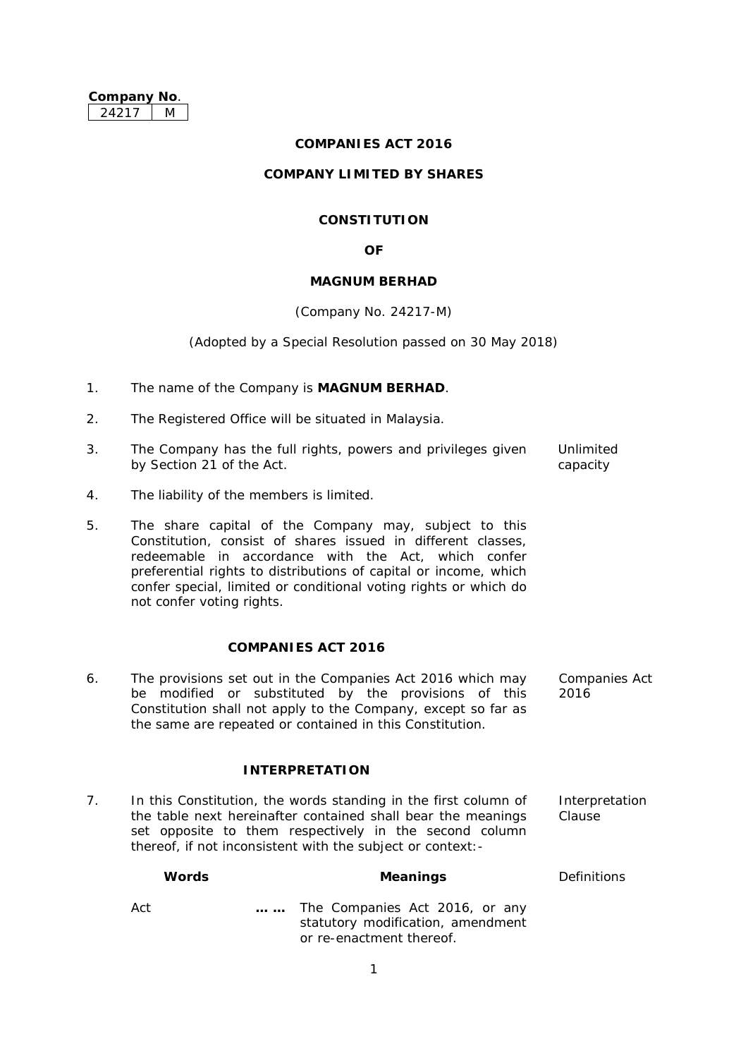**Company No.**

| 24217 | M |
|---|---|

**COMPANIES ACT 2016**

**COMPANY LIMITED BY SHARES**

**CONSTITUTION**

**OF**

**MAGNUM BERHAD**

(Company No. 24217-M)

(Adopted by a Special Resolution passed on 30 May 2018)

1. The name of the Company is **MAGNUM BERHAD**.

2. The Registered Office will be situated in Malaysia.

3. The Company has the full rights, powers and privileges given by Section 21 of the Act. *Unlimited capacity*

4. The liability of the members is limited.

5. The share capital of the Company may, subject to this Constitution, consist of shares issued in different classes, redeemable in accordance with the Act, which confer preferential rights to distributions of capital or income, which confer special, limited or conditional voting rights or which do not confer voting rights.

## COMPANIES ACT 2016

6. The provisions set out in the Companies Act 2016 which may be modified or substituted by the provisions of this Constitution shall not apply to the Company, except so far as the same are repeated or contained in this Constitution. *Companies Act 2016*

## INTERPRETATION

7. In this Constitution, the words standing in the first column of the table next hereinafter contained shall bear the meanings set opposite to them respectively in the second column thereof, if not inconsistent with the subject or context:- *Interpretation Clause*

*Definitions*

| Words | | Meanings |
|---|---|---|
| Act | …… | The Companies Act 2016, or any statutory modification, amendment or re-enactment thereof. |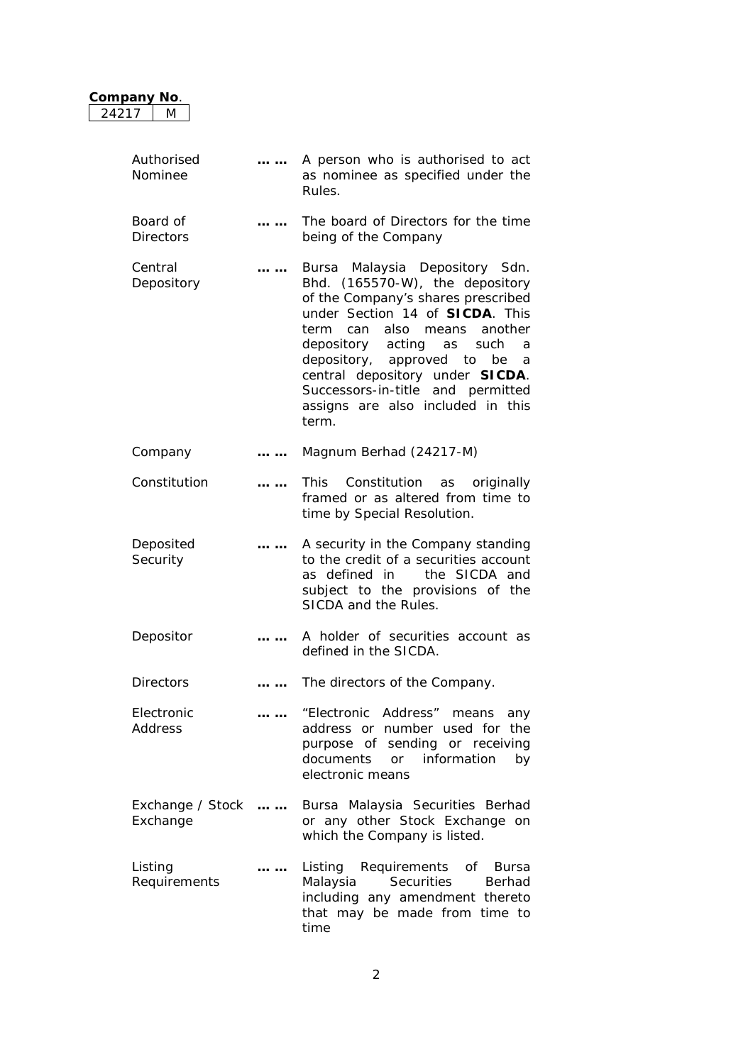**Company No.**

| 24217 | M |
|---|---|

| | | |
|---|---|---|
| Authorised Nominee | …… | A person who is authorised to act as nominee as specified under the Rules. |
| Board of Directors | …… | The board of Directors for the time being of the Company |
| Central Depository | …… | Bursa Malaysia Depository Sdn. Bhd. (165570-W), the depository of the Company's shares prescribed under Section 14 of **SICDA**. This term can also means another depository acting as such a depository, approved to be a central depository under **SICDA**. Successors-in-title and permitted assigns are also included in this term. |
| Company | …… | Magnum Berhad (24217-M) |
| Constitution | …… | This Constitution as originally framed or as altered from time to time by Special Resolution. |
| Deposited Security | …… | A security in the Company standing to the credit of a securities account as defined in the SICDA and subject to the provisions of the SICDA and the Rules. |
| Depositor | …… | A holder of securities account as defined in the SICDA. |
| Directors | …… | The directors of the Company. |
| Electronic Address | …… | "Electronic Address" means any address or number used for the purpose of sending or receiving documents or information by electronic means |
| Exchange / Stock Exchange | …… | Bursa Malaysia Securities Berhad or any other Stock Exchange on which the Company is listed. |
| Listing Requirements | …… | Listing Requirements of Bursa Malaysia Securities Berhad including any amendment thereto that may be made from time to time |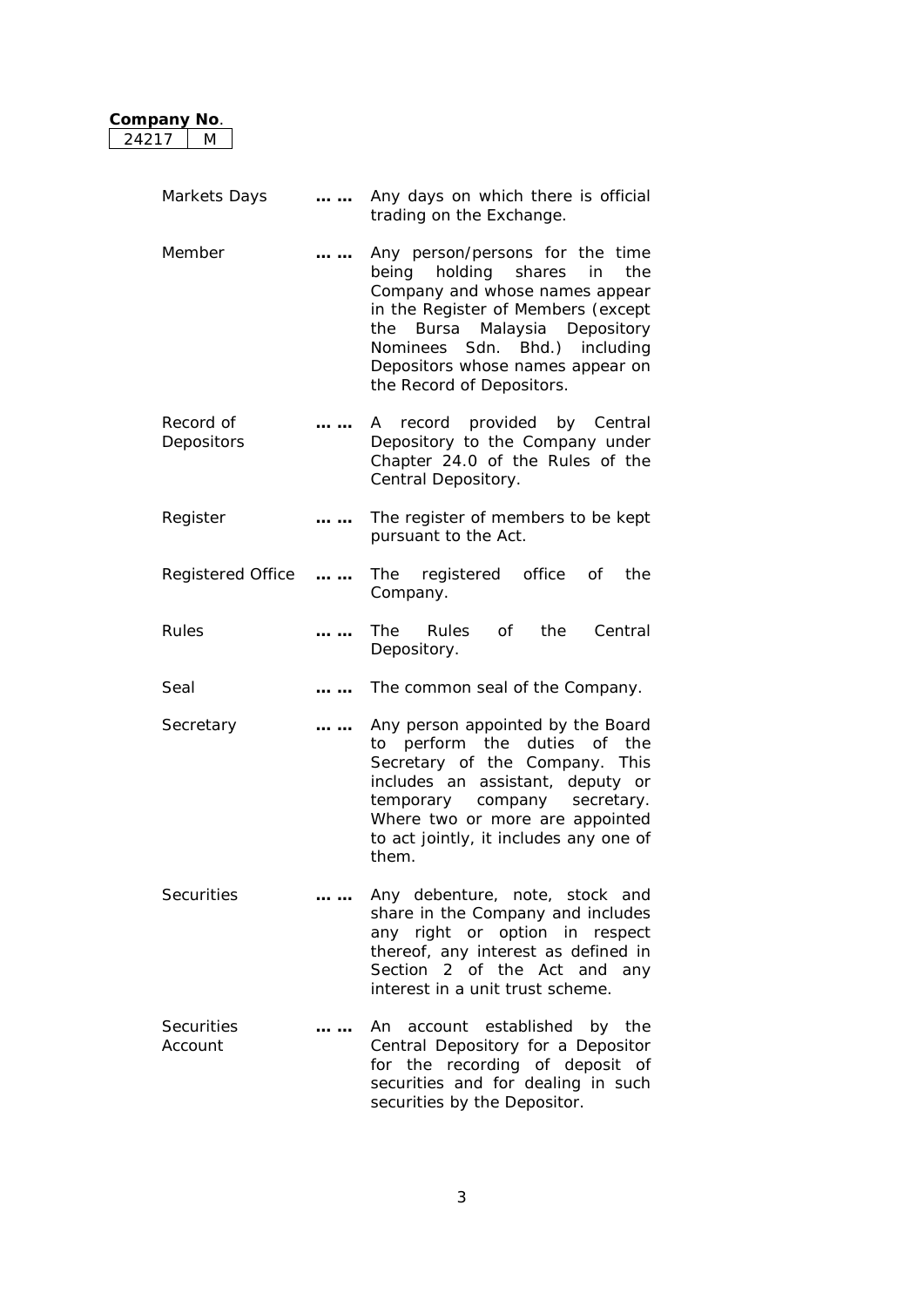**Company No.**

| 24217 | M |
|---|---|

| | | |
|---|---|---|
| Markets Days | …… | Any days on which there is official trading on the Exchange. |
| Member | …… | Any person/persons for the time being holding shares in the Company and whose names appear in the Register of Members (except the Bursa Malaysia Depository Nominees Sdn. Bhd.) including Depositors whose names appear on the Record of Depositors. |
| Record of Depositors | …… | A record provided by Central Depository to the Company under Chapter 24.0 of the Rules of the Central Depository. |
| Register | …… | The register of members to be kept pursuant to the Act. |
| Registered Office | …… | The registered office of the Company. |
| Rules | …… | The Rules of the Central Depository. |
| Seal | …… | The common seal of the Company. |
| Secretary | …… | Any person appointed by the Board to perform the duties of the Secretary of the Company. This includes an assistant, deputy or temporary company secretary. Where two or more are appointed to act jointly, it includes any one of them. |
| Securities | …… | Any debenture, note, stock and share in the Company and includes any right or option in respect thereof, any interest as defined in Section 2 of the Act and any interest in a unit trust scheme. |
| Securities Account | …… | An account established by the Central Depository for a Depositor for the recording of deposit of securities and for dealing in such securities by the Depositor. |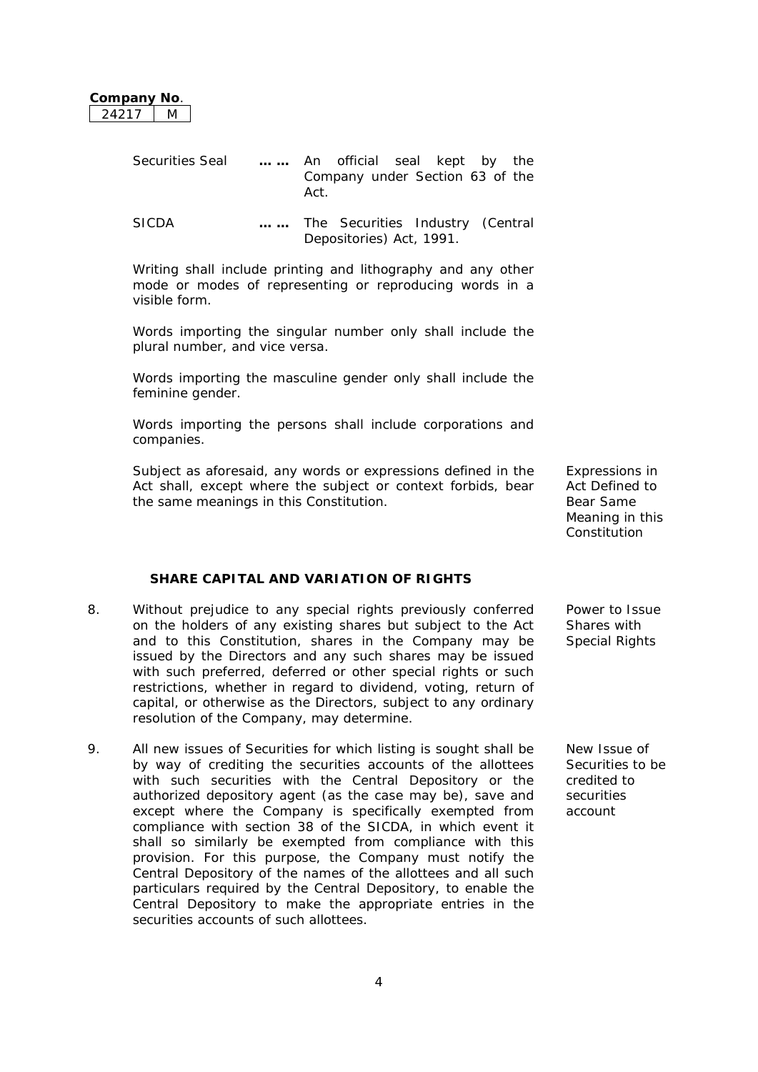**Company No**.

| 24217 | M |
|---|---|

| | | |
|---|---|---|
| Securities Seal | …… | An official seal kept by the Company under Section 63 of the Act. |
| SICDA | …… | The Securities Industry (Central Depositories) Act, 1991. |

Writing shall include printing and lithography and any other mode or modes of representing or reproducing words in a visible form.

Words importing the singular number only shall include the plural number, and vice versa.

Words importing the masculine gender only shall include the feminine gender.

Words importing the persons shall include corporations and companies.

Subject as aforesaid, any words or expressions defined in the Act shall, except where the subject or context forbids, bear the same meanings in this Constitution.

*Expressions in Act Defined to Bear Same Meaning in this Constitution*

## SHARE CAPITAL AND VARIATION OF RIGHTS

8. Without prejudice to any special rights previously conferred on the holders of any existing shares but subject to the Act and to this Constitution, shares in the Company may be issued by the Directors and any such shares may be issued with such preferred, deferred or other special rights or such restrictions, whether in regard to dividend, voting, return of capital, or otherwise as the Directors, subject to any ordinary resolution of the Company, may determine.

   *Power to Issue Shares with Special Rights*

9. All new issues of Securities for which listing is sought shall be by way of crediting the securities accounts of the allottees with such securities with the Central Depository or the authorized depository agent (as the case may be), save and except where the Company is specifically exempted from compliance with section 38 of the SICDA, in which event it shall so similarly be exempted from compliance with this provision. For this purpose, the Company must notify the Central Depository of the names of the allottees and all such particulars required by the Central Depository, to enable the Central Depository to make the appropriate entries in the securities accounts of such allottees.

   *New Issue of Securities to be credited to securities account*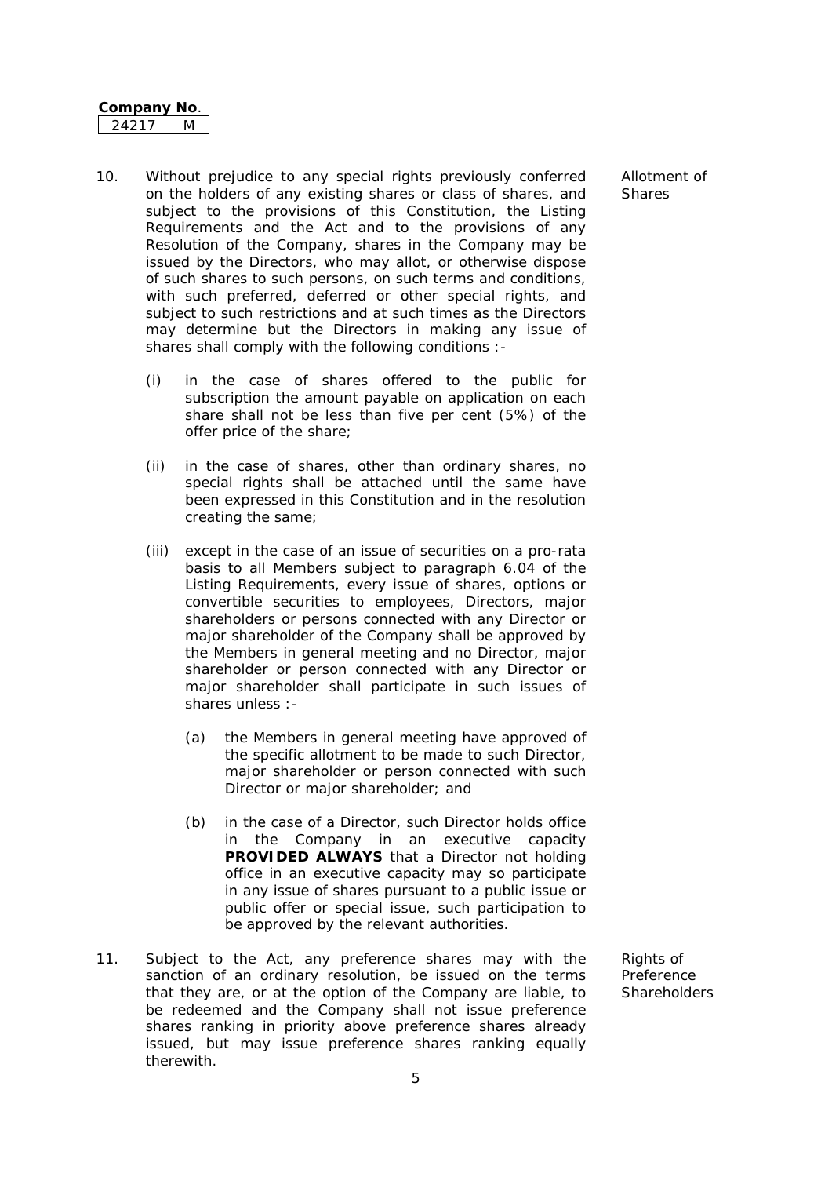**Company No.**

| 24217 | M |
|---|---|

10. Without prejudice to any special rights previously conferred on the holders of any existing shares or class of shares, and subject to the provisions of this Constitution, the Listing Requirements and the Act and to the provisions of any Resolution of the Company, shares in the Company may be issued by the Directors, who may allot, or otherwise dispose of such shares to such persons, on such terms and conditions, with such preferred, deferred or other special rights, and subject to such restrictions and at such times as the Directors may determine but the Directors in making any issue of shares shall comply with the following conditions :-

   Allotment of Shares

   (i) in the case of shares offered to the public for subscription the amount payable on application on each share shall not be less than five per cent (5%) of the offer price of the share;

   (ii) in the case of shares, other than ordinary shares, no special rights shall be attached until the same have been expressed in this Constitution and in the resolution creating the same;

   (iii) except in the case of an issue of securities on a pro-rata basis to all Members subject to paragraph 6.04 of the Listing Requirements, every issue of shares, options or convertible securities to employees, Directors, major shareholders or persons connected with any Director or major shareholder of the Company shall be approved by the Members in general meeting and no Director, major shareholder or person connected with any Director or major shareholder shall participate in such issues of shares unless :-

      (a) the Members in general meeting have approved of the specific allotment to be made to such Director, major shareholder or person connected with such Director or major shareholder; and

      (b) in the case of a Director, such Director holds office in the Company in an executive capacity **PROVIDED ALWAYS** that a Director not holding office in an executive capacity may so participate in any issue of shares pursuant to a public issue or public offer or special issue, such participation to be approved by the relevant authorities.

11. Subject to the Act, any preference shares may with the sanction of an ordinary resolution, be issued on the terms that they are, or at the option of the Company are liable, to be redeemed and the Company shall not issue preference shares ranking in priority above preference shares already issued, but may issue preference shares ranking equally therewith.

   Rights of Preference Shareholders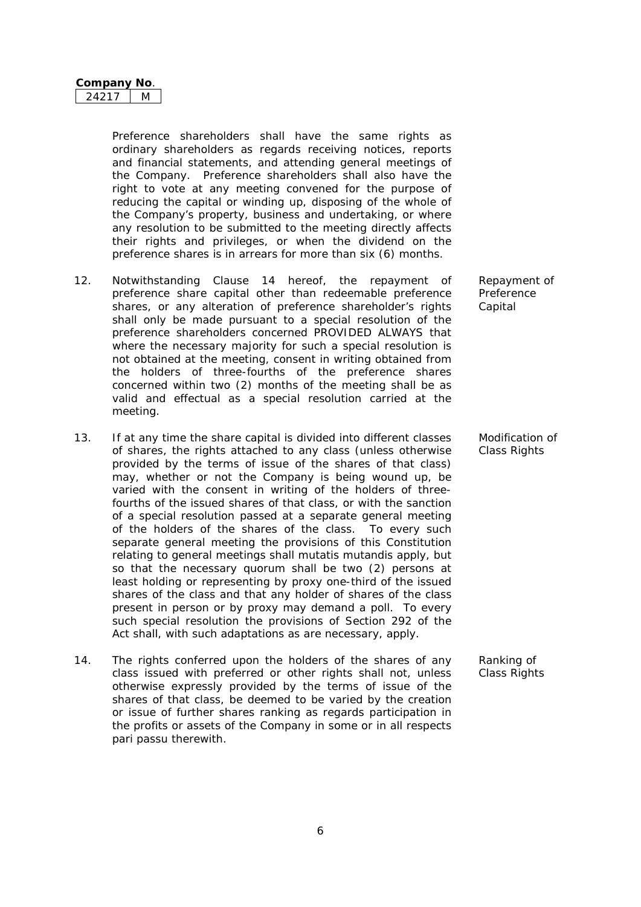**Company No.**

| 24217 | M |
|---|---|

Preference shareholders shall have the same rights as ordinary shareholders as regards receiving notices, reports and financial statements, and attending general meetings of the Company. Preference shareholders shall also have the right to vote at any meeting convened for the purpose of reducing the capital or winding up, disposing of the whole of the Company's property, business and undertaking, or where any resolution to be submitted to the meeting directly affects their rights and privileges, or when the dividend on the preference shares is in arrears for more than six (6) months.

12. *Repayment of Preference Capital* — Notwithstanding Clause 14 hereof, the repayment of preference share capital other than redeemable preference shares, or any alteration of preference shareholder's rights shall only be made pursuant to a special resolution of the preference shareholders concerned PROVIDED ALWAYS that where the necessary majority for such a special resolution is not obtained at the meeting, consent in writing obtained from the holders of three-fourths of the preference shares concerned within two (2) months of the meeting shall be as valid and effectual as a special resolution carried at the meeting.

13. *Modification of Class Rights* — If at any time the share capital is divided into different classes of shares, the rights attached to any class (unless otherwise provided by the terms of issue of the shares of that class) may, whether or not the Company is being wound up, be varied with the consent in writing of the holders of three-fourths of the issued shares of that class, or with the sanction of a special resolution passed at a separate general meeting of the holders of the shares of the class. To every such separate general meeting the provisions of this Constitution relating to general meetings shall mutatis mutandis apply, but so that the necessary quorum shall be two (2) persons at least holding or representing by proxy one-third of the issued shares of the class and that any holder of shares of the class present in person or by proxy may demand a poll. To every such special resolution the provisions of Section 292 of the Act shall, with such adaptations as are necessary, apply.

14. *Ranking of Class Rights* — The rights conferred upon the holders of the shares of any class issued with preferred or other rights shall not, unless otherwise expressly provided by the terms of issue of the shares of that class, be deemed to be varied by the creation or issue of further shares ranking as regards participation in the profits or assets of the Company in some or in all respects pari passu therewith.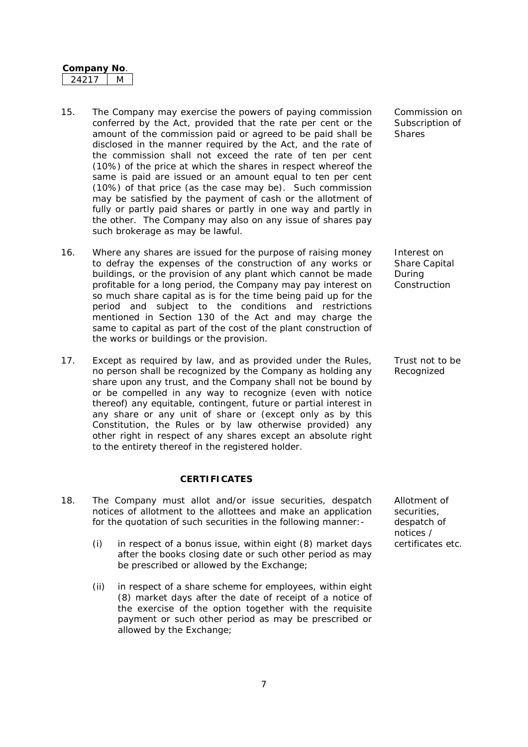**Company No.**

| 24217 | M |
|---|---|

15. The Company may exercise the powers of paying commission conferred by the Act, provided that the rate per cent or the amount of the commission paid or agreed to be paid shall be disclosed in the manner required by the Act, and the rate of the commission shall not exceed the rate of ten per cent (10%) of the price at which the shares in respect whereof the same is paid are issued or an amount equal to ten per cent (10%) of that price (as the case may be). Such commission may be satisfied by the payment of cash or the allotment of fully or partly paid shares or partly in one way and partly in the other. The Company may also on any issue of shares pay such brokerage as may be lawful.

   *Commission on Subscription of Shares*

16. Where any shares are issued for the purpose of raising money to defray the expenses of the construction of any works or buildings, or the provision of any plant which cannot be made profitable for a long period, the Company may pay interest on so much share capital as is for the time being paid up for the period and subject to the conditions and restrictions mentioned in Section 130 of the Act and may charge the same to capital as part of the cost of the plant construction of the works or buildings or the provision.

   *Interest on Share Capital During Construction*

17. Except as required by law, and as provided under the Rules, no person shall be recognized by the Company as holding any share upon any trust, and the Company shall not be bound by or be compelled in any way to recognize (even with notice thereof) any equitable, contingent, future or partial interest in any share or any unit of share or (except only as by this Constitution, the Rules or by law otherwise provided) any other right in respect of any shares except an absolute right to the entirety thereof in the registered holder.

   *Trust not to be Recognized*

## CERTIFICATES

18. The Company must allot and/or issue securities, despatch notices of allotment to the allottees and make an application for the quotation of such securities in the following manner:-

   *Allotment of securities, despatch of notices / certificates etc.*

   (i) in respect of a bonus issue, within eight (8) market days after the books closing date or such other period as may be prescribed or allowed by the Exchange;

   (ii) in respect of a share scheme for employees, within eight (8) market days after the date of receipt of a notice of the exercise of the option together with the requisite payment or such other period as may be prescribed or allowed by the Exchange;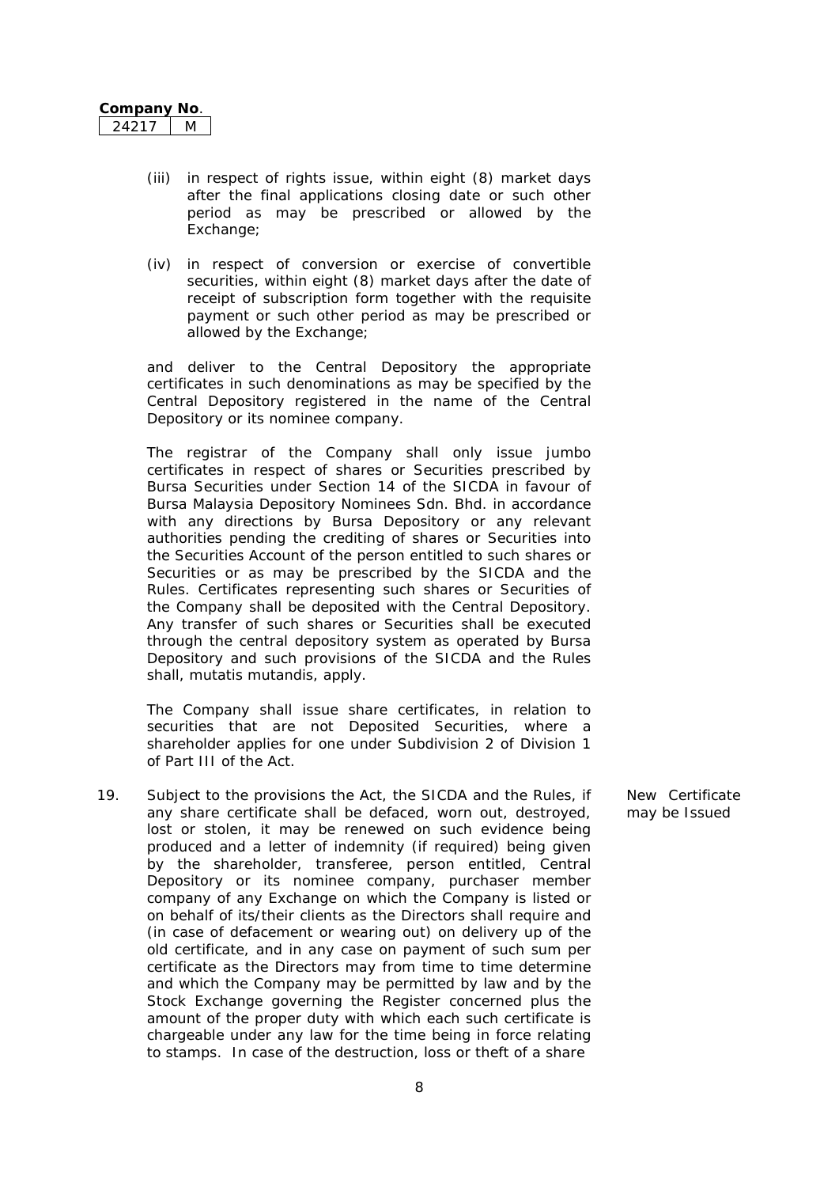(iii) in respect of rights issue, within eight (8) market days after the final applications closing date or such other period as may be prescribed or allowed by the Exchange;

(iv) in respect of conversion or exercise of convertible securities, within eight (8) market days after the date of receipt of subscription form together with the requisite payment or such other period as may be prescribed or allowed by the Exchange;

and deliver to the Central Depository the appropriate certificates in such denominations as may be specified by the Central Depository registered in the name of the Central Depository or its nominee company.

The registrar of the Company shall only issue jumbo certificates in respect of shares or Securities prescribed by Bursa Securities under Section 14 of the SICDA in favour of Bursa Malaysia Depository Nominees Sdn. Bhd. in accordance with any directions by Bursa Depository or any relevant authorities pending the crediting of shares or Securities into the Securities Account of the person entitled to such shares or Securities or as may be prescribed by the SICDA and the Rules. Certificates representing such shares or Securities of the Company shall be deposited with the Central Depository. Any transfer of such shares or Securities shall be executed through the central depository system as operated by Bursa Depository and such provisions of the SICDA and the Rules shall, mutatis mutandis, apply.

The Company shall issue share certificates, in relation to securities that are not Deposited Securities, where a shareholder applies for one under Subdivision 2 of Division 1 of Part III of the Act.

19. Subject to the provisions the Act, the SICDA and the Rules, if any share certificate shall be defaced, worn out, destroyed, lost or stolen, it may be renewed on such evidence being produced and a letter of indemnity (if required) being given by the shareholder, transferee, person entitled, Central Depository or its nominee company, purchaser member company of any Exchange on which the Company is listed or on behalf of its/their clients as the Directors shall require and (in case of defacement or wearing out) on delivery up of the old certificate, and in any case on payment of such sum per certificate as the Directors may from time to time determine and which the Company may be permitted by law and by the Stock Exchange governing the Register concerned plus the amount of the proper duty with which each such certificate is chargeable under any law for the time being in force relating to stamps. In case of the destruction, loss or theft of a share

*New Certificate may be Issued*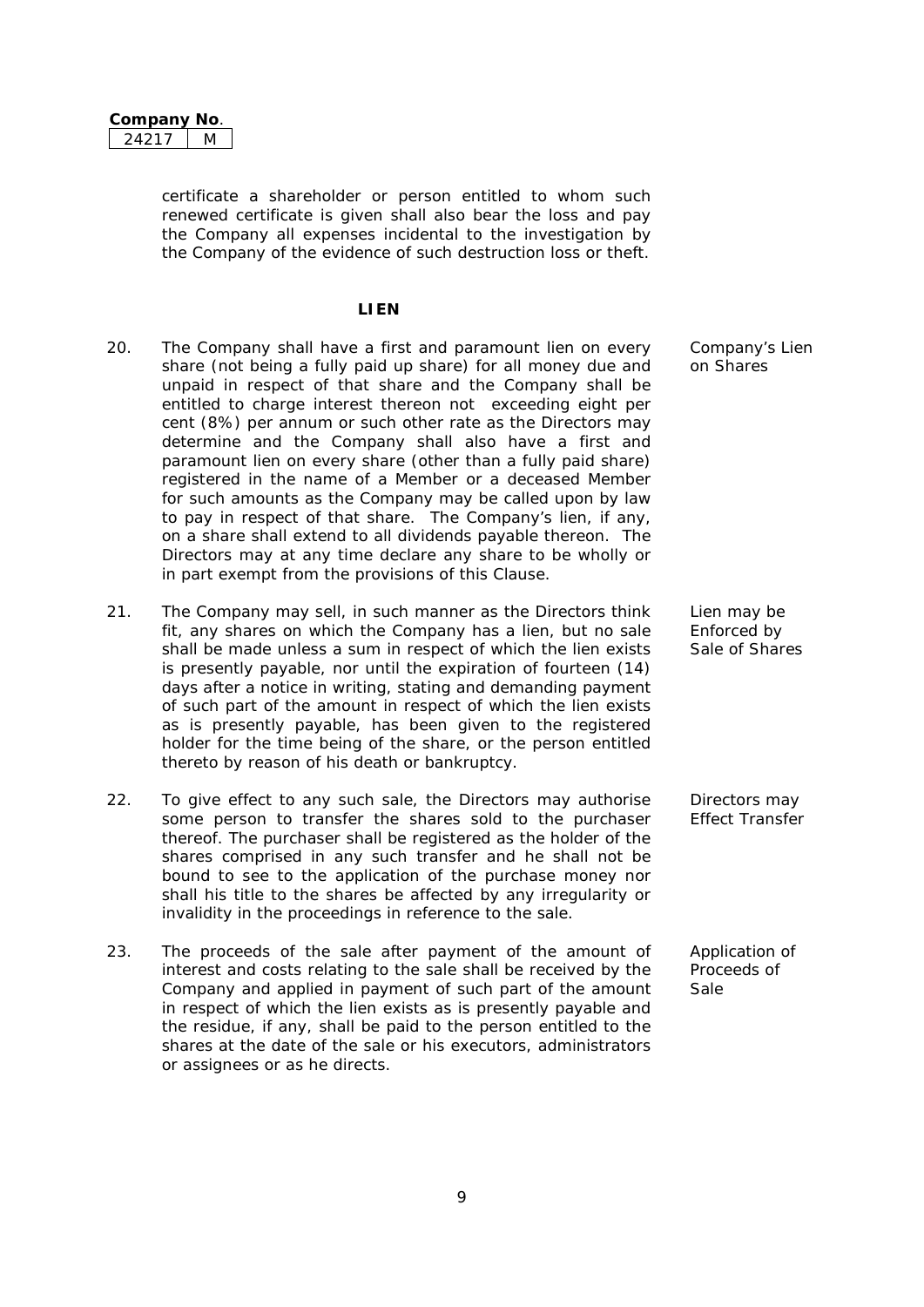certificate a shareholder or person entitled to whom such renewed certificate is given shall also bear the loss and pay the Company all expenses incidental to the investigation by the Company of the evidence of such destruction loss or theft.

## LIEN

20. The Company shall have a first and paramount lien on every share (not being a fully paid up share) for all money due and unpaid in respect of that share and the Company shall be entitled to charge interest thereon not exceeding eight per cent (8%) per annum or such other rate as the Directors may determine and the Company shall also have a first and paramount lien on every share (other than a fully paid share) registered in the name of a Member or a deceased Member for such amounts as the Company may be called upon by law to pay in respect of that share. The Company's lien, if any, on a share shall extend to all dividends payable thereon. The Directors may at any time declare any share to be wholly or in part exempt from the provisions of this Clause. *Company's Lien on Shares*

21. The Company may sell, in such manner as the Directors think fit, any shares on which the Company has a lien, but no sale shall be made unless a sum in respect of which the lien exists is presently payable, nor until the expiration of fourteen (14) days after a notice in writing, stating and demanding payment of such part of the amount in respect of which the lien exists as is presently payable, has been given to the registered holder for the time being of the share, or the person entitled thereto by reason of his death or bankruptcy. *Lien may be Enforced by Sale of Shares*

22. To give effect to any such sale, the Directors may authorise some person to transfer the shares sold to the purchaser thereof. The purchaser shall be registered as the holder of the shares comprised in any such transfer and he shall not be bound to see to the application of the purchase money nor shall his title to the shares be affected by any irregularity or invalidity in the proceedings in reference to the sale. *Directors may Effect Transfer*

23. The proceeds of the sale after payment of the amount of interest and costs relating to the sale shall be received by the Company and applied in payment of such part of the amount in respect of which the lien exists as is presently payable and the residue, if any, shall be paid to the person entitled to the shares at the date of the sale or his executors, administrators or assignees or as he directs. *Application of Proceeds of Sale*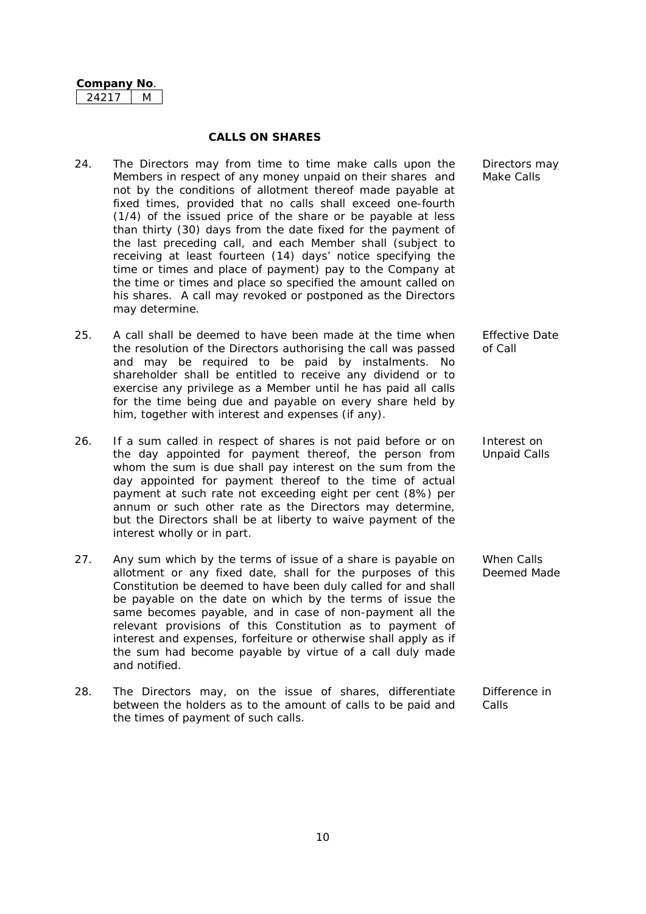**Company No.**

| 24217 | M |
|---|---|

## CALLS ON SHARES

24. The Directors may from time to time make calls upon the Members in respect of any money unpaid on their shares and not by the conditions of allotment thereof made payable at fixed times, provided that no calls shall exceed one-fourth (1/4) of the issued price of the share or be payable at less than thirty (30) days from the date fixed for the payment of the last preceding call, and each Member shall (subject to receiving at least fourteen (14) days' notice specifying the time or times and place of payment) pay to the Company at the time or times and place so specified the amount called on his shares. A call may revoked or postponed as the Directors may determine. *Directors may Make Calls*

25. A call shall be deemed to have been made at the time when the resolution of the Directors authorising the call was passed and may be required to be paid by instalments. No shareholder shall be entitled to receive any dividend or to exercise any privilege as a Member until he has paid all calls for the time being due and payable on every share held by him, together with interest and expenses (if any). *Effective Date of Call*

26. If a sum called in respect of shares is not paid before or on the day appointed for payment thereof, the person from whom the sum is due shall pay interest on the sum from the day appointed for payment thereof to the time of actual payment at such rate not exceeding eight per cent (8%) per annum or such other rate as the Directors may determine, but the Directors shall be at liberty to waive payment of the interest wholly or in part. *Interest on Unpaid Calls*

27. Any sum which by the terms of issue of a share is payable on allotment or any fixed date, shall for the purposes of this Constitution be deemed to have been duly called for and shall be payable on the date on which by the terms of issue the same becomes payable, and in case of non-payment all the relevant provisions of this Constitution as to payment of interest and expenses, forfeiture or otherwise shall apply as if the sum had become payable by virtue of a call duly made and notified. *When Calls Deemed Made*

28. The Directors may, on the issue of shares, differentiate between the holders as to the amount of calls to be paid and the times of payment of such calls. *Difference in Calls*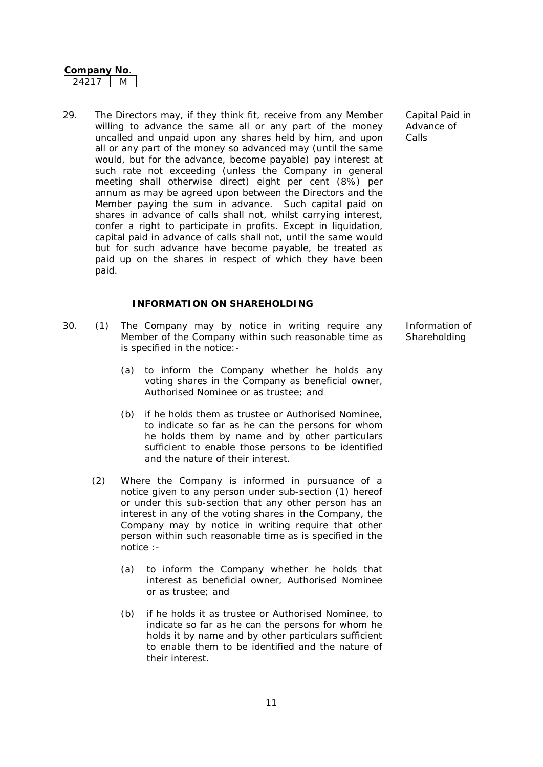29. The Directors may, if they think fit, receive from any Member willing to advance the same all or any part of the money uncalled and unpaid upon any shares held by him, and upon all or any part of the money so advanced may (until the same would, but for the advance, become payable) pay interest at such rate not exceeding (unless the Company in general meeting shall otherwise direct) eight per cent (8%) per annum as may be agreed upon between the Directors and the Member paying the sum in advance. Such capital paid on shares in advance of calls shall not, whilst carrying interest, confer a right to participate in profits. Except in liquidation, capital paid in advance of calls shall not, until the same would but for such advance have become payable, be treated as paid up on the shares in respect of which they have been paid.

Capital Paid in Advance of Calls

**INFORMATION ON SHAREHOLDING**

30. (1) The Company may by notice in writing require any Member of the Company within such reasonable time as is specified in the notice:-

Information of Shareholding

(a) to inform the Company whether he holds any voting shares in the Company as beneficial owner, Authorised Nominee or as trustee; and

(b) if he holds them as trustee or Authorised Nominee, to indicate so far as he can the persons for whom he holds them by name and by other particulars sufficient to enable those persons to be identified and the nature of their interest.

(2) Where the Company is informed in pursuance of a notice given to any person under sub-section (1) hereof or under this sub-section that any other person has an interest in any of the voting shares in the Company, the Company may by notice in writing require that other person within such reasonable time as is specified in the notice :-

(a) to inform the Company whether he holds that interest as beneficial owner, Authorised Nominee or as trustee; and

(b) if he holds it as trustee or Authorised Nominee, to indicate so far as he can the persons for whom he holds it by name and by other particulars sufficient to enable them to be identified and the nature of their interest.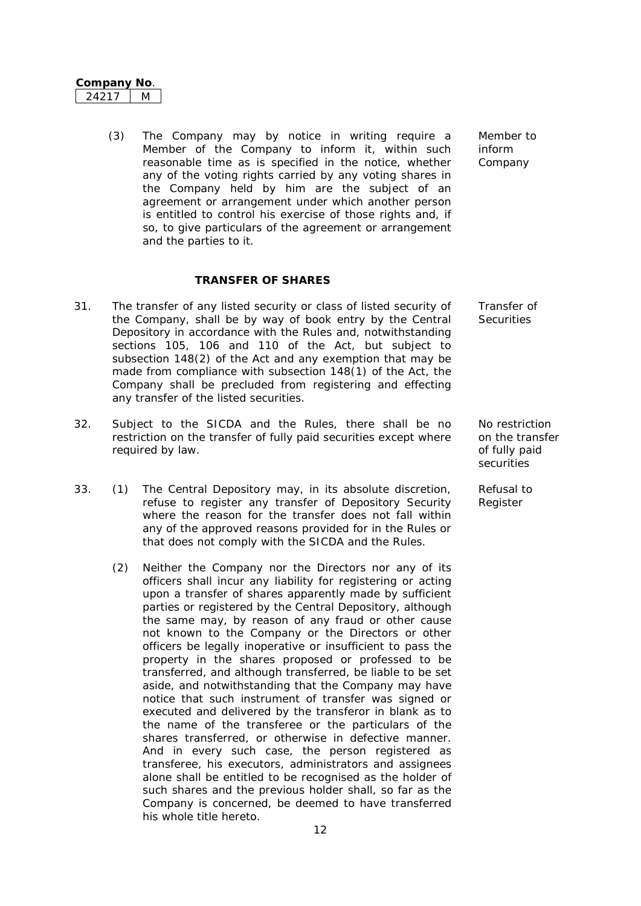(3) The Company may by notice in writing require a Member of the Company to inform it, within such reasonable time as is specified in the notice, whether any of the voting rights carried by any voting shares in the Company held by him are the subject of an agreement or arrangement under which another person is entitled to control his exercise of those rights and, if so, to give particulars of the agreement or arrangement and the parties to it. *Member to inform Company*

## TRANSFER OF SHARES

31. The transfer of any listed security or class of listed security of the Company, shall be by way of book entry by the Central Depository in accordance with the Rules and, notwithstanding sections 105, 106 and 110 of the Act, but subject to subsection 148(2) of the Act and any exemption that may be made from compliance with subsection 148(1) of the Act, the Company shall be precluded from registering and effecting any transfer of the listed securities. *Transfer of Securities*

32. Subject to the SICDA and the Rules, there shall be no restriction on the transfer of fully paid securities except where required by law. *No restriction on the transfer of fully paid securities*

33. (1) The Central Depository may, in its absolute discretion, refuse to register any transfer of Depository Security where the reason for the transfer does not fall within any of the approved reasons provided for in the Rules or that does not comply with the SICDA and the Rules. *Refusal to Register*

(2) Neither the Company nor the Directors nor any of its officers shall incur any liability for registering or acting upon a transfer of shares apparently made by sufficient parties or registered by the Central Depository, although the same may, by reason of any fraud or other cause not known to the Company or the Directors or other officers be legally inoperative or insufficient to pass the property in the shares proposed or professed to be transferred, and although transferred, be liable to be set aside, and notwithstanding that the Company may have notice that such instrument of transfer was signed or executed and delivered by the transferor in blank as to the name of the transferee or the particulars of the shares transferred, or otherwise in defective manner. And in every such case, the person registered as transferee, his executors, administrators and assignees alone shall be entitled to be recognised as the holder of such shares and the previous holder shall, so far as the Company is concerned, be deemed to have transferred his whole title hereto.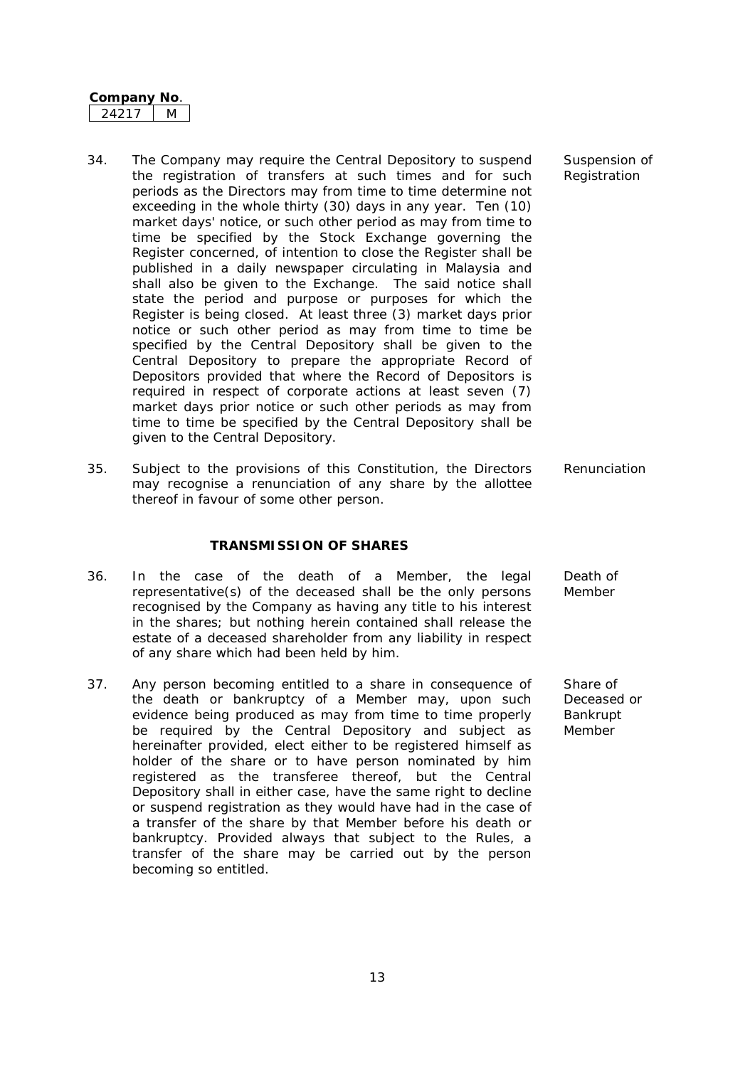**Company No.**

| 24217 | M |
|---|---|

34. The Company may require the Central Depository to suspend the registration of transfers at such times and for such periods as the Directors may from time to time determine not exceeding in the whole thirty (30) days in any year. Ten (10) market days' notice, or such other period as may from time to time be specified by the Stock Exchange governing the Register concerned, of intention to close the Register shall be published in a daily newspaper circulating in Malaysia and shall also be given to the Exchange. The said notice shall state the period and purpose or purposes for which the Register is being closed. At least three (3) market days prior notice or such other period as may from time to time be specified by the Central Depository shall be given to the Central Depository to prepare the appropriate Record of Depositors provided that where the Record of Depositors is required in respect of corporate actions at least seven (7) market days prior notice or such other periods as may from time to time be specified by the Central Depository shall be given to the Central Depository. *Suspension of Registration*

35. Subject to the provisions of this Constitution, the Directors may recognise a renunciation of any share by the allottee thereof in favour of some other person. *Renunciation*

## TRANSMISSION OF SHARES

36. In the case of the death of a Member, the legal representative(s) of the deceased shall be the only persons recognised by the Company as having any title to his interest in the shares; but nothing herein contained shall release the estate of a deceased shareholder from any liability in respect of any share which had been held by him. *Death of Member*

37. Any person becoming entitled to a share in consequence of the death or bankruptcy of a Member may, upon such evidence being produced as may from time to time properly be required by the Central Depository and subject as hereinafter provided, elect either to be registered himself as holder of the share or to have person nominated by him registered as the transferee thereof, but the Central Depository shall in either case, have the same right to decline or suspend registration as they would have had in the case of a transfer of the share by that Member before his death or bankruptcy. Provided always that subject to the Rules, a transfer of the share may be carried out by the person becoming so entitled. *Share of Deceased or Bankrupt Member*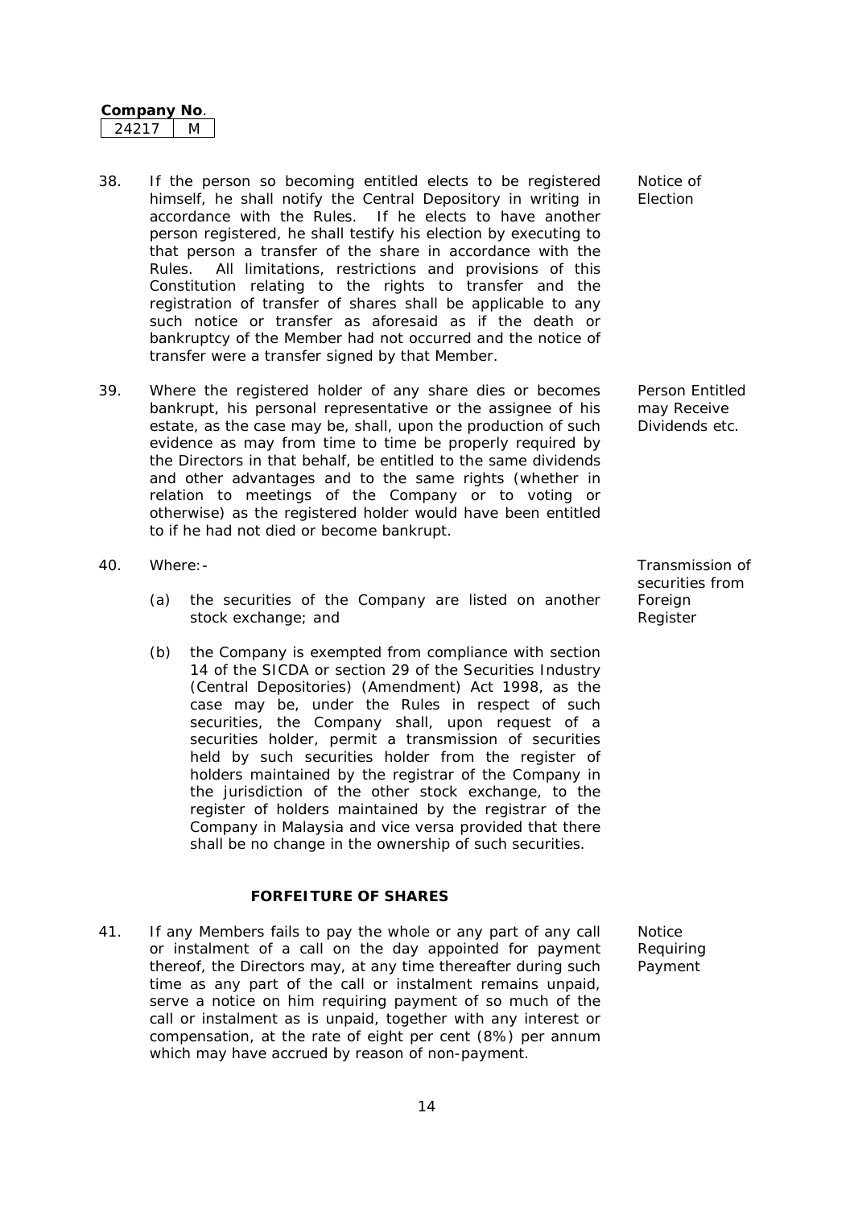38. If the person so becoming entitled elects to be registered himself, he shall notify the Central Depository in writing in accordance with the Rules. If he elects to have another person registered, he shall testify his election by executing to that person a transfer of the share in accordance with the Rules. All limitations, restrictions and provisions of this Constitution relating to the rights to transfer and the registration of transfer of shares shall be applicable to any such notice or transfer as aforesaid as if the death or bankruptcy of the Member had not occurred and the notice of transfer were a transfer signed by that Member.

*Notice of Election*

39. Where the registered holder of any share dies or becomes bankrupt, his personal representative or the assignee of his estate, as the case may be, shall, upon the production of such evidence as may from time to time be properly required by the Directors in that behalf, be entitled to the same dividends and other advantages and to the same rights (whether in relation to meetings of the Company or to voting or otherwise) as the registered holder would have been entitled to if he had not died or become bankrupt.

*Person Entitled may Receive Dividends etc.*

40. Where:-

*Transmission of securities from Foreign Register*

   (a) the securities of the Company are listed on another stock exchange; and

   (b) the Company is exempted from compliance with section 14 of the SICDA or section 29 of the Securities Industry (Central Depositories) (Amendment) Act 1998, as the case may be, under the Rules in respect of such securities, the Company shall, upon request of a securities holder, permit a transmission of securities held by such securities holder from the register of holders maintained by the registrar of the Company in the jurisdiction of the other stock exchange, to the register of holders maintained by the registrar of the Company in Malaysia and vice versa provided that there shall be no change in the ownership of such securities.

## FORFEITURE OF SHARES

41. If any Members fails to pay the whole or any part of any call or instalment of a call on the day appointed for payment thereof, the Directors may, at any time thereafter during such time as any part of the call or instalment remains unpaid, serve a notice on him requiring payment of so much of the call or instalment as is unpaid, together with any interest or compensation, at the rate of eight per cent (8%) per annum which may have accrued by reason of non-payment.

*Notice Requiring Payment*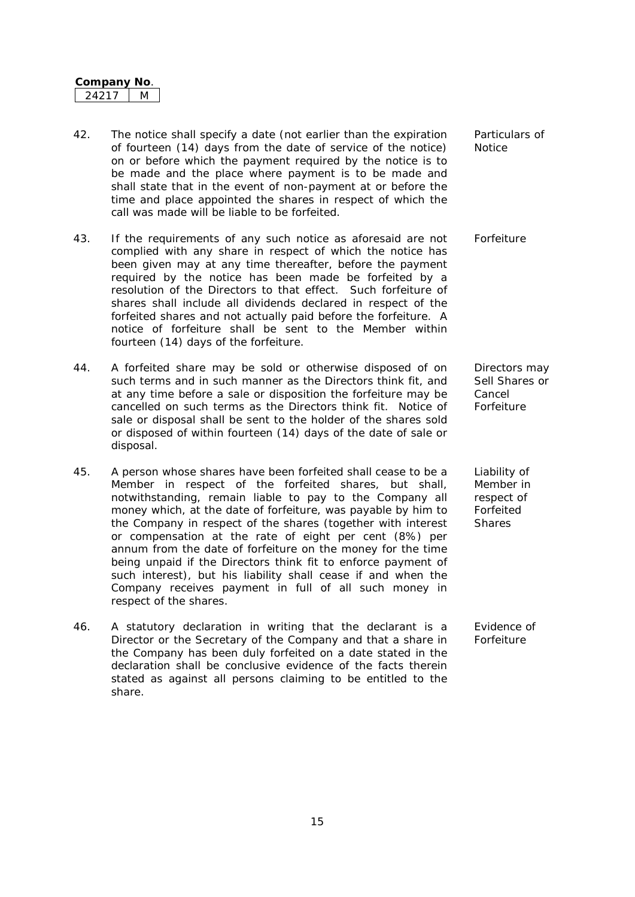**Company No.**

| 24217 | M |
|---|---|

42. The notice shall specify a date (not earlier than the expiration of fourteen (14) days from the date of service of the notice) on or before which the payment required by the notice is to be made and the place where payment is to be made and shall state that in the event of non-payment at or before the time and place appointed the shares in respect of which the call was made will be liable to be forfeited. *Particulars of Notice*

43. If the requirements of any such notice as aforesaid are not complied with any share in respect of which the notice has been given may at any time thereafter, before the payment required by the notice has been made be forfeited by a resolution of the Directors to that effect. Such forfeiture of shares shall include all dividends declared in respect of the forfeited shares and not actually paid before the forfeiture. A notice of forfeiture shall be sent to the Member within fourteen (14) days of the forfeiture. *Forfeiture*

44. A forfeited share may be sold or otherwise disposed of on such terms and in such manner as the Directors think fit, and at any time before a sale or disposition the forfeiture may be cancelled on such terms as the Directors think fit. Notice of sale or disposal shall be sent to the holder of the shares sold or disposed of within fourteen (14) days of the date of sale or disposal. *Directors may Sell Shares or Cancel Forfeiture*

45. A person whose shares have been forfeited shall cease to be a Member in respect of the forfeited shares, but shall, notwithstanding, remain liable to pay to the Company all money which, at the date of forfeiture, was payable by him to the Company in respect of the shares (together with interest or compensation at the rate of eight per cent (8%) per annum from the date of forfeiture on the money for the time being unpaid if the Directors think fit to enforce payment of such interest), but his liability shall cease if and when the Company receives payment in full of all such money in respect of the shares. *Liability of Member in respect of Forfeited Shares*

46. A statutory declaration in writing that the declarant is a Director or the Secretary of the Company and that a share in the Company has been duly forfeited on a date stated in the declaration shall be conclusive evidence of the facts therein stated as against all persons claiming to be entitled to the share. *Evidence of Forfeiture*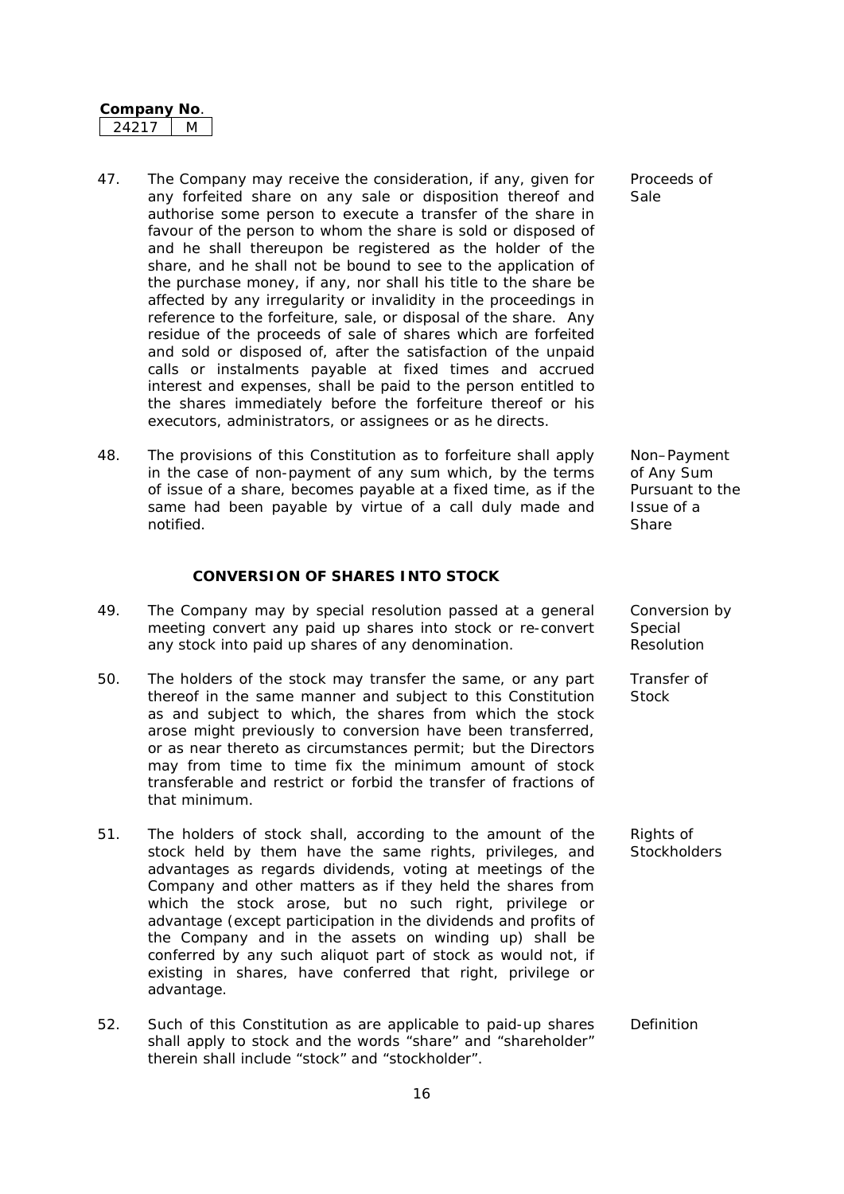**Company No.**

| 24217 | M |
|---|---|

47. The Company may receive the consideration, if any, given for any forfeited share on any sale or disposition thereof and authorise some person to execute a transfer of the share in favour of the person to whom the share is sold or disposed of and he shall thereupon be registered as the holder of the share, and he shall not be bound to see to the application of the purchase money, if any, nor shall his title to the share be affected by any irregularity or invalidity in the proceedings in reference to the forfeiture, sale, or disposal of the share. Any residue of the proceeds of sale of shares which are forfeited and sold or disposed of, after the satisfaction of the unpaid calls or instalments payable at fixed times and accrued interest and expenses, shall be paid to the person entitled to the shares immediately before the forfeiture thereof or his executors, administrators, or assignees or as he directs. *Proceeds of Sale*

48. The provisions of this Constitution as to forfeiture shall apply in the case of non-payment of any sum which, by the terms of issue of a share, becomes payable at a fixed time, as if the same had been payable by virtue of a call duly made and notified. *Non–Payment of Any Sum Pursuant to the Issue of a Share*

## CONVERSION OF SHARES INTO STOCK

49. The Company may by special resolution passed at a general meeting convert any paid up shares into stock or re-convert any stock into paid up shares of any denomination. *Conversion by Special Resolution*

50. The holders of the stock may transfer the same, or any part thereof in the same manner and subject to this Constitution as and subject to which, the shares from which the stock arose might previously to conversion have been transferred, or as near thereto as circumstances permit; but the Directors may from time to time fix the minimum amount of stock transferable and restrict or forbid the transfer of fractions of that minimum. *Transfer of Stock*

51. The holders of stock shall, according to the amount of the stock held by them have the same rights, privileges, and advantages as regards dividends, voting at meetings of the Company and other matters as if they held the shares from which the stock arose, but no such right, privilege or advantage (except participation in the dividends and profits of the Company and in the assets on winding up) shall be conferred by any such aliquot part of stock as would not, if existing in shares, have conferred that right, privilege or advantage. *Rights of Stockholders*

52. Such of this Constitution as are applicable to paid-up shares shall apply to stock and the words "share" and "shareholder" therein shall include "stock" and "stockholder". *Definition*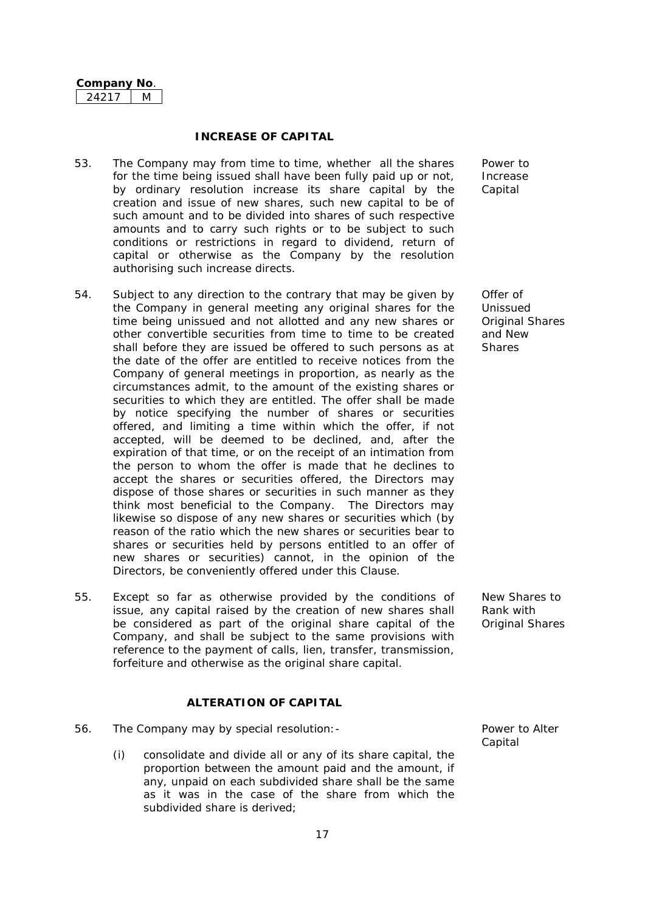**Company No.** 24217 M

## INCREASE OF CAPITAL

53. The Company may from time to time, whether all the shares for the time being issued shall have been fully paid up or not, by ordinary resolution increase its share capital by the creation and issue of new shares, such new capital to be of such amount and to be divided into shares of such respective amounts and to carry such rights or to be subject to such conditions or restrictions in regard to dividend, return of capital or otherwise as the Company by the resolution authorising such increase directs.

   *Power to Increase Capital*

54. Subject to any direction to the contrary that may be given by the Company in general meeting any original shares for the time being unissued and not allotted and any new shares or other convertible securities from time to time to be created shall before they are issued be offered to such persons as at the date of the offer are entitled to receive notices from the Company of general meetings in proportion, as nearly as the circumstances admit, to the amount of the existing shares or securities to which they are entitled. The offer shall be made by notice specifying the number of shares or securities offered, and limiting a time within which the offer, if not accepted, will be deemed to be declined, and, after the expiration of that time, or on the receipt of an intimation from the person to whom the offer is made that he declines to accept the shares or securities offered, the Directors may dispose of those shares or securities in such manner as they think most beneficial to the Company. The Directors may likewise so dispose of any new shares or securities which (by reason of the ratio which the new shares or securities bear to shares or securities held by persons entitled to an offer of new shares or securities) cannot, in the opinion of the Directors, be conveniently offered under this Clause.

   *Offer of Unissued Original Shares and New Shares*

55. Except so far as otherwise provided by the conditions of issue, any capital raised by the creation of new shares shall be considered as part of the original share capital of the Company, and shall be subject to the same provisions with reference to the payment of calls, lien, transfer, transmission, forfeiture and otherwise as the original share capital.

   *New Shares to Rank with Original Shares*

## ALTERATION OF CAPITAL

56. The Company may by special resolution:-

   *Power to Alter Capital*

   (i) consolidate and divide all or any of its share capital, the proportion between the amount paid and the amount, if any, unpaid on each subdivided share shall be the same as it was in the case of the share from which the subdivided share is derived;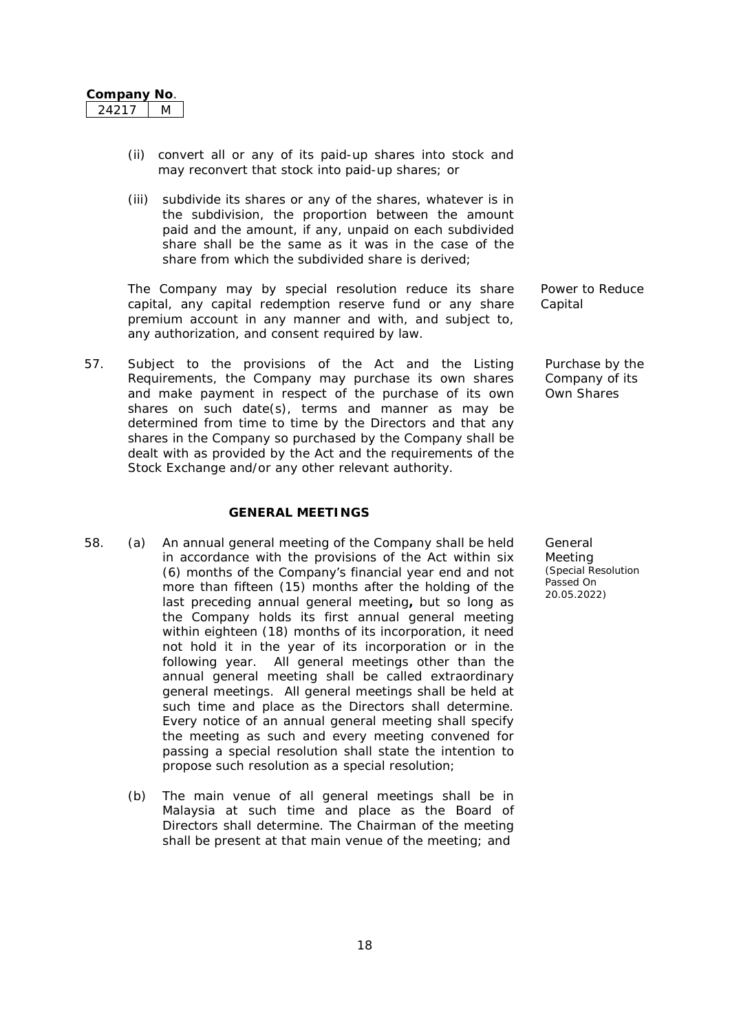**Company No.**

| 24217 | M |
|---|---|

(ii) convert all or any of its paid-up shares into stock and may reconvert that stock into paid-up shares; or

(iii) subdivide its shares or any of the shares, whatever is in the subdivision, the proportion between the amount paid and the amount, if any, unpaid on each subdivided share shall be the same as it was in the case of the share from which the subdivided share is derived;

Power to Reduce Capital

The Company may by special resolution reduce its share capital, any capital redemption reserve fund or any share premium account in any manner and with, and subject to, any authorization, and consent required by law.

Purchase by the Company of its Own Shares

57. Subject to the provisions of the Act and the Listing Requirements, the Company may purchase its own shares and make payment in respect of the purchase of its own shares on such date(s), terms and manner as may be determined from time to time by the Directors and that any shares in the Company so purchased by the Company shall be dealt with as provided by the Act and the requirements of the Stock Exchange and/or any other relevant authority.

## GENERAL MEETINGS

General Meeting *(Special Resolution Passed On 20.05.2022)*

58. (a) An annual general meeting of the Company shall be held in accordance with the provisions of the Act within six (6) months of the Company's financial year end and not more than fifteen (15) months after the holding of the last preceding annual general meeting**,** but so long as the Company holds its first annual general meeting within eighteen (18) months of its incorporation, it need not hold it in the year of its incorporation or in the following year. All general meetings other than the annual general meeting shall be called extraordinary general meetings. All general meetings shall be held at such time and place as the Directors shall determine. Every notice of an annual general meeting shall specify the meeting as such and every meeting convened for passing a special resolution shall state the intention to propose such resolution as a special resolution;

(b) The main venue of all general meetings shall be in Malaysia at such time and place as the Board of Directors shall determine. The Chairman of the meeting shall be present at that main venue of the meeting; and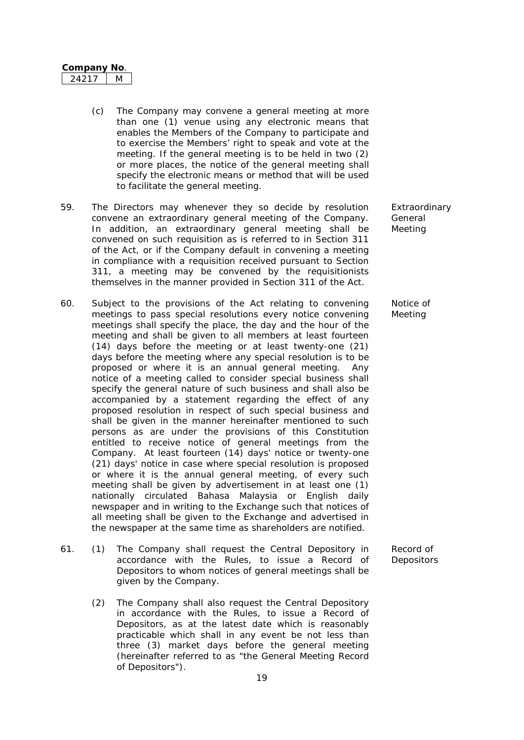(c) The Company may convene a general meeting at more than one (1) venue using any electronic means that enables the Members of the Company to participate and to exercise the Members' right to speak and vote at the meeting. If the general meeting is to be held in two (2) or more places, the notice of the general meeting shall specify the electronic means or method that will be used to facilitate the general meeting.

**Extraordinary General Meeting**

59. The Directors may whenever they so decide by resolution convene an extraordinary general meeting of the Company. In addition, an extraordinary general meeting shall be convened on such requisition as is referred to in Section 311 of the Act, or if the Company default in convening a meeting in compliance with a requisition received pursuant to Section 311, a meeting may be convened by the requisitionists themselves in the manner provided in Section 311 of the Act.

**Notice of Meeting**

60. Subject to the provisions of the Act relating to convening meetings to pass special resolutions every notice convening meetings shall specify the place, the day and the hour of the meeting and shall be given to all members at least fourteen (14) days before the meeting or at least twenty-one (21) days before the meeting where any special resolution is to be proposed or where it is an annual general meeting. Any notice of a meeting called to consider special business shall specify the general nature of such business and shall also be accompanied by a statement regarding the effect of any proposed resolution in respect of such special business and shall be given in the manner hereinafter mentioned to such persons as are under the provisions of this Constitution entitled to receive notice of general meetings from the Company. At least fourteen (14) days' notice or twenty-one (21) days' notice in case where special resolution is proposed or where it is the annual general meeting, of every such meeting shall be given by advertisement in at least one (1) nationally circulated Bahasa Malaysia or English daily newspaper and in writing to the Exchange such that notices of all meeting shall be given to the Exchange and advertised in the newspaper at the same time as shareholders are notified.

**Record of Depositors**

61. (1) The Company shall request the Central Depository in accordance with the Rules, to issue a Record of Depositors to whom notices of general meetings shall be given by the Company.

(2) The Company shall also request the Central Depository in accordance with the Rules, to issue a Record of Depositors, as at the latest date which is reasonably practicable which shall in any event be not less than three (3) market days before the general meeting (hereinafter referred to as "the General Meeting Record of Depositors").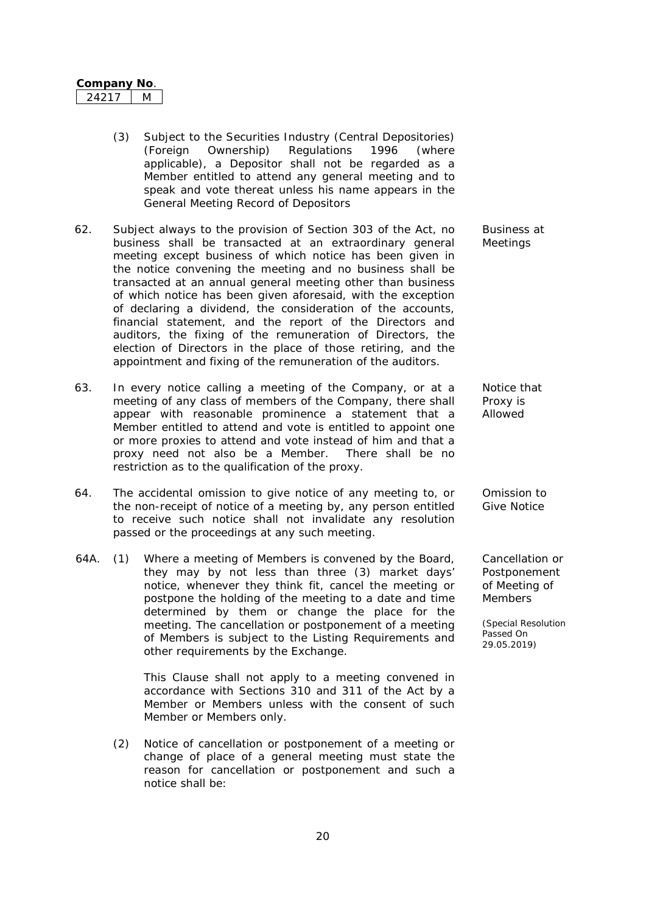(3) Subject to the Securities Industry (Central Depositories) (Foreign Ownership) Regulations 1996 (where applicable), a Depositor shall not be regarded as a Member entitled to attend any general meeting and to speak and vote thereat unless his name appears in the General Meeting Record of Depositors

62. Subject always to the provision of Section 303 of the Act, no business shall be transacted at an extraordinary general meeting except business of which notice has been given in the notice convening the meeting and no business shall be transacted at an annual general meeting other than business of which notice has been given aforesaid, with the exception of declaring a dividend, the consideration of the accounts, financial statement, and the report of the Directors and auditors, the fixing of the remuneration of Directors, the election of Directors in the place of those retiring, and the appointment and fixing of the remuneration of the auditors.

*Business at Meetings*

63. In every notice calling a meeting of the Company, or at a meeting of any class of members of the Company, there shall appear with reasonable prominence a statement that a Member entitled to attend and vote is entitled to appoint one or more proxies to attend and vote instead of him and that a proxy need not also be a Member. There shall be no restriction as to the qualification of the proxy.

*Notice that Proxy is Allowed*

64. The accidental omission to give notice of any meeting to, or the non-receipt of notice of a meeting by, any person entitled to receive such notice shall not invalidate any resolution passed or the proceedings at any such meeting.

*Omission to Give Notice*

64A. (1) Where a meeting of Members is convened by the Board, they may by not less than three (3) market days' notice, whenever they think fit, cancel the meeting or postpone the holding of the meeting to a date and time determined by them or change the place for the meeting. The cancellation or postponement of a meeting of Members is subject to the Listing Requirements and other requirements by the Exchange.

This Clause shall not apply to a meeting convened in accordance with Sections 310 and 311 of the Act by a Member or Members unless with the consent of such Member or Members only.

*Cancellation or Postponement of Meeting of Members*

*(Special Resolution Passed On 29.05.2019)*

(2) Notice of cancellation or postponement of a meeting or change of place of a general meeting must state the reason for cancellation or postponement and such a notice shall be: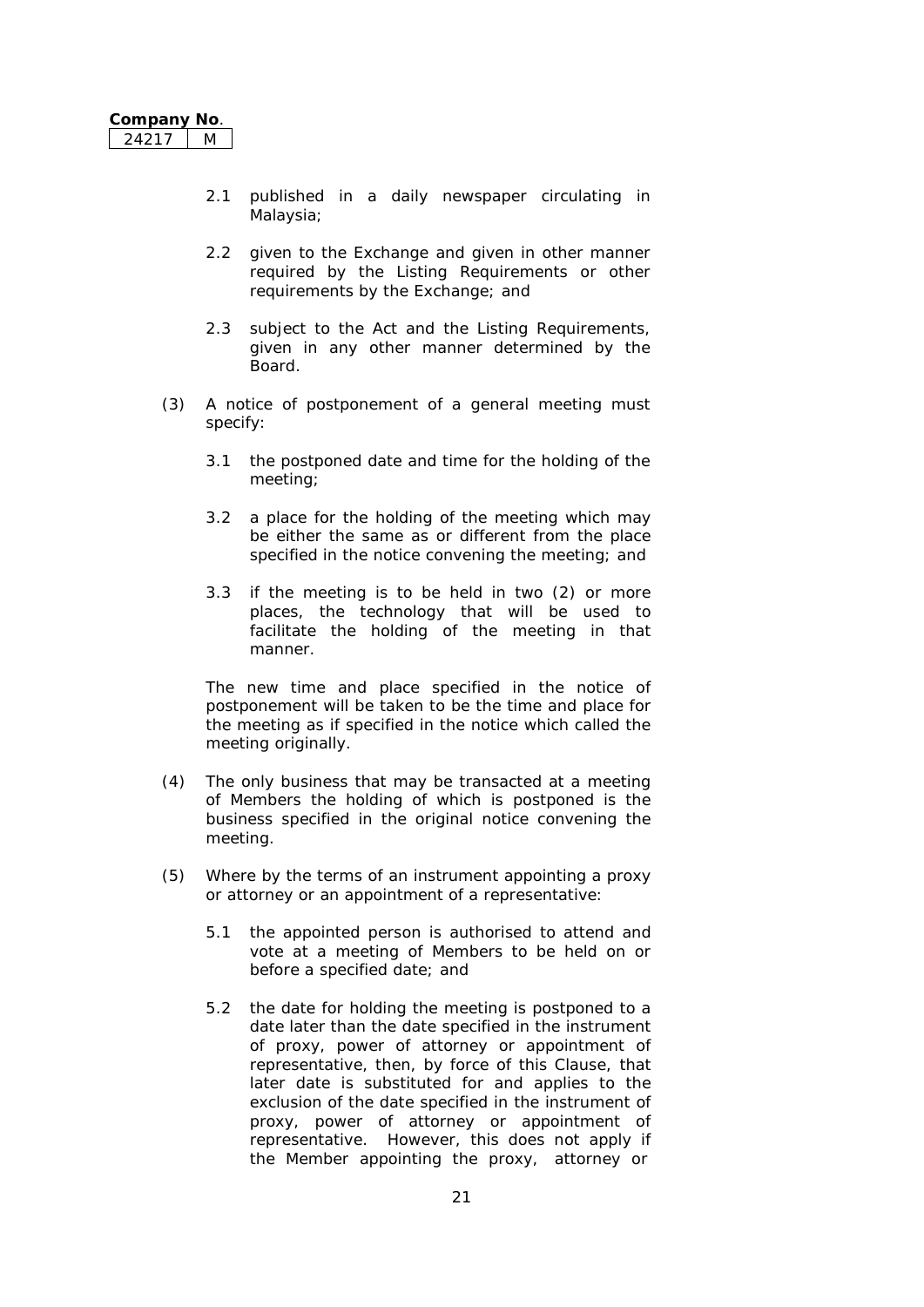2.1 published in a daily newspaper circulating in Malaysia;

2.2 given to the Exchange and given in other manner required by the Listing Requirements or other requirements by the Exchange; and

2.3 subject to the Act and the Listing Requirements, given in any other manner determined by the Board.

(3) A notice of postponement of a general meeting must specify:

3.1 the postponed date and time for the holding of the meeting;

3.2 a place for the holding of the meeting which may be either the same as or different from the place specified in the notice convening the meeting; and

3.3 if the meeting is to be held in two (2) or more places, the technology that will be used to facilitate the holding of the meeting in that manner.

The new time and place specified in the notice of postponement will be taken to be the time and place for the meeting as if specified in the notice which called the meeting originally.

(4) The only business that may be transacted at a meeting of Members the holding of which is postponed is the business specified in the original notice convening the meeting.

(5) Where by the terms of an instrument appointing a proxy or attorney or an appointment of a representative:

5.1 the appointed person is authorised to attend and vote at a meeting of Members to be held on or before a specified date; and

5.2 the date for holding the meeting is postponed to a date later than the date specified in the instrument of proxy, power of attorney or appointment of representative, then, by force of this Clause, that later date is substituted for and applies to the exclusion of the date specified in the instrument of proxy, power of attorney or appointment of representative. However, this does not apply if the Member appointing the proxy, attorney or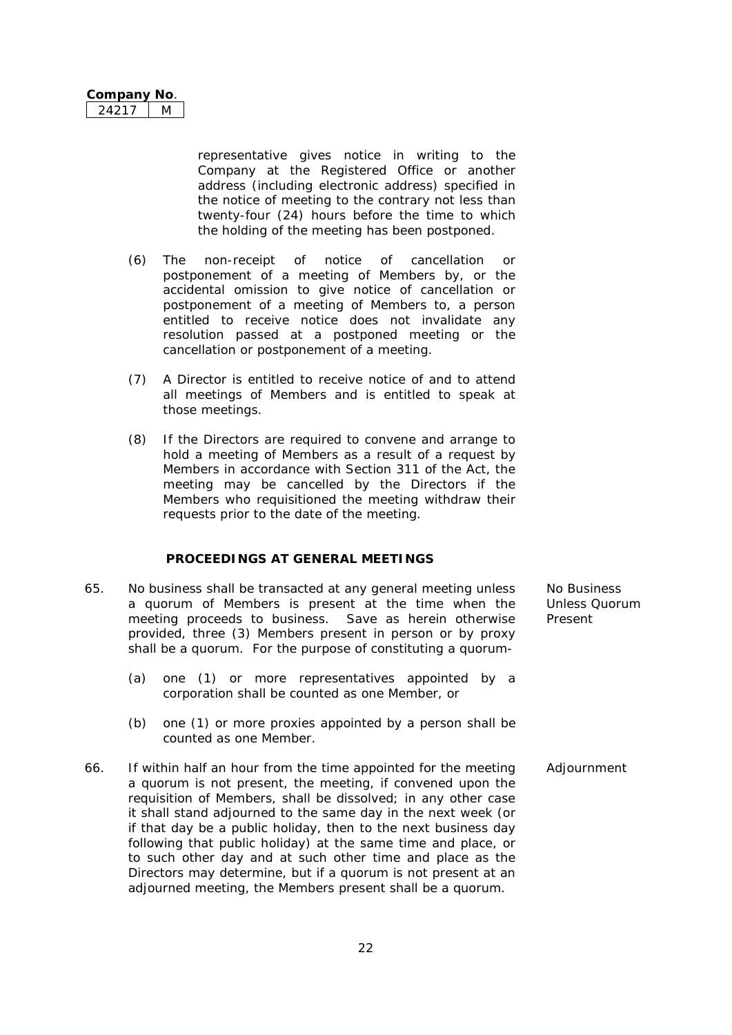representative gives notice in writing to the Company at the Registered Office or another address (including electronic address) specified in the notice of meeting to the contrary not less than twenty-four (24) hours before the time to which the holding of the meeting has been postponed.

(6) The non-receipt of notice of cancellation or postponement of a meeting of Members by, or the accidental omission to give notice of cancellation or postponement of a meeting of Members to, a person entitled to receive notice does not invalidate any resolution passed at a postponed meeting or the cancellation or postponement of a meeting.

(7) A Director is entitled to receive notice of and to attend all meetings of Members and is entitled to speak at those meetings.

(8) If the Directors are required to convene and arrange to hold a meeting of Members as a result of a request by Members in accordance with Section 311 of the Act, the meeting may be cancelled by the Directors if the Members who requisitioned the meeting withdraw their requests prior to the date of the meeting.

## PROCEEDINGS AT GENERAL MEETINGS

65. *No Business Unless Quorum Present* — No business shall be transacted at any general meeting unless a quorum of Members is present at the time when the meeting proceeds to business. Save as herein otherwise provided, three (3) Members present in person or by proxy shall be a quorum. For the purpose of constituting a quorum-

    (a) one (1) or more representatives appointed by a corporation shall be counted as one Member, or

    (b) one (1) or more proxies appointed by a person shall be counted as one Member.

66. *Adjournment* — If within half an hour from the time appointed for the meeting a quorum is not present, the meeting, if convened upon the requisition of Members, shall be dissolved; in any other case it shall stand adjourned to the same day in the next week (or if that day be a public holiday, then to the next business day following that public holiday) at the same time and place, or to such other day and at such other time and place as the Directors may determine, but if a quorum is not present at an adjourned meeting, the Members present shall be a quorum.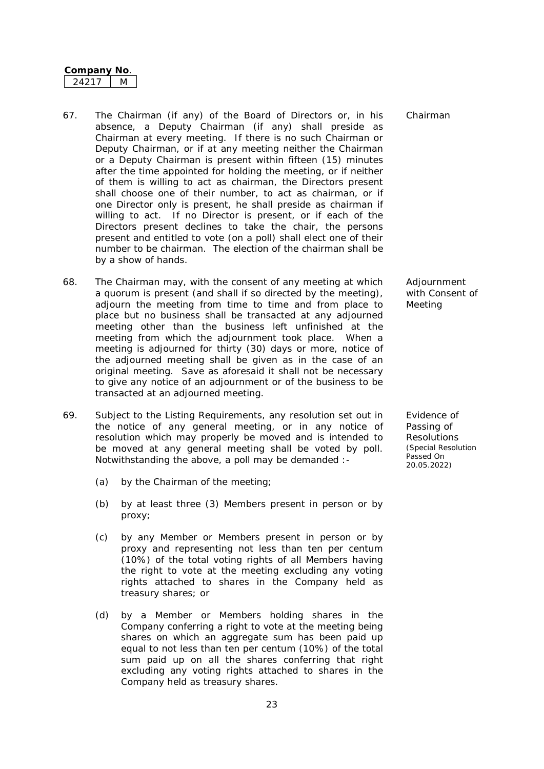**Company No.**

| 24217 | M |
|---|---|

67. The Chairman (if any) of the Board of Directors or, in his absence, a Deputy Chairman (if any) shall preside as Chairman at every meeting. If there is no such Chairman or Deputy Chairman, or if at any meeting neither the Chairman or a Deputy Chairman is present within fifteen (15) minutes after the time appointed for holding the meeting, or if neither of them is willing to act as chairman, the Directors present shall choose one of their number, to act as chairman, or if one Director only is present, he shall preside as chairman if willing to act. If no Director is present, or if each of the Directors present declines to take the chair, the persons present and entitled to vote (on a poll) shall elect one of their number to be chairman. The election of the chairman shall be by a show of hands.

Chairman

68. The Chairman may, with the consent of any meeting at which a quorum is present (and shall if so directed by the meeting), adjourn the meeting from time to time and from place to place but no business shall be transacted at any adjourned meeting other than the business left unfinished at the meeting from which the adjournment took place. When a meeting is adjourned for thirty (30) days or more, notice of the adjourned meeting shall be given as in the case of an original meeting. Save as aforesaid it shall not be necessary to give any notice of an adjournment or of the business to be transacted at an adjourned meeting.

Adjournment with Consent of Meeting

69. Subject to the Listing Requirements, any resolution set out in the notice of any general meeting, or in any notice of resolution which may properly be moved and is intended to be moved at any general meeting shall be voted by poll. Notwithstanding the above, a poll may be demanded :-

Evidence of Passing of Resolutions *(Special Resolution Passed On 20.05.2022)*

(a) by the Chairman of the meeting;

(b) by at least three (3) Members present in person or by proxy;

(c) by any Member or Members present in person or by proxy and representing not less than ten per centum (10%) of the total voting rights of all Members having the right to vote at the meeting excluding any voting rights attached to shares in the Company held as treasury shares; or

(d) by a Member or Members holding shares in the Company conferring a right to vote at the meeting being shares on which an aggregate sum has been paid up equal to not less than ten per centum (10%) of the total sum paid up on all the shares conferring that right excluding any voting rights attached to shares in the Company held as treasury shares.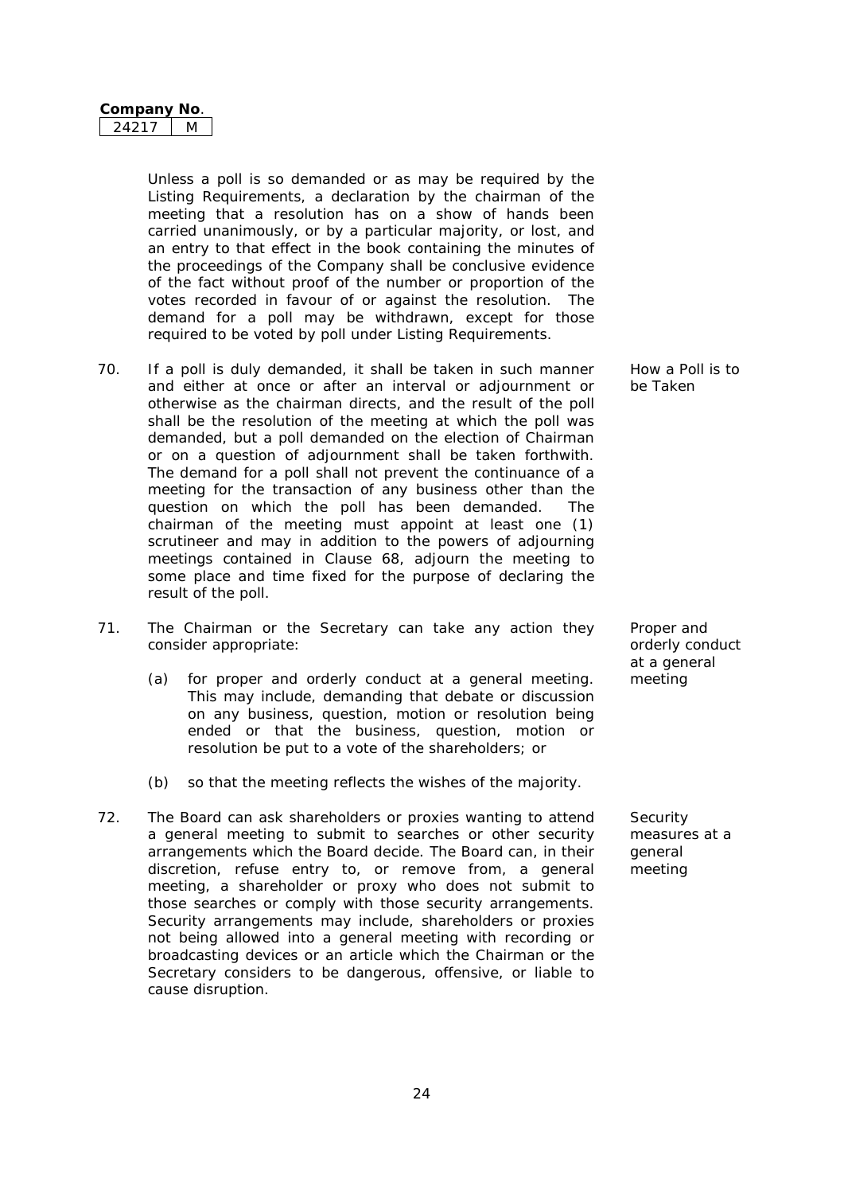Unless a poll is so demanded or as may be required by the Listing Requirements, a declaration by the chairman of the meeting that a resolution has on a show of hands been carried unanimously, or by a particular majority, or lost, and an entry to that effect in the book containing the minutes of the proceedings of the Company shall be conclusive evidence of the fact without proof of the number or proportion of the votes recorded in favour of or against the resolution. The demand for a poll may be withdrawn, except for those required to be voted by poll under Listing Requirements.

70. *How a Poll is to be Taken*

If a poll is duly demanded, it shall be taken in such manner and either at once or after an interval or adjournment or otherwise as the chairman directs, and the result of the poll shall be the resolution of the meeting at which the poll was demanded, but a poll demanded on the election of Chairman or on a question of adjournment shall be taken forthwith. The demand for a poll shall not prevent the continuance of a meeting for the transaction of any business other than the question on which the poll has been demanded. The chairman of the meeting must appoint at least one (1) scrutineer and may in addition to the powers of adjourning meetings contained in Clause 68, adjourn the meeting to some place and time fixed for the purpose of declaring the result of the poll.

71. *Proper and orderly conduct at a general meeting*

The Chairman or the Secretary can take any action they consider appropriate:

(a) for proper and orderly conduct at a general meeting. This may include, demanding that debate or discussion on any business, question, motion or resolution being ended or that the business, question, motion or resolution be put to a vote of the shareholders; or

(b) so that the meeting reflects the wishes of the majority.

72. *Security measures at a general meeting*

The Board can ask shareholders or proxies wanting to attend a general meeting to submit to searches or other security arrangements which the Board decide. The Board can, in their discretion, refuse entry to, or remove from, a general meeting, a shareholder or proxy who does not submit to those searches or comply with those security arrangements. Security arrangements may include, shareholders or proxies not being allowed into a general meeting with recording or broadcasting devices or an article which the Chairman or the Secretary considers to be dangerous, offensive, or liable to cause disruption.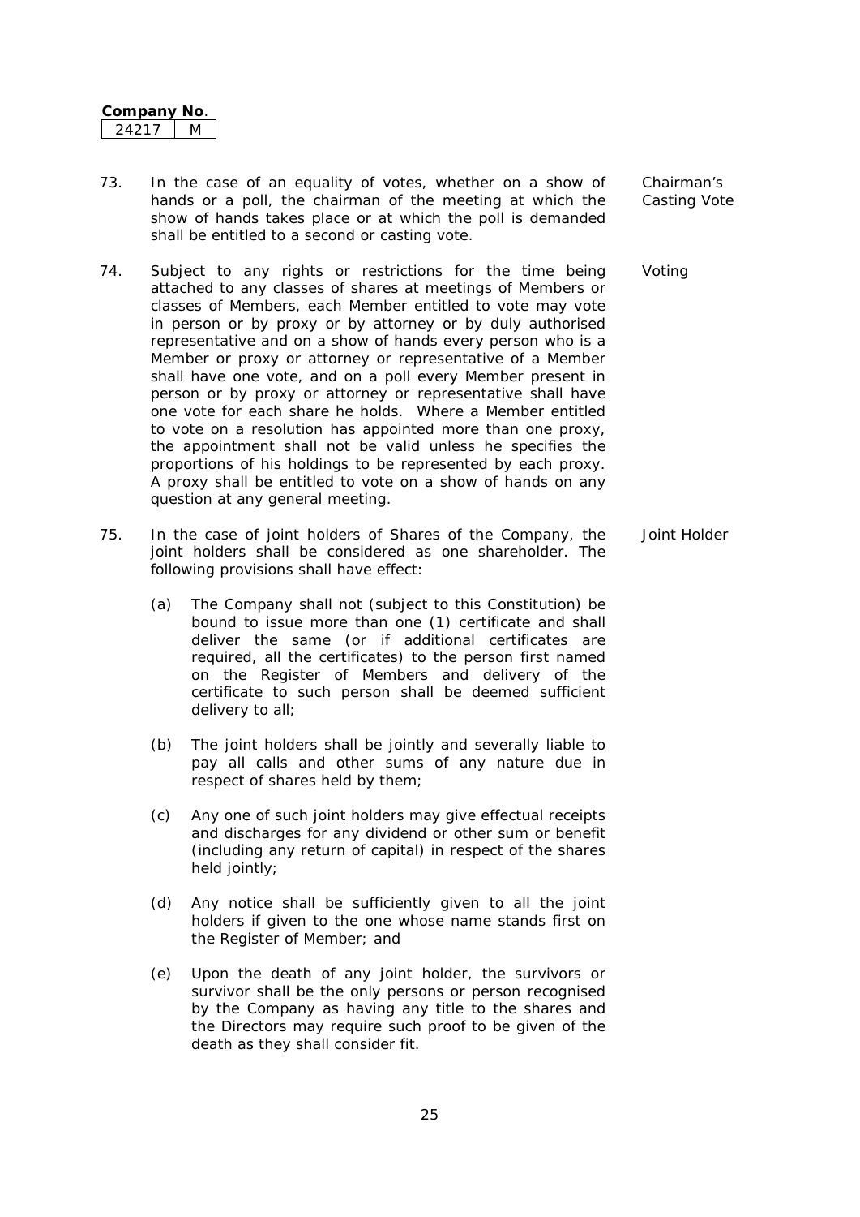73. In the case of an equality of votes, whether on a show of hands or a poll, the chairman of the meeting at which the show of hands takes place or at which the poll is demanded shall be entitled to a second or casting vote. *Chairman's Casting Vote*

74. Subject to any rights or restrictions for the time being attached to any classes of shares at meetings of Members or classes of Members, each Member entitled to vote may vote in person or by proxy or by attorney or by duly authorised representative and on a show of hands every person who is a Member or proxy or attorney or representative of a Member shall have one vote, and on a poll every Member present in person or by proxy or attorney or representative shall have one vote for each share he holds. Where a Member entitled to vote on a resolution has appointed more than one proxy, the appointment shall not be valid unless he specifies the proportions of his holdings to be represented by each proxy. A proxy shall be entitled to vote on a show of hands on any question at any general meeting. *Voting*

75. In the case of joint holders of Shares of the Company, the joint holders shall be considered as one shareholder. The following provisions shall have effect: *Joint Holder*

    (a) The Company shall not (subject to this Constitution) be bound to issue more than one (1) certificate and shall deliver the same (or if additional certificates are required, all the certificates) to the person first named on the Register of Members and delivery of the certificate to such person shall be deemed sufficient delivery to all;

    (b) The joint holders shall be jointly and severally liable to pay all calls and other sums of any nature due in respect of shares held by them;

    (c) Any one of such joint holders may give effectual receipts and discharges for any dividend or other sum or benefit (including any return of capital) in respect of the shares held jointly;

    (d) Any notice shall be sufficiently given to all the joint holders if given to the one whose name stands first on the Register of Member; and

    (e) Upon the death of any joint holder, the survivors or survivor shall be the only persons or person recognised by the Company as having any title to the shares and the Directors may require such proof to be given of the death as they shall consider fit.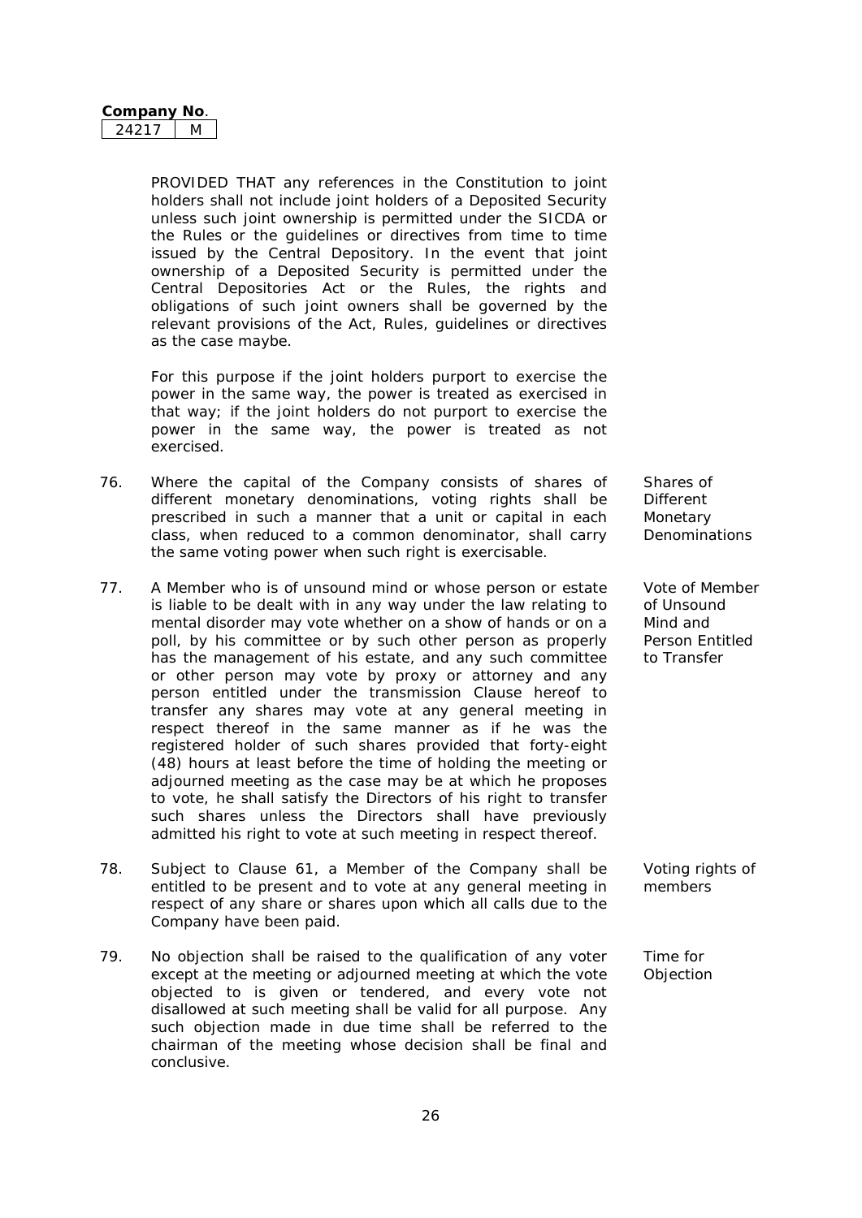PROVIDED THAT any references in the Constitution to joint holders shall not include joint holders of a Deposited Security unless such joint ownership is permitted under the SICDA or the Rules or the guidelines or directives from time to time issued by the Central Depository. In the event that joint ownership of a Deposited Security is permitted under the Central Depositories Act or the Rules, the rights and obligations of such joint owners shall be governed by the relevant provisions of the Act, Rules, guidelines or directives as the case maybe.

For this purpose if the joint holders purport to exercise the power in the same way, the power is treated as exercised in that way; if the joint holders do not purport to exercise the power in the same way, the power is treated as not exercised.

76. **Shares of Different Monetary Denominations** — Where the capital of the Company consists of shares of different monetary denominations, voting rights shall be prescribed in such a manner that a unit or capital in each class, when reduced to a common denominator, shall carry the same voting power when such right is exercisable.

77. **Vote of Member of Unsound Mind and Person Entitled to Transfer** — A Member who is of unsound mind or whose person or estate is liable to be dealt with in any way under the law relating to mental disorder may vote whether on a show of hands or on a poll, by his committee or by such other person as properly has the management of his estate, and any such committee or other person may vote by proxy or attorney and any person entitled under the transmission Clause hereof to transfer any shares may vote at any general meeting in respect thereof in the same manner as if he was the registered holder of such shares provided that forty-eight (48) hours at least before the time of holding the meeting or adjourned meeting as the case may be at which he proposes to vote, he shall satisfy the Directors of his right to transfer such shares unless the Directors shall have previously admitted his right to vote at such meeting in respect thereof.

78. **Voting rights of members** — Subject to Clause 61, a Member of the Company shall be entitled to be present and to vote at any general meeting in respect of any share or shares upon which all calls due to the Company have been paid.

79. **Time for Objection** — No objection shall be raised to the qualification of any voter except at the meeting or adjourned meeting at which the vote objected to is given or tendered, and every vote not disallowed at such meeting shall be valid for all purpose. Any such objection made in due time shall be referred to the chairman of the meeting whose decision shall be final and conclusive.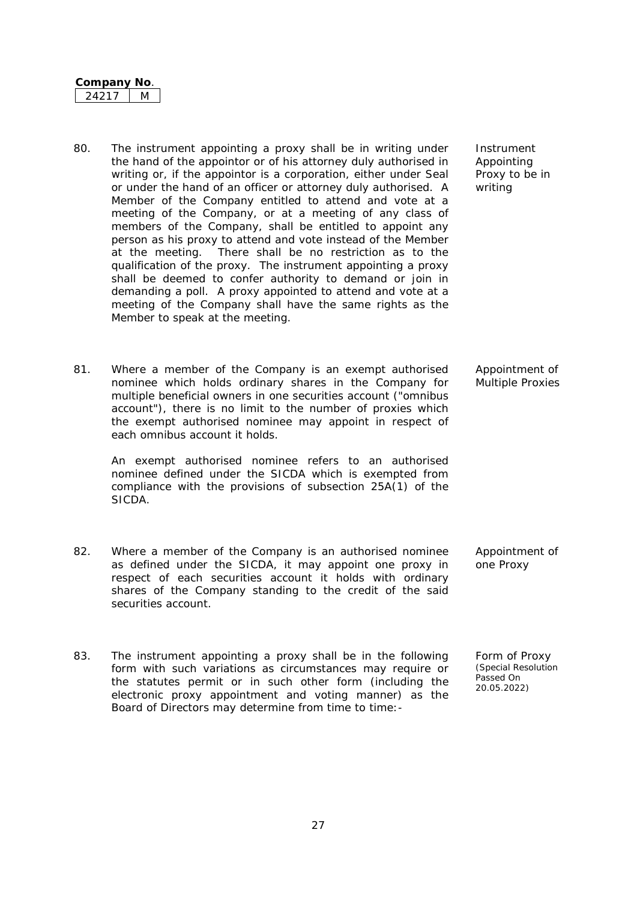**Company No.**

| 24217 | M |
|---|---|

80. The instrument appointing a proxy shall be in writing under the hand of the appointor or of his attorney duly authorised in writing or, if the appointor is a corporation, either under Seal or under the hand of an officer or attorney duly authorised. A Member of the Company entitled to attend and vote at a meeting of the Company, or at a meeting of any class of members of the Company, shall be entitled to appoint any person as his proxy to attend and vote instead of the Member at the meeting. There shall be no restriction as to the qualification of the proxy. The instrument appointing a proxy shall be deemed to confer authority to demand or join in demanding a poll. A proxy appointed to attend and vote at a meeting of the Company shall have the same rights as the Member to speak at the meeting.

*Instrument Appointing Proxy to be in writing*

81. Where a member of the Company is an exempt authorised nominee which holds ordinary shares in the Company for multiple beneficial owners in one securities account ("omnibus account"), there is no limit to the number of proxies which the exempt authorised nominee may appoint in respect of each omnibus account it holds.

    An exempt authorised nominee refers to an authorised nominee defined under the SICDA which is exempted from compliance with the provisions of subsection 25A(1) of the SICDA.

*Appointment of Multiple Proxies*

82. Where a member of the Company is an authorised nominee as defined under the SICDA, it may appoint one proxy in respect of each securities account it holds with ordinary shares of the Company standing to the credit of the said securities account.

*Appointment of one Proxy*

83. The instrument appointing a proxy shall be in the following form with such variations as circumstances may require or the statutes permit or in such other form (including the electronic proxy appointment and voting manner) as the Board of Directors may determine from time to time:-

*Form of Proxy (Special Resolution Passed On 20.05.2022)*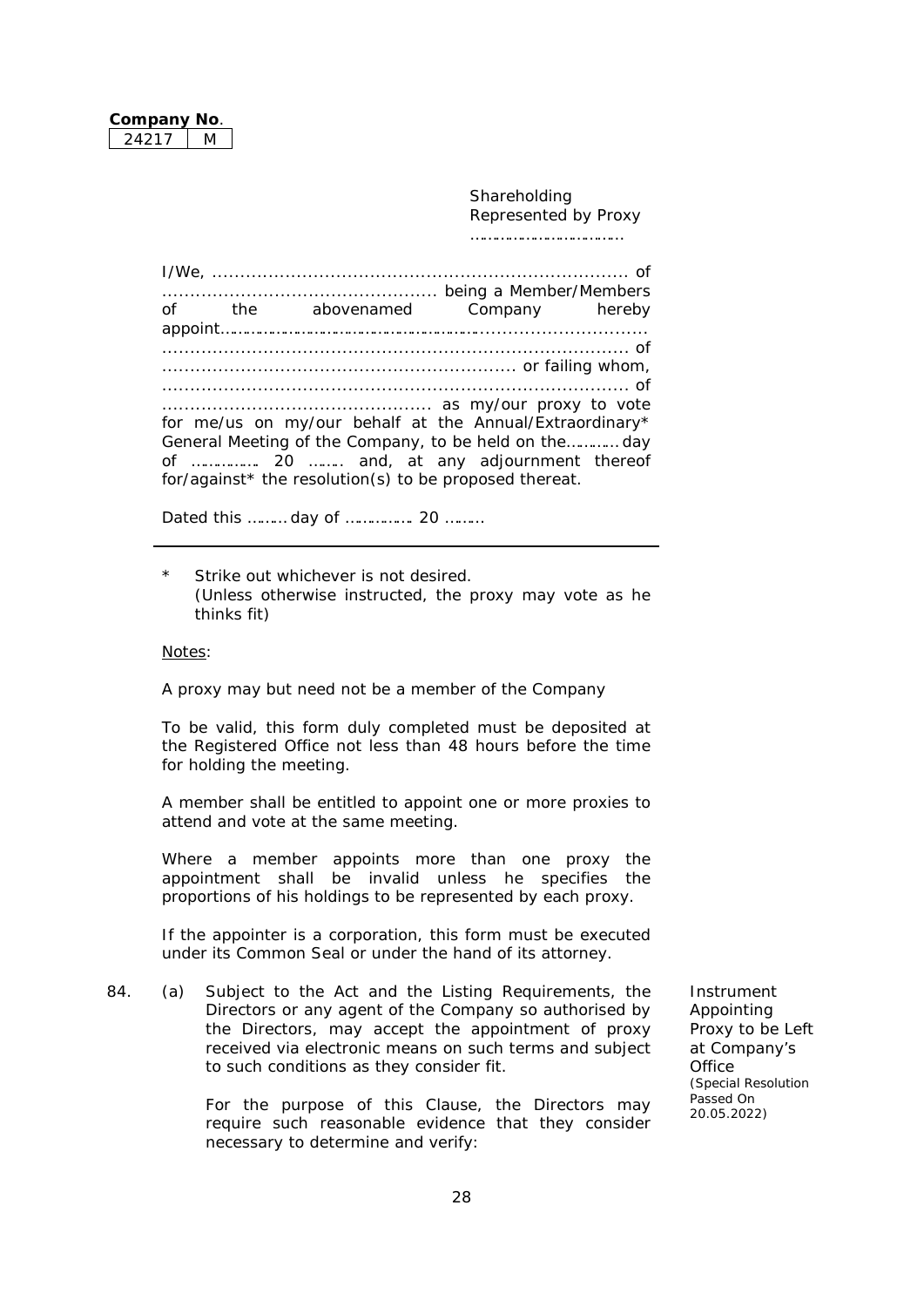**Company No.**

| 24217 | M |
|---|---|

Shareholding
Represented by Proxy
……………………………

I/We, ......................................................................... of ................................................ being a Member/Members of the abovenamed Company hereby appoint……………………………………………........................... .................................................................................. of ............................................................. or failing whom, .................................................................................. of ............................................... as my/our proxy to vote for me/us on my/our behalf at the Annual/Extraordinary* General Meeting of the Company, to be held on the………… day of ……………. 20 …….. and, at any adjournment thereof for/against* the resolution(s) to be proposed thereat.

Dated this ……… day of ……………. 20 ………

---

\* Strike out whichever is not desired.
(Unless otherwise instructed, the proxy may vote as he thinks fit)

Notes:

A proxy may but need not be a member of the Company

To be valid, this form duly completed must be deposited at the Registered Office not less than 48 hours before the time for holding the meeting.

A member shall be entitled to appoint one or more proxies to attend and vote at the same meeting.

Where a member appoints more than one proxy the appointment shall be invalid unless he specifies the proportions of his holdings to be represented by each proxy.

If the appointer is a corporation, this form must be executed under its Common Seal or under the hand of its attorney.

84. (a) Subject to the Act and the Listing Requirements, the Directors or any agent of the Company so authorised by the Directors, may accept the appointment of proxy received via electronic means on such terms and subject to such conditions as they consider fit.

Instrument Appointing Proxy to be Left at Company's Office
(Special Resolution Passed On 20.05.2022)

For the purpose of this Clause, the Directors may require such reasonable evidence that they consider necessary to determine and verify: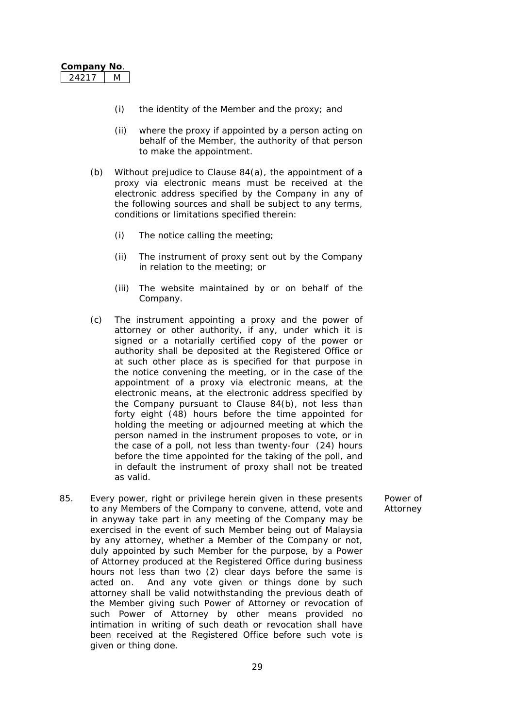**Company No.**

| 24217 | M |
|---|---|

(i) the identity of the Member and the proxy; and

(ii) where the proxy if appointed by a person acting on behalf of the Member, the authority of that person to make the appointment.

(b) Without prejudice to Clause 84(a), the appointment of a proxy via electronic means must be received at the electronic address specified by the Company in any of the following sources and shall be subject to any terms, conditions or limitations specified therein:

(i) The notice calling the meeting;

(ii) The instrument of proxy sent out by the Company in relation to the meeting; or

(iii) The website maintained by or on behalf of the Company.

(c) The instrument appointing a proxy and the power of attorney or other authority, if any, under which it is signed or a notarially certified copy of the power or authority shall be deposited at the Registered Office or at such other place as is specified for that purpose in the notice convening the meeting, or in the case of the appointment of a proxy via electronic means, at the electronic means, at the electronic address specified by the Company pursuant to Clause 84(b), not less than forty eight (48) hours before the time appointed for holding the meeting or adjourned meeting at which the person named in the instrument proposes to vote, or in the case of a poll, not less than twenty-four (24) hours before the time appointed for the taking of the poll, and in default the instrument of proxy shall not be treated as valid.

85. Every power, right or privilege herein given in these presents to any Members of the Company to convene, attend, vote and in anyway take part in any meeting of the Company may be exercised in the event of such Member being out of Malaysia by any attorney, whether a Member of the Company or not, duly appointed by such Member for the purpose, by a Power of Attorney produced at the Registered Office during business hours not less than two (2) clear days before the same is acted on. And any vote given or things done by such attorney shall be valid notwithstanding the previous death of the Member giving such Power of Attorney or revocation of such Power of Attorney by other means provided no intimation in writing of such death or revocation shall have been received at the Registered Office before such vote is given or thing done. *Power of Attorney*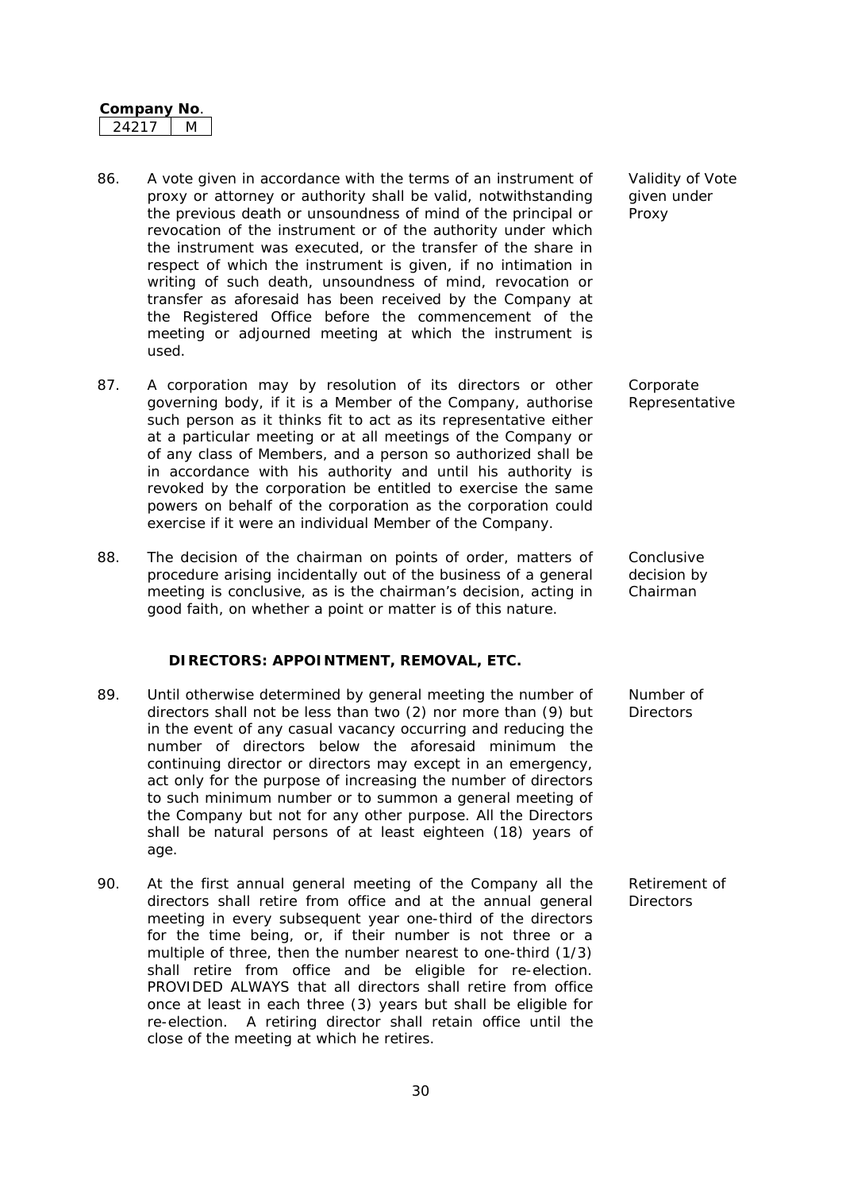**Company No.**

| 24217 | M |
|---|---|

86. A vote given in accordance with the terms of an instrument of proxy or attorney or authority shall be valid, notwithstanding the previous death or unsoundness of mind of the principal or revocation of the instrument or of the authority under which the instrument was executed, or the transfer of the share in respect of which the instrument is given, if no intimation in writing of such death, unsoundness of mind, revocation or transfer as aforesaid has been received by the Company at the Registered Office before the commencement of the meeting or adjourned meeting at which the instrument is used.

   *Validity of Vote given under Proxy*

87. A corporation may by resolution of its directors or other governing body, if it is a Member of the Company, authorise such person as it thinks fit to act as its representative either at a particular meeting or at all meetings of the Company or of any class of Members, and a person so authorized shall be in accordance with his authority and until his authority is revoked by the corporation be entitled to exercise the same powers on behalf of the corporation as the corporation could exercise if it were an individual Member of the Company.

   *Corporate Representative*

88. The decision of the chairman on points of order, matters of procedure arising incidentally out of the business of a general meeting is conclusive, as is the chairman's decision, acting in good faith, on whether a point or matter is of this nature.

   *Conclusive decision by Chairman*

## DIRECTORS: APPOINTMENT, REMOVAL, ETC.

89. Until otherwise determined by general meeting the number of directors shall not be less than two (2) nor more than (9) but in the event of any casual vacancy occurring and reducing the number of directors below the aforesaid minimum the continuing director or directors may except in an emergency, act only for the purpose of increasing the number of directors to such minimum number or to summon a general meeting of the Company but not for any other purpose. All the Directors shall be natural persons of at least eighteen (18) years of age.

   *Number of Directors*

90. At the first annual general meeting of the Company all the directors shall retire from office and at the annual general meeting in every subsequent year one-third of the directors for the time being, or, if their number is not three or a multiple of three, then the number nearest to one-third (1/3) shall retire from office and be eligible for re-election. PROVIDED ALWAYS that all directors shall retire from office once at least in each three (3) years but shall be eligible for re-election. A retiring director shall retain office until the close of the meeting at which he retires.

   *Retirement of Directors*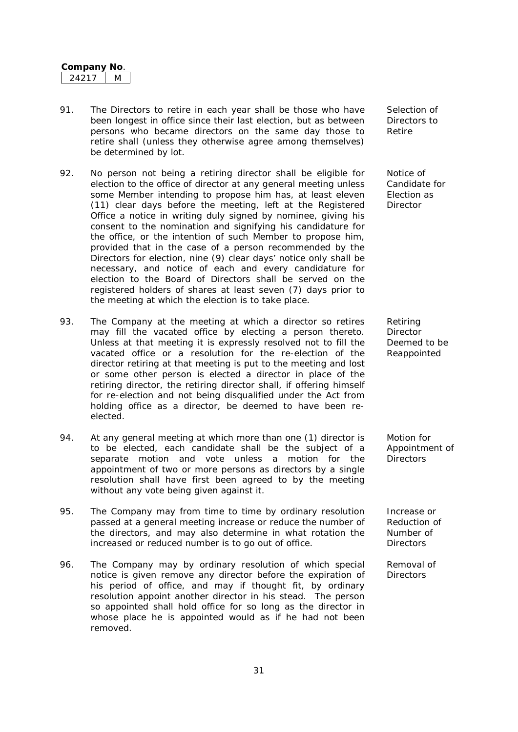**Company No.**

| 24217 | M |
|---|---|

91. The Directors to retire in each year shall be those who have been longest in office since their last election, but as between persons who became directors on the same day those to retire shall (unless they otherwise agree among themselves) be determined by lot.

*Selection of Directors to Retire*

92. No person not being a retiring director shall be eligible for election to the office of director at any general meeting unless some Member intending to propose him has, at least eleven (11) clear days before the meeting, left at the Registered Office a notice in writing duly signed by nominee, giving his consent to the nomination and signifying his candidature for the office, or the intention of such Member to propose him, provided that in the case of a person recommended by the Directors for election, nine (9) clear days' notice only shall be necessary, and notice of each and every candidature for election to the Board of Directors shall be served on the registered holders of shares at least seven (7) days prior to the meeting at which the election is to take place.

*Notice of Candidate for Election as Director*

93. The Company at the meeting at which a director so retires may fill the vacated office by electing a person thereto. Unless at that meeting it is expressly resolved not to fill the vacated office or a resolution for the re-election of the director retiring at that meeting is put to the meeting and lost or some other person is elected a director in place of the retiring director, the retiring director shall, if offering himself for re-election and not being disqualified under the Act from holding office as a director, be deemed to have been re-elected.

*Retiring Director Deemed to be Reappointed*

94. At any general meeting at which more than one (1) director is to be elected, each candidate shall be the subject of a separate motion and vote unless a motion for the appointment of two or more persons as directors by a single resolution shall have first been agreed to by the meeting without any vote being given against it.

*Motion for Appointment of Directors*

95. The Company may from time to time by ordinary resolution passed at a general meeting increase or reduce the number of the directors, and may also determine in what rotation the increased or reduced number is to go out of office.

*Increase or Reduction of Number of Directors*

96. The Company may by ordinary resolution of which special notice is given remove any director before the expiration of his period of office, and may if thought fit, by ordinary resolution appoint another director in his stead. The person so appointed shall hold office for so long as the director in whose place he is appointed would as if he had not been removed.

*Removal of Directors*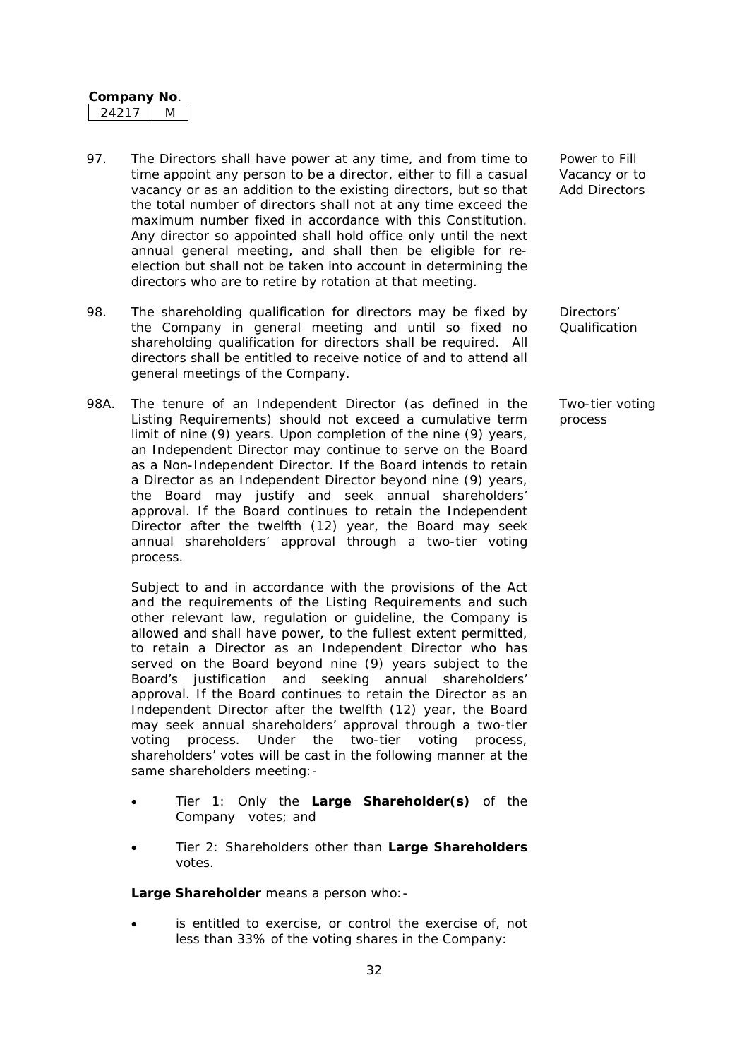**Company No.**

| 24217 | M |
|---|---|

97. The Directors shall have power at any time, and from time to time appoint any person to be a director, either to fill a casual vacancy or as an addition to the existing directors, but so that the total number of directors shall not at any time exceed the maximum number fixed in accordance with this Constitution. Any director so appointed shall hold office only until the next annual general meeting, and shall then be eligible for re-election but shall not be taken into account in determining the directors who are to retire by rotation at that meeting.

*Power to Fill Vacancy or to Add Directors*

98. The shareholding qualification for directors may be fixed by the Company in general meeting and until so fixed no shareholding qualification for directors shall be required. All directors shall be entitled to receive notice of and to attend all general meetings of the Company.

*Directors' Qualification*

98A. The tenure of an Independent Director (as defined in the Listing Requirements) should not exceed a cumulative term limit of nine (9) years. Upon completion of the nine (9) years, an Independent Director may continue to serve on the Board as a Non-Independent Director. If the Board intends to retain a Director as an Independent Director beyond nine (9) years, the Board may justify and seek annual shareholders' approval. If the Board continues to retain the Independent Director after the twelfth (12) year, the Board may seek annual shareholders' approval through a two-tier voting process.

*Two-tier voting process*

Subject to and in accordance with the provisions of the Act and the requirements of the Listing Requirements and such other relevant law, regulation or guideline, the Company is allowed and shall have power, to the fullest extent permitted, to retain a Director as an Independent Director who has served on the Board beyond nine (9) years subject to the Board's justification and seeking annual shareholders' approval. If the Board continues to retain the Director as an Independent Director after the twelfth (12) year, the Board may seek annual shareholders' approval through a two-tier voting process. Under the two-tier voting process, shareholders' votes will be cast in the following manner at the same shareholders meeting:-

- Tier 1: Only the **Large Shareholder(s)** of the Company votes; and
- Tier 2: Shareholders other than **Large Shareholders** votes.

**Large Shareholder** means a person who:-

- is entitled to exercise, or control the exercise of, not less than 33% of the voting shares in the Company: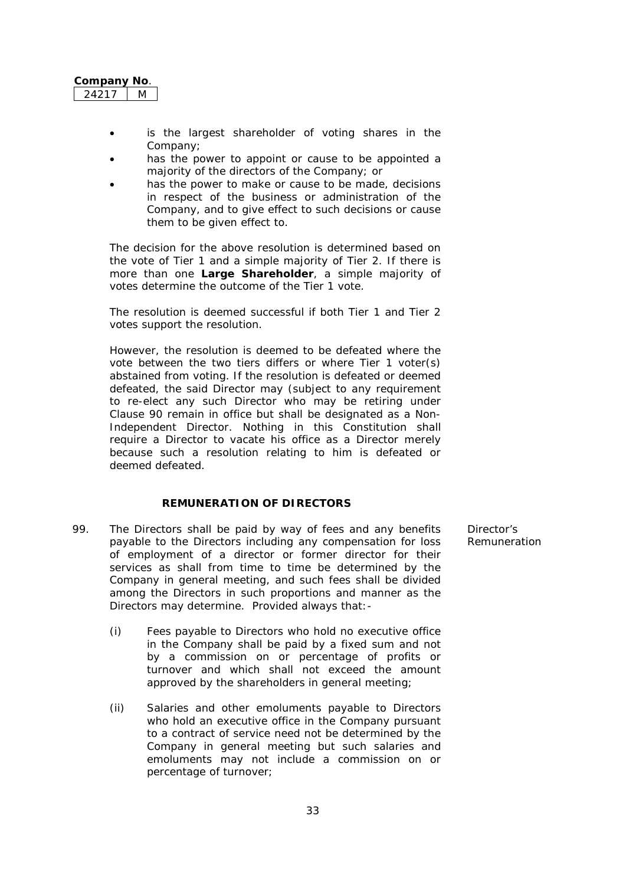**Company No.**

| 24217 | M |
|---|---|

- is the largest shareholder of voting shares in the Company;
- has the power to appoint or cause to be appointed a majority of the directors of the Company; or
- has the power to make or cause to be made, decisions in respect of the business or administration of the Company, and to give effect to such decisions or cause them to be given effect to.

The decision for the above resolution is determined based on the vote of Tier 1 and a simple majority of Tier 2. If there is more than one **Large Shareholder**, a simple majority of votes determine the outcome of the Tier 1 vote.

The resolution is deemed successful if both Tier 1 and Tier 2 votes support the resolution.

However, the resolution is deemed to be defeated where the vote between the two tiers differs or where Tier 1 voter(s) abstained from voting. If the resolution is defeated or deemed defeated, the said Director may (subject to any requirement to re-elect any such Director who may be retiring under Clause 90 remain in office but shall be designated as a Non-Independent Director. Nothing in this Constitution shall require a Director to vacate his office as a Director merely because such a resolution relating to him is defeated or deemed defeated.

### REMUNERATION OF DIRECTORS

99. The Directors shall be paid by way of fees and any benefits payable to the Directors including any compensation for loss of employment of a director or former director for their services as shall from time to time be determined by the Company in general meeting, and such fees shall be divided among the Directors in such proportions and manner as the Directors may determine. Provided always that:-

Director's Remuneration

(i) Fees payable to Directors who hold no executive office in the Company shall be paid by a fixed sum and not by a commission on or percentage of profits or turnover and which shall not exceed the amount approved by the shareholders in general meeting;

(ii) Salaries and other emoluments payable to Directors who hold an executive office in the Company pursuant to a contract of service need not be determined by the Company in general meeting but such salaries and emoluments may not include a commission on or percentage of turnover;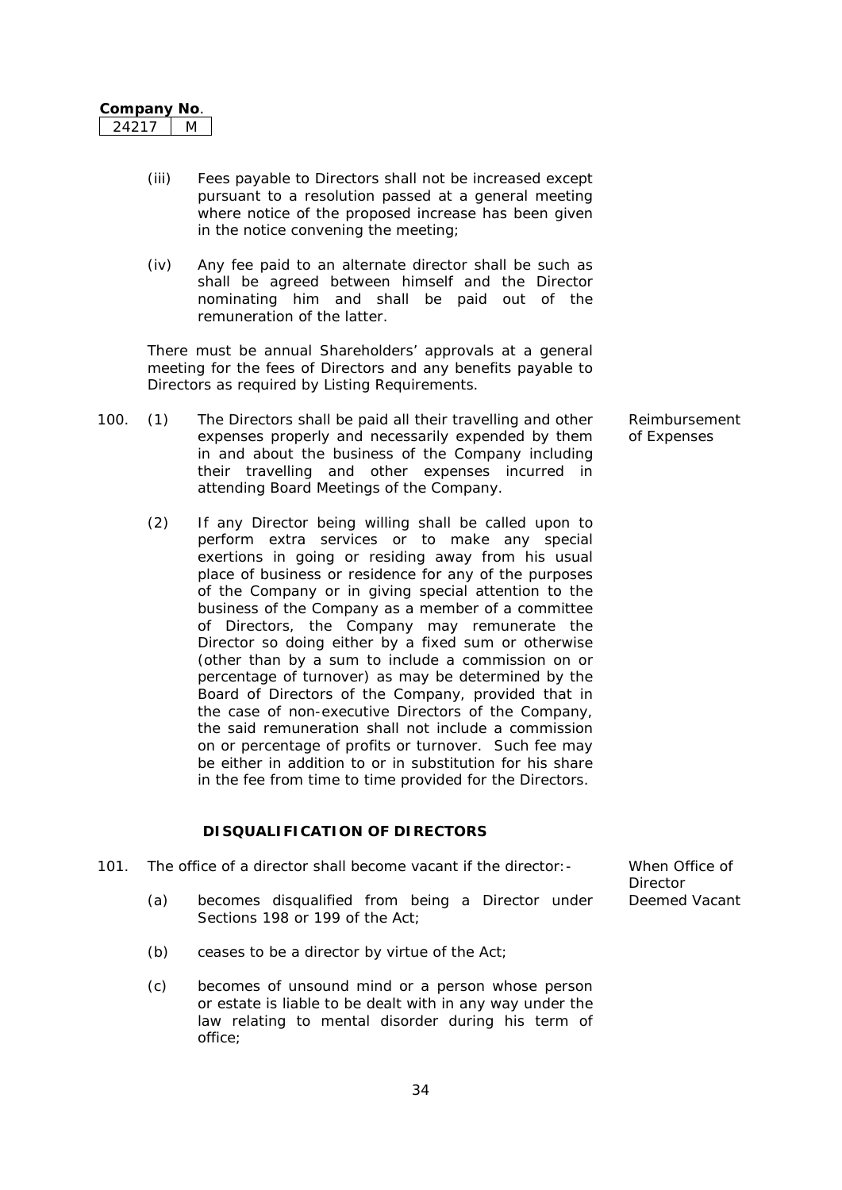(iii) Fees payable to Directors shall not be increased except pursuant to a resolution passed at a general meeting where notice of the proposed increase has been given in the notice convening the meeting;

(iv) Any fee paid to an alternate director shall be such as shall be agreed between himself and the Director nominating him and shall be paid out of the remuneration of the latter.

There must be annual Shareholders' approvals at a general meeting for the fees of Directors and any benefits payable to Directors as required by Listing Requirements.

**Reimbursement of Expenses**

100. (1) The Directors shall be paid all their travelling and other expenses properly and necessarily expended by them in and about the business of the Company including their travelling and other expenses incurred in attending Board Meetings of the Company.

(2) If any Director being willing shall be called upon to perform extra services or to make any special exertions in going or residing away from his usual place of business or residence for any of the purposes of the Company or in giving special attention to the business of the Company as a member of a committee of Directors, the Company may remunerate the Director so doing either by a fixed sum or otherwise (other than by a sum to include a commission on or percentage of turnover) as may be determined by the Board of Directors of the Company, provided that in the case of non-executive Directors of the Company, the said remuneration shall not include a commission on or percentage of profits or turnover. Such fee may be either in addition to or in substitution for his share in the fee from time to time provided for the Directors.

## DISQUALIFICATION OF DIRECTORS

**When Office of Director Deemed Vacant**

101. The office of a director shall become vacant if the director:-

(a) becomes disqualified from being a Director under Sections 198 or 199 of the Act;

(b) ceases to be a director by virtue of the Act;

(c) becomes of unsound mind or a person whose person or estate is liable to be dealt with in any way under the law relating to mental disorder during his term of office;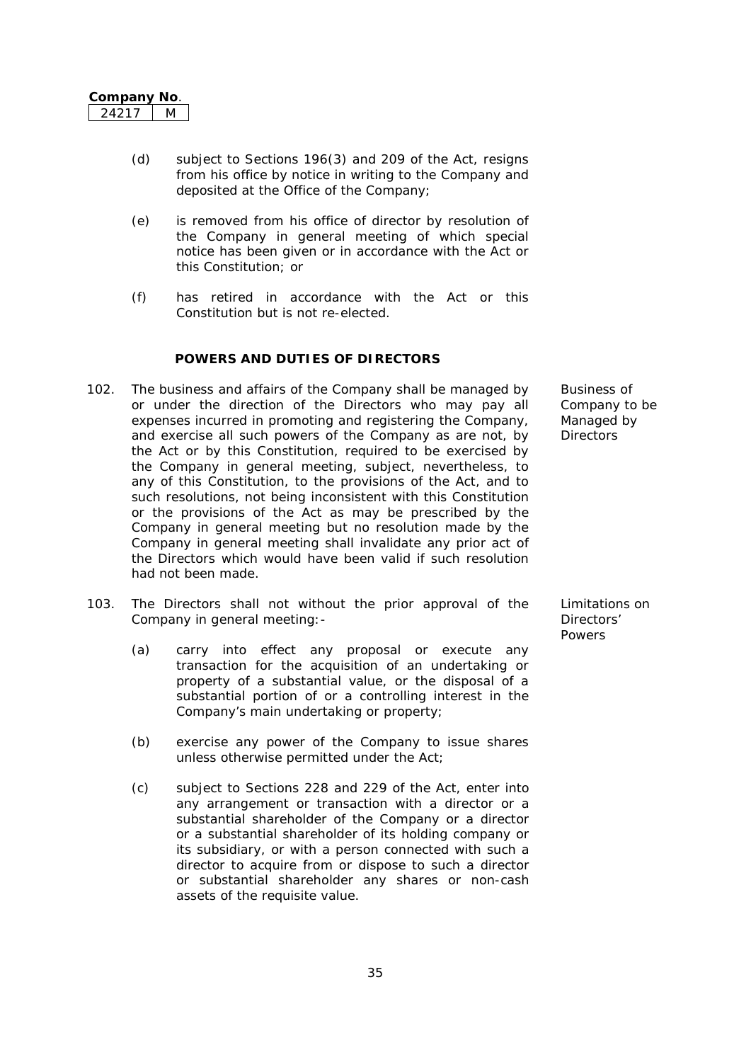(d) subject to Sections 196(3) and 209 of the Act, resigns from his office by notice in writing to the Company and deposited at the Office of the Company;

(e) is removed from his office of director by resolution of the Company in general meeting of which special notice has been given or in accordance with the Act or this Constitution; or

(f) has retired in accordance with the Act or this Constitution but is not re-elected.

## POWERS AND DUTIES OF DIRECTORS

102. The business and affairs of the Company shall be managed by or under the direction of the Directors who may pay all expenses incurred in promoting and registering the Company, and exercise all such powers of the Company as are not, by the Act or by this Constitution, required to be exercised by the Company in general meeting, subject, nevertheless, to any of this Constitution, to the provisions of the Act, and to such resolutions, not being inconsistent with this Constitution or the provisions of the Act as may be prescribed by the Company in general meeting but no resolution made by the Company in general meeting shall invalidate any prior act of the Directors which would have been valid if such resolution had not been made.

*Business of Company to be Managed by Directors*

103. The Directors shall not without the prior approval of the Company in general meeting:-

*Limitations on Directors' Powers*

(a) carry into effect any proposal or execute any transaction for the acquisition of an undertaking or property of a substantial value, or the disposal of a substantial portion of or a controlling interest in the Company's main undertaking or property;

(b) exercise any power of the Company to issue shares unless otherwise permitted under the Act;

(c) subject to Sections 228 and 229 of the Act, enter into any arrangement or transaction with a director or a substantial shareholder of the Company or a director or a substantial shareholder of its holding company or its subsidiary, or with a person connected with such a director to acquire from or dispose to such a director or substantial shareholder any shares or non-cash assets of the requisite value.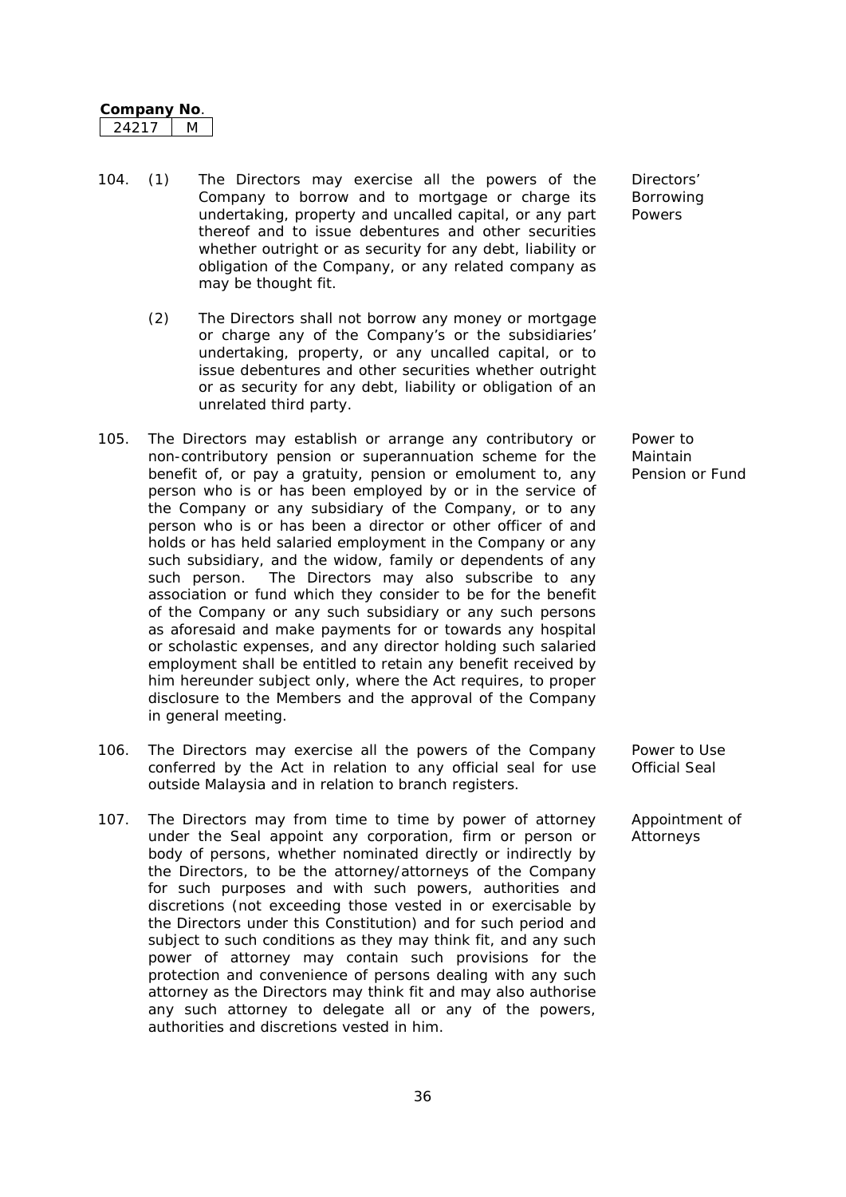104. (1) The Directors may exercise all the powers of the Company to borrow and to mortgage or charge its undertaking, property and uncalled capital, or any part thereof and to issue debentures and other securities whether outright or as security for any debt, liability or obligation of the Company, or any related company as may be thought fit.

**Directors' Borrowing Powers**

(2) The Directors shall not borrow any money or mortgage or charge any of the Company's or the subsidiaries' undertaking, property, or any uncalled capital, or to issue debentures and other securities whether outright or as security for any debt, liability or obligation of an unrelated third party.

105. The Directors may establish or arrange any contributory or non-contributory pension or superannuation scheme for the benefit of, or pay a gratuity, pension or emolument to, any person who is or has been employed by or in the service of the Company or any subsidiary of the Company, or to any person who is or has been a director or other officer of and holds or has held salaried employment in the Company or any such subsidiary, and the widow, family or dependents of any such person. The Directors may also subscribe to any association or fund which they consider to be for the benefit of the Company or any such subsidiary or any such persons as aforesaid and make payments for or towards any hospital or scholastic expenses, and any director holding such salaried employment shall be entitled to retain any benefit received by him hereunder subject only, where the Act requires, to proper disclosure to the Members and the approval of the Company in general meeting.

**Power to Maintain Pension or Fund**

106. The Directors may exercise all the powers of the Company conferred by the Act in relation to any official seal for use outside Malaysia and in relation to branch registers.

**Power to Use Official Seal**

107. The Directors may from time to time by power of attorney under the Seal appoint any corporation, firm or person or body of persons, whether nominated directly or indirectly by the Directors, to be the attorney/attorneys of the Company for such purposes and with such powers, authorities and discretions (not exceeding those vested in or exercisable by the Directors under this Constitution) and for such period and subject to such conditions as they may think fit, and any such power of attorney may contain such provisions for the protection and convenience of persons dealing with any such attorney as the Directors may think fit and may also authorise any such attorney to delegate all or any of the powers, authorities and discretions vested in him.

**Appointment of Attorneys**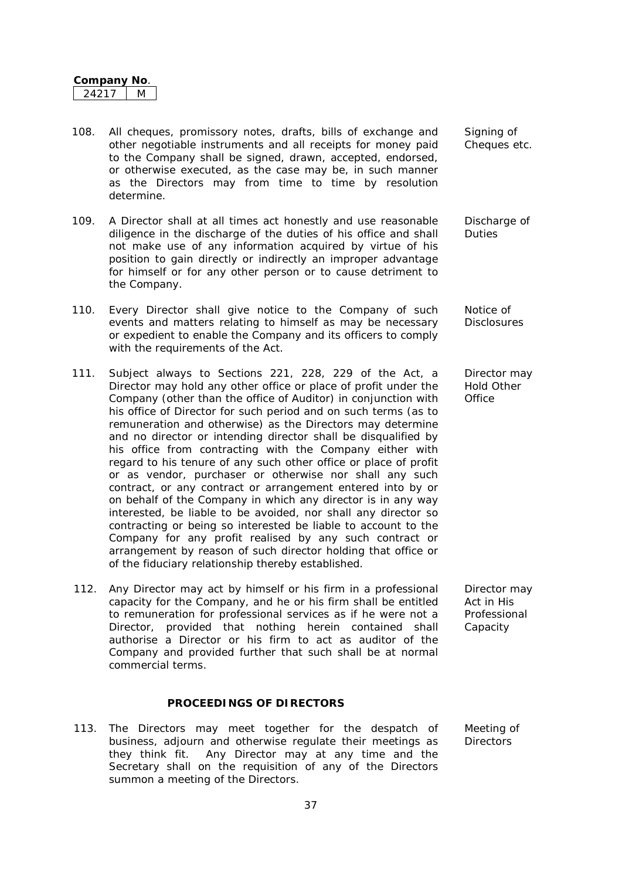**Company No.**

| 24217 | M |
|---|---|

108. All cheques, promissory notes, drafts, bills of exchange and other negotiable instruments and all receipts for money paid to the Company shall be signed, drawn, accepted, endorsed, or otherwise executed, as the case may be, in such manner as the Directors may from time to time by resolution determine.

    *Signing of Cheques etc.*

109. A Director shall at all times act honestly and use reasonable diligence in the discharge of the duties of his office and shall not make use of any information acquired by virtue of his position to gain directly or indirectly an improper advantage for himself or for any other person or to cause detriment to the Company.

    *Discharge of Duties*

110. Every Director shall give notice to the Company of such events and matters relating to himself as may be necessary or expedient to enable the Company and its officers to comply with the requirements of the Act.

    *Notice of Disclosures*

111. Subject always to Sections 221, 228, 229 of the Act, a Director may hold any other office or place of profit under the Company (other than the office of Auditor) in conjunction with his office of Director for such period and on such terms (as to remuneration and otherwise) as the Directors may determine and no director or intending director shall be disqualified by his office from contracting with the Company either with regard to his tenure of any such other office or place of profit or as vendor, purchaser or otherwise nor shall any such contract, or any contract or arrangement entered into by or on behalf of the Company in which any director is in any way interested, be liable to be avoided, nor shall any director so contracting or being so interested be liable to account to the Company for any profit realised by any such contract or arrangement by reason of such director holding that office or of the fiduciary relationship thereby established.

    *Director may Hold Other Office*

112. Any Director may act by himself or his firm in a professional capacity for the Company, and he or his firm shall be entitled to remuneration for professional services as if he were not a Director, provided that nothing herein contained shall authorise a Director or his firm to act as auditor of the Company and provided further that such shall be at normal commercial terms.

    *Director may Act in His Professional Capacity*

## PROCEEDINGS OF DIRECTORS

113. The Directors may meet together for the despatch of business, adjourn and otherwise regulate their meetings as they think fit. Any Director may at any time and the Secretary shall on the requisition of any of the Directors summon a meeting of the Directors.

    *Meeting of Directors*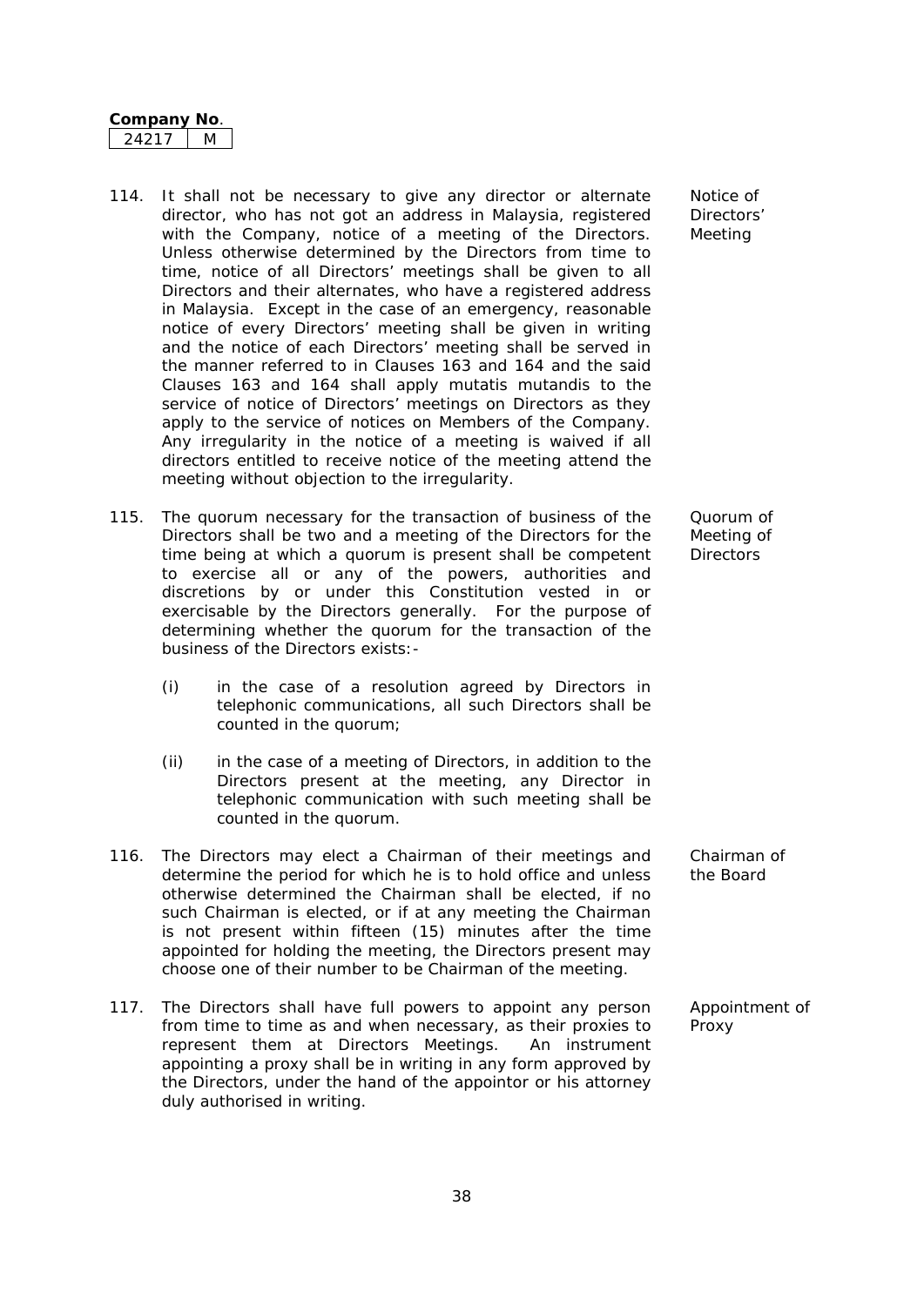114. It shall not be necessary to give any director or alternate director, who has not got an address in Malaysia, registered with the Company, notice of a meeting of the Directors. Unless otherwise determined by the Directors from time to time, notice of all Directors' meetings shall be given to all Directors and their alternates, who have a registered address in Malaysia. Except in the case of an emergency, reasonable notice of every Directors' meeting shall be given in writing and the notice of each Directors' meeting shall be served in the manner referred to in Clauses 163 and 164 and the said Clauses 163 and 164 shall apply mutatis mutandis to the service of notice of Directors' meetings on Directors as they apply to the service of notices on Members of the Company. Any irregularity in the notice of a meeting is waived if all directors entitled to receive notice of the meeting attend the meeting without objection to the irregularity.

*Notice of Directors' Meeting*

115. The quorum necessary for the transaction of business of the Directors shall be two and a meeting of the Directors for the time being at which a quorum is present shall be competent to exercise all or any of the powers, authorities and discretions by or under this Constitution vested in or exercisable by the Directors generally. For the purpose of determining whether the quorum for the transaction of the business of the Directors exists:-

*Quorum of Meeting of Directors*

   (i) in the case of a resolution agreed by Directors in telephonic communications, all such Directors shall be counted in the quorum;

   (ii) in the case of a meeting of Directors, in addition to the Directors present at the meeting, any Director in telephonic communication with such meeting shall be counted in the quorum.

116. The Directors may elect a Chairman of their meetings and determine the period for which he is to hold office and unless otherwise determined the Chairman shall be elected, if no such Chairman is elected, or if at any meeting the Chairman is not present within fifteen (15) minutes after the time appointed for holding the meeting, the Directors present may choose one of their number to be Chairman of the meeting.

*Chairman of the Board*

117. The Directors shall have full powers to appoint any person from time to time as and when necessary, as their proxies to represent them at Directors Meetings. An instrument appointing a proxy shall be in writing in any form approved by the Directors, under the hand of the appointor or his attorney duly authorised in writing.

*Appointment of Proxy*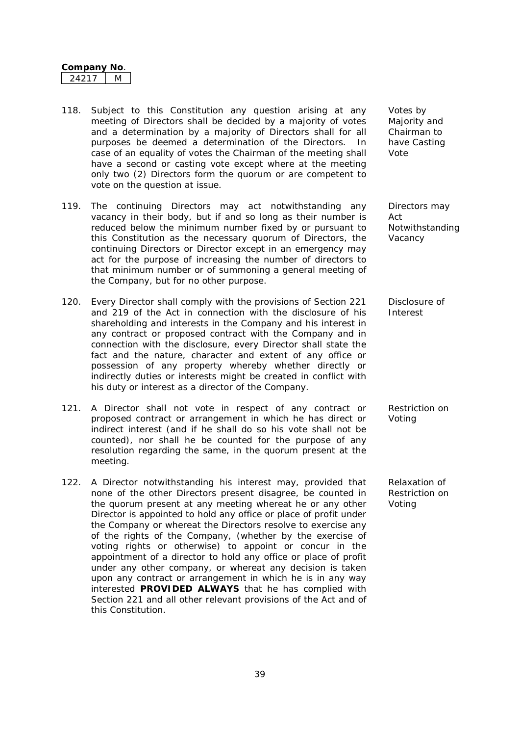**Company No**.

| 24217 | M |
|---|---|

118. Subject to this Constitution any question arising at any meeting of Directors shall be decided by a majority of votes and a determination by a majority of Directors shall for all purposes be deemed a determination of the Directors. In case of an equality of votes the Chairman of the meeting shall have a second or casting vote except where at the meeting only two (2) Directors form the quorum or are competent to vote on the question at issue.

*Votes by Majority and Chairman to have Casting Vote*

119. The continuing Directors may act notwithstanding any vacancy in their body, but if and so long as their number is reduced below the minimum number fixed by or pursuant to this Constitution as the necessary quorum of Directors, the continuing Directors or Director except in an emergency may act for the purpose of increasing the number of directors to that minimum number or of summoning a general meeting of the Company, but for no other purpose.

*Directors may Act Notwithstanding Vacancy*

120. Every Director shall comply with the provisions of Section 221 and 219 of the Act in connection with the disclosure of his shareholding and interests in the Company and his interest in any contract or proposed contract with the Company and in connection with the disclosure, every Director shall state the fact and the nature, character and extent of any office or possession of any property whereby whether directly or indirectly duties or interests might be created in conflict with his duty or interest as a director of the Company.

*Disclosure of Interest*

121. A Director shall not vote in respect of any contract or proposed contract or arrangement in which he has direct or indirect interest (and if he shall do so his vote shall not be counted), nor shall he be counted for the purpose of any resolution regarding the same, in the quorum present at the meeting.

*Restriction on Voting*

122. A Director notwithstanding his interest may, provided that none of the other Directors present disagree, be counted in the quorum present at any meeting whereat he or any other Director is appointed to hold any office or place of profit under the Company or whereat the Directors resolve to exercise any of the rights of the Company, (whether by the exercise of voting rights or otherwise) to appoint or concur in the appointment of a director to hold any office or place of profit under any other company, or whereat any decision is taken upon any contract or arrangement in which he is in any way interested **PROVIDED ALWAYS** that he has complied with Section 221 and all other relevant provisions of the Act and of this Constitution.

*Relaxation of Restriction on Voting*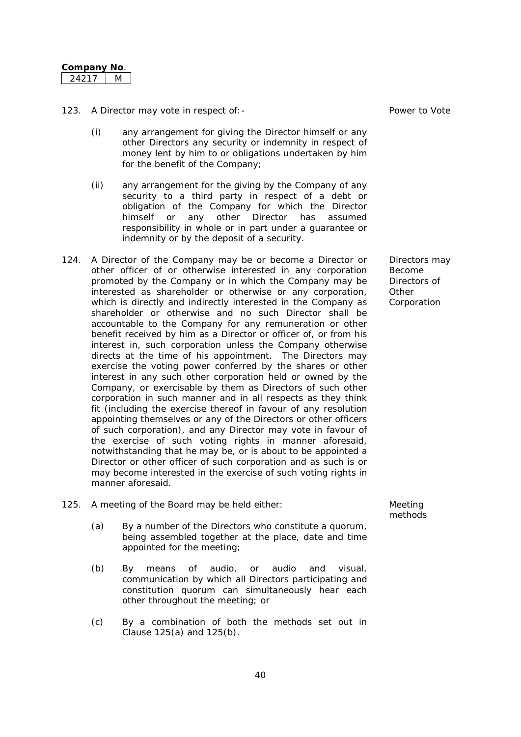**Company No.**

| 24217 | M |
|---|---|

123. A Director may vote in respect of:- *Power to Vote*

    (i) any arrangement for giving the Director himself or any other Directors any security or indemnity in respect of money lent by him to or obligations undertaken by him for the benefit of the Company;

    (ii) any arrangement for the giving by the Company of any security to a third party in respect of a debt or obligation of the Company for which the Director himself or any other Director has assumed responsibility in whole or in part under a guarantee or indemnity or by the deposit of a security.

124. *Directors may Become Directors of Other Corporation* — A Director of the Company may be or become a Director or other officer of or otherwise interested in any corporation promoted by the Company or in which the Company may be interested as shareholder or otherwise or any corporation, which is directly and indirectly interested in the Company as shareholder or otherwise and no such Director shall be accountable to the Company for any remuneration or other benefit received by him as a Director or officer of, or from his interest in, such corporation unless the Company otherwise directs at the time of his appointment. The Directors may exercise the voting power conferred by the shares or other interest in any such other corporation held or owned by the Company, or exercisable by them as Directors of such other corporation in such manner and in all respects as they think fit (including the exercise thereof in favour of any resolution appointing themselves or any of the Directors or other officers of such corporation), and any Director may vote in favour of the exercise of such voting rights in manner aforesaid, notwithstanding that he may be, or is about to be appointed a Director or other officer of such corporation and as such is or may become interested in the exercise of such voting rights in manner aforesaid.

125. A meeting of the Board may be held either: *Meeting methods*

    (a) By a number of the Directors who constitute a quorum, being assembled together at the place, date and time appointed for the meeting;

    (b) By means of audio, or audio and visual, communication by which all Directors participating and constitution quorum can simultaneously hear each other throughout the meeting; or

    (c) By a combination of both the methods set out in Clause 125(a) and 125(b).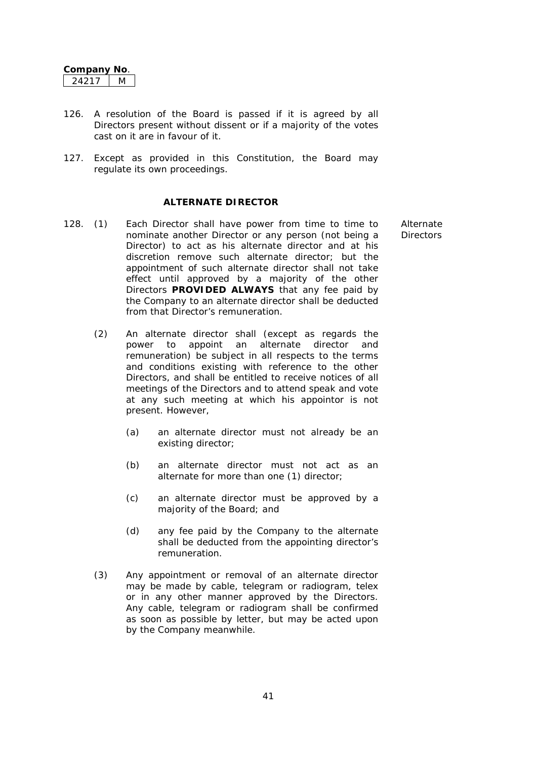**Company No**.

| 24217 | M |
|---|---|

126. A resolution of the Board is passed if it is agreed by all Directors present without dissent or if a majority of the votes cast on it are in favour of it.

127. Except as provided in this Constitution, the Board may regulate its own proceedings.

**ALTERNATE DIRECTOR**

128. (1) Each Director shall have power from time to time to nominate another Director or any person (not being a Director) to act as his alternate director and at his discretion remove such alternate director; but the appointment of such alternate director shall not take effect until approved by a majority of the other Directors **PROVIDED ALWAYS** that any fee paid by the Company to an alternate director shall be deducted from that Director's remuneration.

Alternate Directors

(2) An alternate director shall (except as regards the power to appoint an alternate director and remuneration) be subject in all respects to the terms and conditions existing with reference to the other Directors, and shall be entitled to receive notices of all meetings of the Directors and to attend speak and vote at any such meeting at which his appointor is not present. However,

(a) an alternate director must not already be an existing director;

(b) an alternate director must not act as an alternate for more than one (1) director;

(c) an alternate director must be approved by a majority of the Board; and

(d) any fee paid by the Company to the alternate shall be deducted from the appointing director's remuneration.

(3) Any appointment or removal of an alternate director may be made by cable, telegram or radiogram, telex or in any other manner approved by the Directors. Any cable, telegram or radiogram shall be confirmed as soon as possible by letter, but may be acted upon by the Company meanwhile.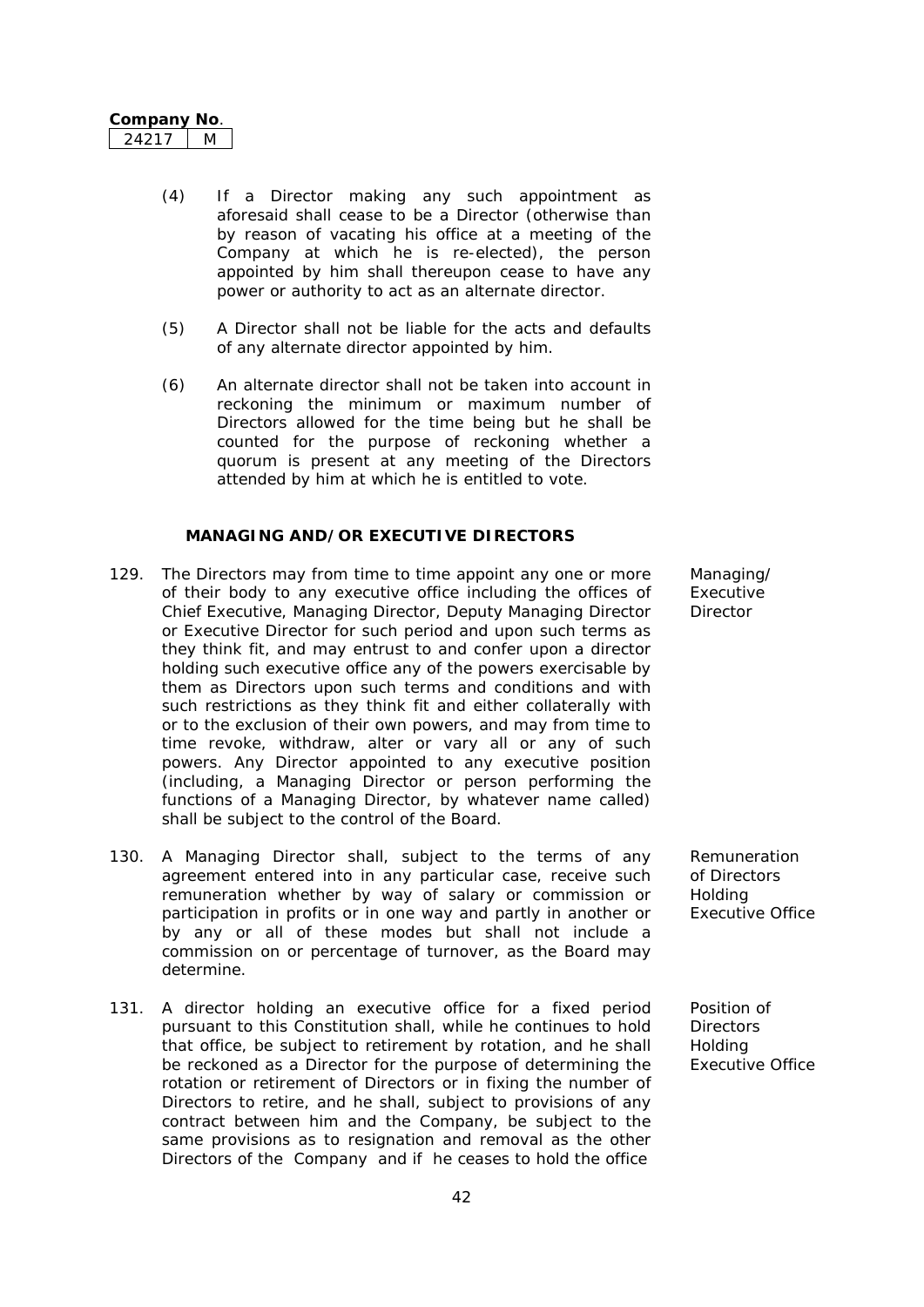(4) If a Director making any such appointment as aforesaid shall cease to be a Director (otherwise than by reason of vacating his office at a meeting of the Company at which he is re-elected), the person appointed by him shall thereupon cease to have any power or authority to act as an alternate director.

(5) A Director shall not be liable for the acts and defaults of any alternate director appointed by him.

(6) An alternate director shall not be taken into account in reckoning the minimum or maximum number of Directors allowed for the time being but he shall be counted for the purpose of reckoning whether a quorum is present at any meeting of the Directors attended by him at which he is entitled to vote.

**MANAGING AND/OR EXECUTIVE DIRECTORS**

129. The Directors may from time to time appoint any one or more of their body to any executive office including the offices of Chief Executive, Managing Director, Deputy Managing Director or Executive Director for such period and upon such terms as they think fit, and may entrust to and confer upon a director holding such executive office any of the powers exercisable by them as Directors upon such terms and conditions and with such restrictions as they think fit and either collaterally with or to the exclusion of their own powers, and may from time to time revoke, withdraw, alter or vary all or any of such powers. Any Director appointed to any executive position (including, a Managing Director or person performing the functions of a Managing Director, by whatever name called) shall be subject to the control of the Board. *Managing/Executive Director*

130. A Managing Director shall, subject to the terms of any agreement entered into in any particular case, receive such remuneration whether by way of salary or commission or participation in profits or in one way and partly in another or by any or all of these modes but shall not include a commission on or percentage of turnover, as the Board may determine. *Remuneration of Directors Holding Executive Office*

131. A director holding an executive office for a fixed period pursuant to this Constitution shall, while he continues to hold that office, be subject to retirement by rotation, and he shall be reckoned as a Director for the purpose of determining the rotation or retirement of Directors or in fixing the number of Directors to retire, and he shall, subject to provisions of any contract between him and the Company, be subject to the same provisions as to resignation and removal as the other Directors of the Company and if he ceases to hold the office *Position of Directors Holding Executive Office*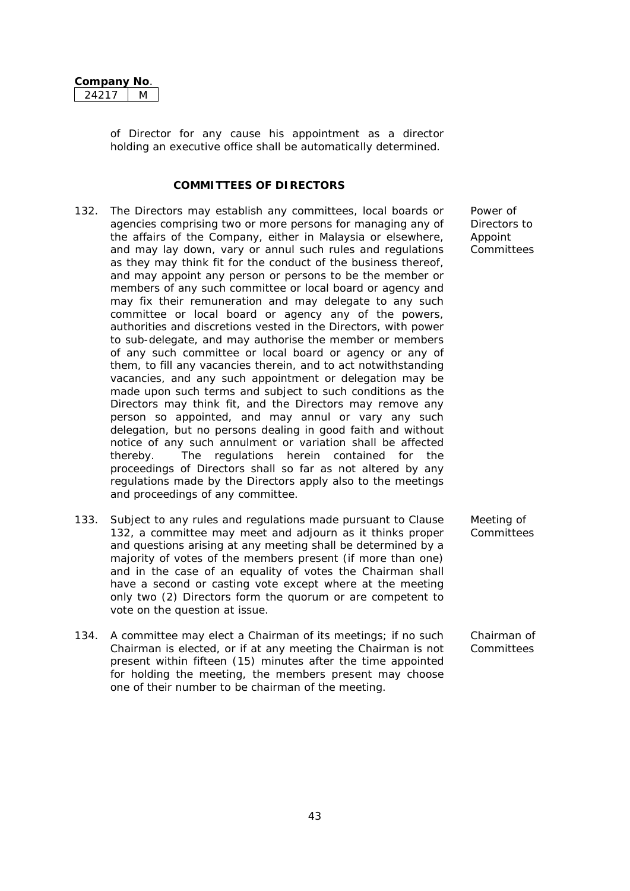of Director for any cause his appointment as a director holding an executive office shall be automatically determined.

## COMMITTEES OF DIRECTORS

132. The Directors may establish any committees, local boards or agencies comprising two or more persons for managing any of the affairs of the Company, either in Malaysia or elsewhere, and may lay down, vary or annul such rules and regulations as they may think fit for the conduct of the business thereof, and may appoint any person or persons to be the member or members of any such committee or local board or agency and may fix their remuneration and may delegate to any such committee or local board or agency any of the powers, authorities and discretions vested in the Directors, with power to sub-delegate, and may authorise the member or members of any such committee or local board or agency or any of them, to fill any vacancies therein, and to act notwithstanding vacancies, and any such appointment or delegation may be made upon such terms and subject to such conditions as the Directors may think fit, and the Directors may remove any person so appointed, and may annul or vary any such delegation, but no persons dealing in good faith and without notice of any such annulment or variation shall be affected thereby. The regulations herein contained for the proceedings of Directors shall so far as not altered by any regulations made by the Directors apply also to the meetings and proceedings of any committee.

*Power of Directors to Appoint Committees*

133. Subject to any rules and regulations made pursuant to Clause 132, a committee may meet and adjourn as it thinks proper and questions arising at any meeting shall be determined by a majority of votes of the members present (if more than one) and in the case of an equality of votes the Chairman shall have a second or casting vote except where at the meeting only two (2) Directors form the quorum or are competent to vote on the question at issue.

*Meeting of Committees*

134. A committee may elect a Chairman of its meetings; if no such Chairman is elected, or if at any meeting the Chairman is not present within fifteen (15) minutes after the time appointed for holding the meeting, the members present may choose one of their number to be chairman of the meeting.

*Chairman of Committees*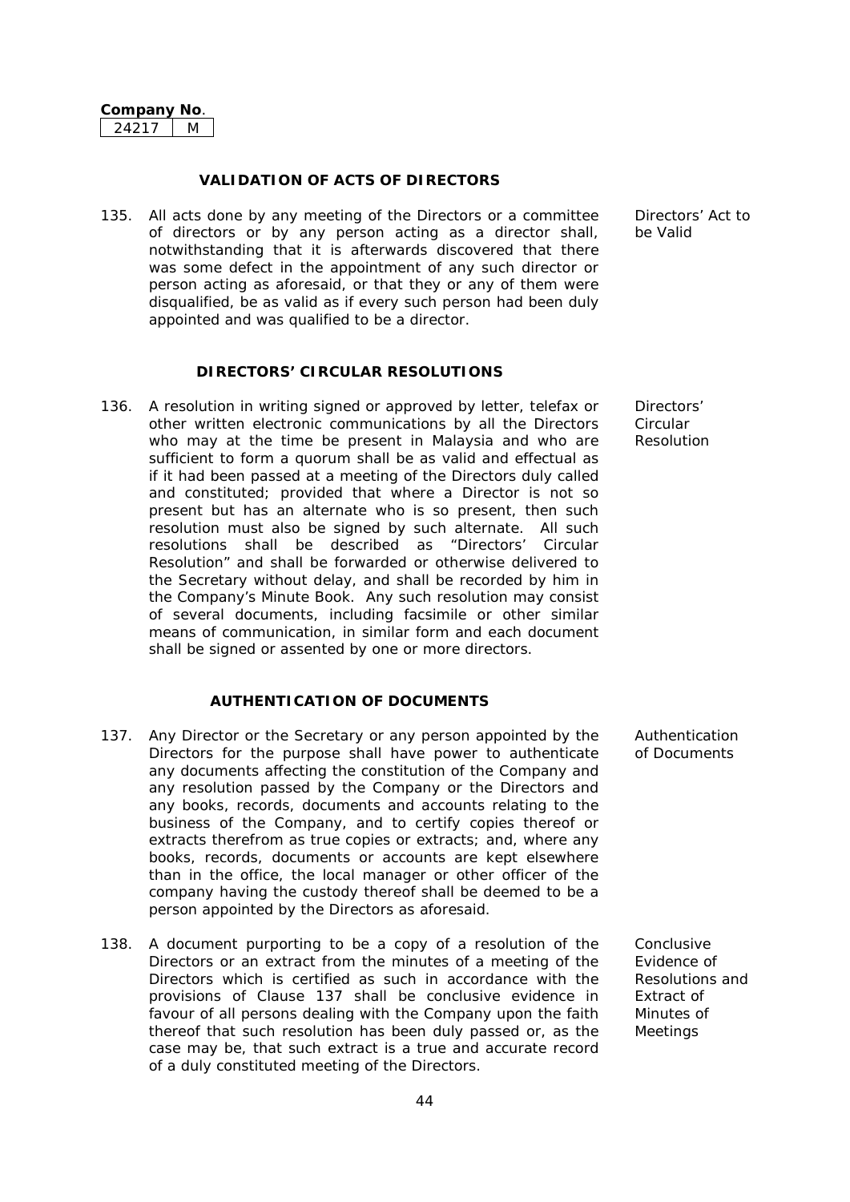**Company No.**

| 24217 | M |
|---|---|

## VALIDATION OF ACTS OF DIRECTORS

135. All acts done by any meeting of the Directors or a committee of directors or by any person acting as a director shall, notwithstanding that it is afterwards discovered that there was some defect in the appointment of any such director or person acting as aforesaid, or that they or any of them were disqualified, be as valid as if every such person had been duly appointed and was qualified to be a director.

*Directors' Act to be Valid*

## DIRECTORS' CIRCULAR RESOLUTIONS

136. A resolution in writing signed or approved by letter, telefax or other written electronic communications by all the Directors who may at the time be present in Malaysia and who are sufficient to form a quorum shall be as valid and effectual as if it had been passed at a meeting of the Directors duly called and constituted; provided that where a Director is not so present but has an alternate who is so present, then such resolution must also be signed by such alternate. All such resolutions shall be described as "Directors' Circular Resolution" and shall be forwarded or otherwise delivered to the Secretary without delay, and shall be recorded by him in the Company's Minute Book. Any such resolution may consist of several documents, including facsimile or other similar means of communication, in similar form and each document shall be signed or assented by one or more directors.

*Directors' Circular Resolution*

## AUTHENTICATION OF DOCUMENTS

137. Any Director or the Secretary or any person appointed by the Directors for the purpose shall have power to authenticate any documents affecting the constitution of the Company and any resolution passed by the Company or the Directors and any books, records, documents and accounts relating to the business of the Company, and to certify copies thereof or extracts therefrom as true copies or extracts; and, where any books, records, documents or accounts are kept elsewhere than in the office, the local manager or other officer of the company having the custody thereof shall be deemed to be a person appointed by the Directors as aforesaid.

*Authentication of Documents*

138. A document purporting to be a copy of a resolution of the Directors or an extract from the minutes of a meeting of the Directors which is certified as such in accordance with the provisions of Clause 137 shall be conclusive evidence in favour of all persons dealing with the Company upon the faith thereof that such resolution has been duly passed or, as the case may be, that such extract is a true and accurate record of a duly constituted meeting of the Directors.

*Conclusive Evidence of Resolutions and Extract of Minutes of Meetings*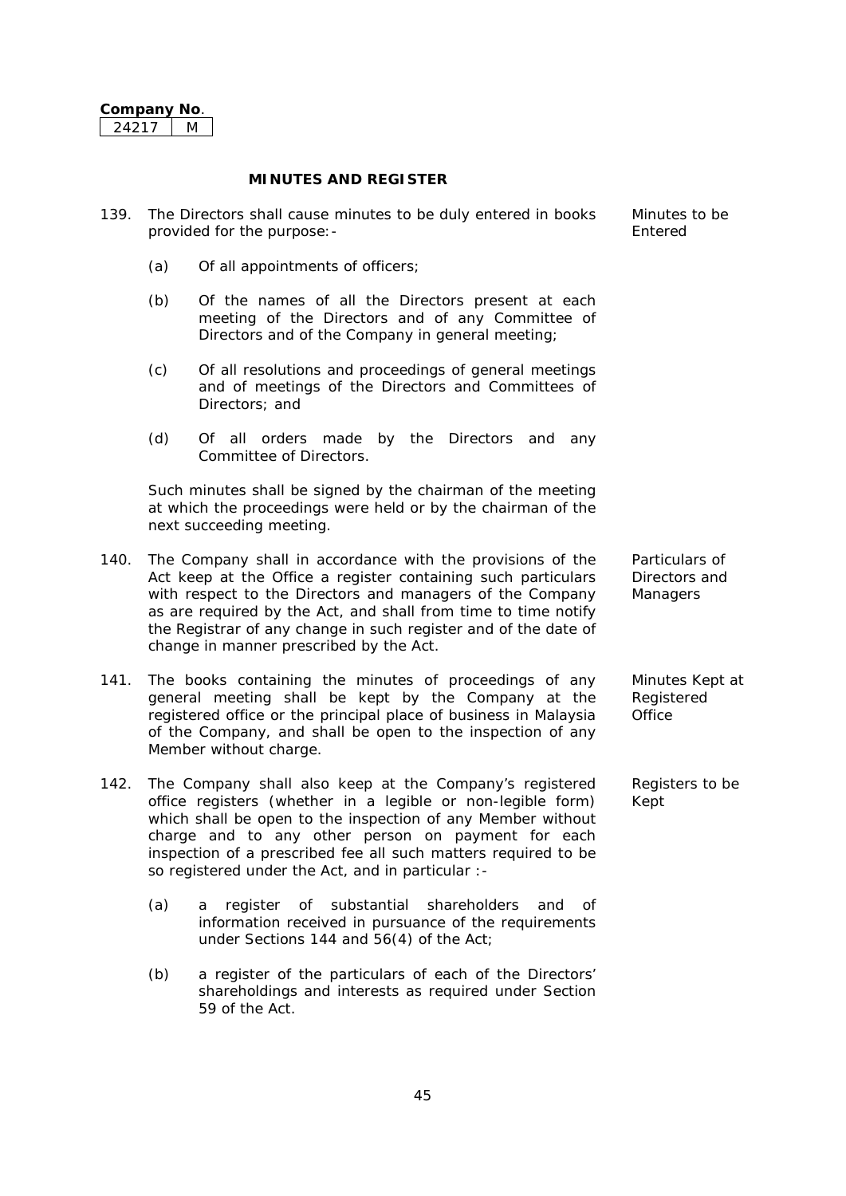**Company No.** 24217 M

## MINUTES AND REGISTER

139. The Directors shall cause minutes to be duly entered in books provided for the purpose:- *Minutes to be Entered*

    (a) Of all appointments of officers;

    (b) Of the names of all the Directors present at each meeting of the Directors and of any Committee of Directors and of the Company in general meeting;

    (c) Of all resolutions and proceedings of general meetings and of meetings of the Directors and Committees of Directors; and

    (d) Of all orders made by the Directors and any Committee of Directors.

    Such minutes shall be signed by the chairman of the meeting at which the proceedings were held or by the chairman of the next succeeding meeting.

140. The Company shall in accordance with the provisions of the Act keep at the Office a register containing such particulars with respect to the Directors and managers of the Company as are required by the Act, and shall from time to time notify the Registrar of any change in such register and of the date of change in manner prescribed by the Act. *Particulars of Directors and Managers*

141. The books containing the minutes of proceedings of any general meeting shall be kept by the Company at the registered office or the principal place of business in Malaysia of the Company, and shall be open to the inspection of any Member without charge. *Minutes Kept at Registered Office*

142. The Company shall also keep at the Company's registered office registers (whether in a legible or non-legible form) which shall be open to the inspection of any Member without charge and to any other person on payment for each inspection of a prescribed fee all such matters required to be so registered under the Act, and in particular :- *Registers to be Kept*

    (a) a register of substantial shareholders and of information received in pursuance of the requirements under Sections 144 and 56(4) of the Act;

    (b) a register of the particulars of each of the Directors' shareholdings and interests as required under Section 59 of the Act.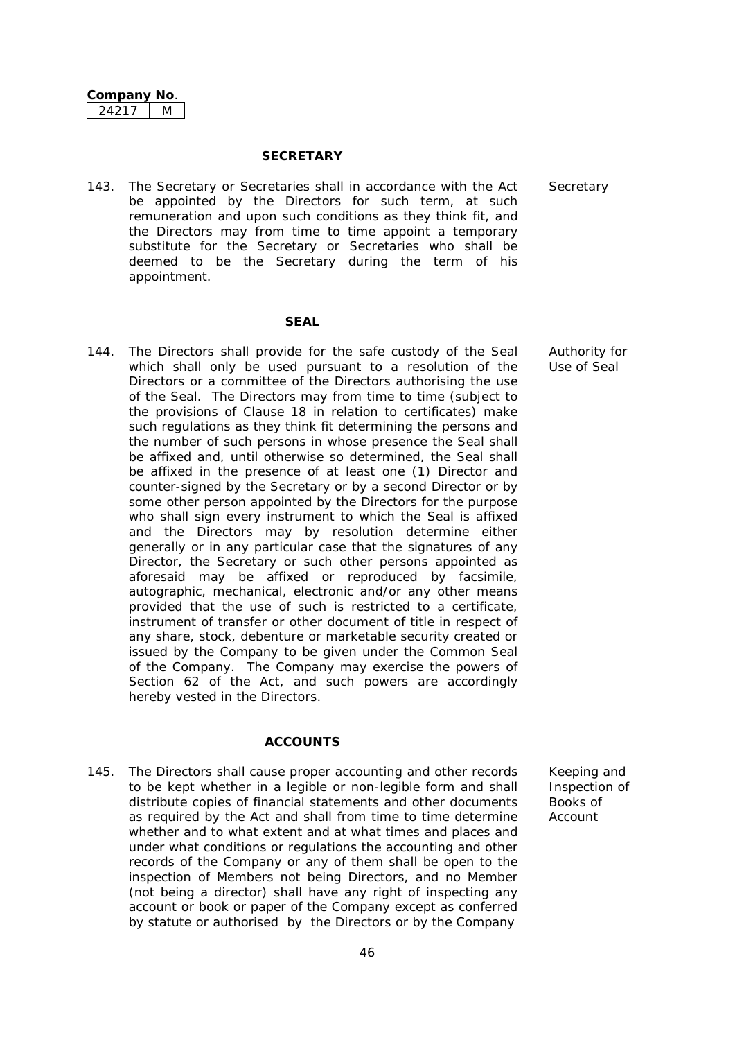**Company No.**

| 24217 | M |
|---|---|

## SECRETARY

143. The Secretary or Secretaries shall in accordance with the Act be appointed by the Directors for such term, at such remuneration and upon such conditions as they think fit, and the Directors may from time to time appoint a temporary substitute for the Secretary or Secretaries who shall be deemed to be the Secretary during the term of his appointment. *Secretary*

## SEAL

144. The Directors shall provide for the safe custody of the Seal which shall only be used pursuant to a resolution of the Directors or a committee of the Directors authorising the use of the Seal. The Directors may from time to time (subject to the provisions of Clause 18 in relation to certificates) make such regulations as they think fit determining the persons and the number of such persons in whose presence the Seal shall be affixed and, until otherwise so determined, the Seal shall be affixed in the presence of at least one (1) Director and counter-signed by the Secretary or by a second Director or by some other person appointed by the Directors for the purpose who shall sign every instrument to which the Seal is affixed and the Directors may by resolution determine either generally or in any particular case that the signatures of any Director, the Secretary or such other persons appointed as aforesaid may be affixed or reproduced by facsimile, autographic, mechanical, electronic and/or any other means provided that the use of such is restricted to a certificate, instrument of transfer or other document of title in respect of any share, stock, debenture or marketable security created or issued by the Company to be given under the Common Seal of the Company. The Company may exercise the powers of Section 62 of the Act, and such powers are accordingly hereby vested in the Directors. *Authority for Use of Seal*

## ACCOUNTS

145. The Directors shall cause proper accounting and other records to be kept whether in a legible or non-legible form and shall distribute copies of financial statements and other documents as required by the Act and shall from time to time determine whether and to what extent and at what times and places and under what conditions or regulations the accounting and other records of the Company or any of them shall be open to the inspection of Members not being Directors, and no Member (not being a director) shall have any right of inspecting any account or book or paper of the Company except as conferred by statute or authorised by the Directors or by the Company *Keeping and Inspection of Books of Account*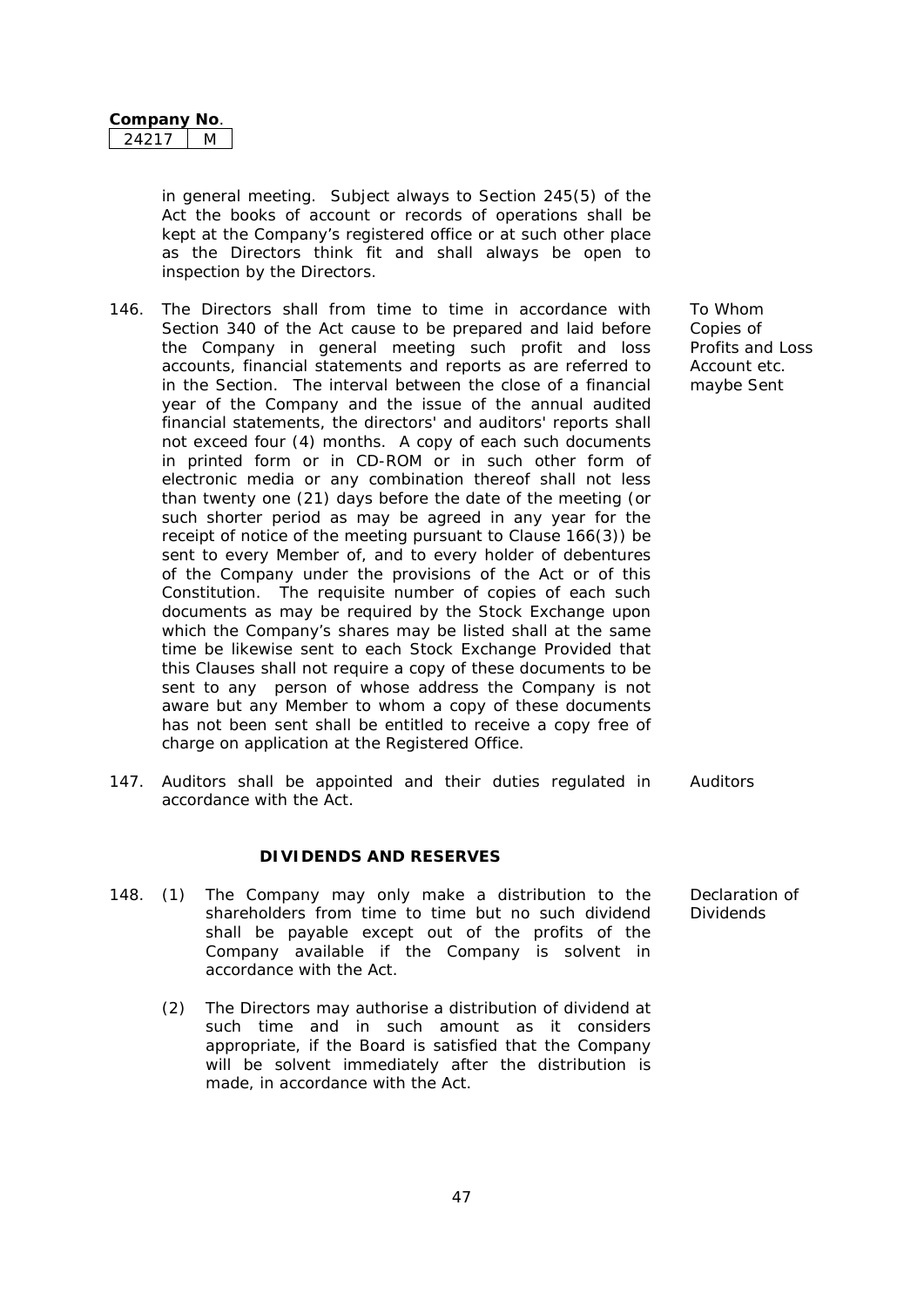in general meeting. Subject always to Section 245(5) of the Act the books of account or records of operations shall be kept at the Company's registered office or at such other place as the Directors think fit and shall always be open to inspection by the Directors.

146. The Directors shall from time to time in accordance with Section 340 of the Act cause to be prepared and laid before the Company in general meeting such profit and loss accounts, financial statements and reports as are referred to in the Section. The interval between the close of a financial year of the Company and the issue of the annual audited financial statements, the directors' and auditors' reports shall not exceed four (4) months. A copy of each such documents in printed form or in CD-ROM or in such other form of electronic media or any combination thereof shall not less than twenty one (21) days before the date of the meeting (or such shorter period as may be agreed in any year for the receipt of notice of the meeting pursuant to Clause 166(3)) be sent to every Member of, and to every holder of debentures of the Company under the provisions of the Act or of this Constitution. The requisite number of copies of each such documents as may be required by the Stock Exchange upon which the Company's shares may be listed shall at the same time be likewise sent to each Stock Exchange Provided that this Clauses shall not require a copy of these documents to be sent to any person of whose address the Company is not aware but any Member to whom a copy of these documents has not been sent shall be entitled to receive a copy free of charge on application at the Registered Office. *(To Whom Copies of Profits and Loss Account etc. maybe Sent)*

147. Auditors shall be appointed and their duties regulated in accordance with the Act. *(Auditors)*

## DIVIDENDS AND RESERVES

148. (1) The Company may only make a distribution to the shareholders from time to time but no such dividend shall be payable except out of the profits of the Company available if the Company is solvent in accordance with the Act. *(Declaration of Dividends)*

(2) The Directors may authorise a distribution of dividend at such time and in such amount as it considers appropriate, if the Board is satisfied that the Company will be solvent immediately after the distribution is made, in accordance with the Act.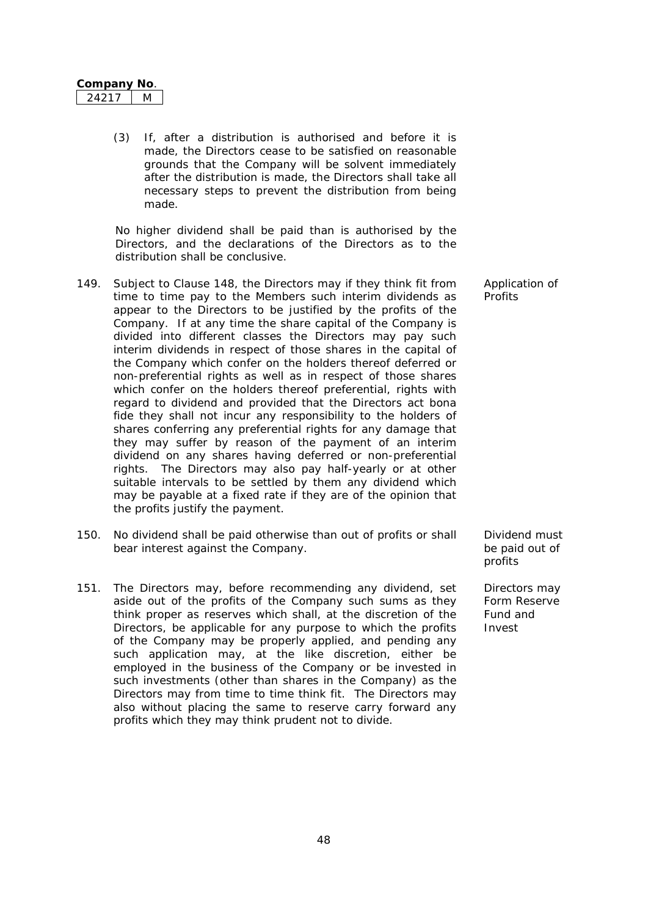**Company No.**

| 24217 | M |
|---|---|

(3) If, after a distribution is authorised and before it is made, the Directors cease to be satisfied on reasonable grounds that the Company will be solvent immediately after the distribution is made, the Directors shall take all necessary steps to prevent the distribution from being made.

No higher dividend shall be paid than is authorised by the Directors, and the declarations of the Directors as to the distribution shall be conclusive.

149. Subject to Clause 148, the Directors may if they think fit from time to time pay to the Members such interim dividends as appear to the Directors to be justified by the profits of the Company. If at any time the share capital of the Company is divided into different classes the Directors may pay such interim dividends in respect of those shares in the capital of the Company which confer on the holders thereof deferred or non-preferential rights as well as in respect of those shares which confer on the holders thereof preferential, rights with regard to dividend and provided that the Directors act bona fide they shall not incur any responsibility to the holders of shares conferring any preferential rights for any damage that they may suffer by reason of the payment of an interim dividend on any shares having deferred or non-preferential rights. The Directors may also pay half-yearly or at other suitable intervals to be settled by them any dividend which may be payable at a fixed rate if they are of the opinion that the profits justify the payment. *Application of Profits*

150. No dividend shall be paid otherwise than out of profits or shall bear interest against the Company. *Dividend must be paid out of profits*

151. The Directors may, before recommending any dividend, set aside out of the profits of the Company such sums as they think proper as reserves which shall, at the discretion of the Directors, be applicable for any purpose to which the profits of the Company may be properly applied, and pending any such application may, at the like discretion, either be employed in the business of the Company or be invested in such investments (other than shares in the Company) as the Directors may from time to time think fit. The Directors may also without placing the same to reserve carry forward any profits which they may think prudent not to divide. *Directors may Form Reserve Fund and Invest*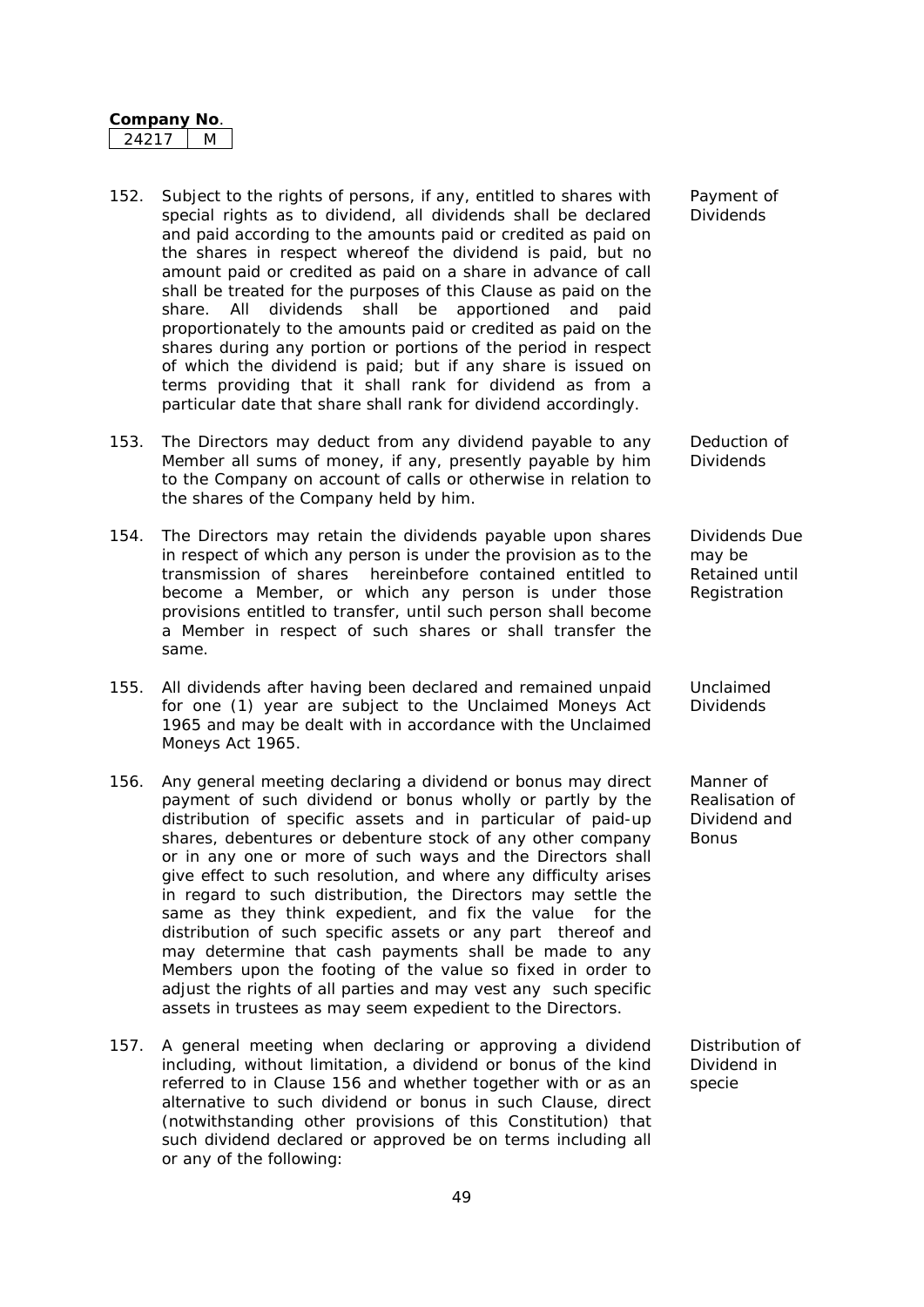152. Subject to the rights of persons, if any, entitled to shares with special rights as to dividend, all dividends shall be declared and paid according to the amounts paid or credited as paid on the shares in respect whereof the dividend is paid, but no amount paid or credited as paid on a share in advance of call shall be treated for the purposes of this Clause as paid on the share. All dividends shall be apportioned and paid proportionately to the amounts paid or credited as paid on the shares during any portion or portions of the period in respect of which the dividend is paid; but if any share is issued on terms providing that it shall rank for dividend as from a particular date that share shall rank for dividend accordingly. *Payment of Dividends*

153. The Directors may deduct from any dividend payable to any Member all sums of money, if any, presently payable by him to the Company on account of calls or otherwise in relation to the shares of the Company held by him. *Deduction of Dividends*

154. The Directors may retain the dividends payable upon shares in respect of which any person is under the provision as to the transmission of shares hereinbefore contained entitled to become a Member, or which any person is under those provisions entitled to transfer, until such person shall become a Member in respect of such shares or shall transfer the same. *Dividends Due may be Retained until Registration*

155. All dividends after having been declared and remained unpaid for one (1) year are subject to the Unclaimed Moneys Act 1965 and may be dealt with in accordance with the Unclaimed Moneys Act 1965. *Unclaimed Dividends*

156. Any general meeting declaring a dividend or bonus may direct payment of such dividend or bonus wholly or partly by the distribution of specific assets and in particular of paid-up shares, debentures or debenture stock of any other company or in any one or more of such ways and the Directors shall give effect to such resolution, and where any difficulty arises in regard to such distribution, the Directors may settle the same as they think expedient, and fix the value for the distribution of such specific assets or any part thereof and may determine that cash payments shall be made to any Members upon the footing of the value so fixed in order to adjust the rights of all parties and may vest any such specific assets in trustees as may seem expedient to the Directors. *Manner of Realisation of Dividend and Bonus*

157. A general meeting when declaring or approving a dividend including, without limitation, a dividend or bonus of the kind referred to in Clause 156 and whether together with or as an alternative to such dividend or bonus in such Clause, direct (notwithstanding other provisions of this Constitution) that such dividend declared or approved be on terms including all or any of the following: *Distribution of Dividend in specie*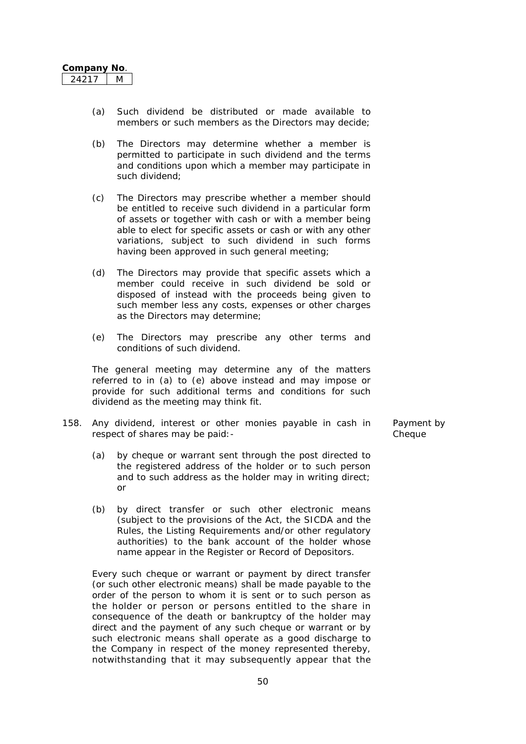**Company No.**

| 24217 | M |
|---|---|

(a) Such dividend be distributed or made available to members or such members as the Directors may decide;

(b) The Directors may determine whether a member is permitted to participate in such dividend and the terms and conditions upon which a member may participate in such dividend;

(c) The Directors may prescribe whether a member should be entitled to receive such dividend in a particular form of assets or together with cash or with a member being able to elect for specific assets or cash or with any other variations, subject to such dividend in such forms having been approved in such general meeting;

(d) The Directors may provide that specific assets which a member could receive in such dividend be sold or disposed of instead with the proceeds being given to such member less any costs, expenses or other charges as the Directors may determine;

(e) The Directors may prescribe any other terms and conditions of such dividend.

The general meeting may determine any of the matters referred to in (a) to (e) above instead and may impose or provide for such additional terms and conditions for such dividend as the meeting may think fit.

158. Any dividend, interest or other monies payable in cash in respect of shares may be paid:- *Payment by Cheque*

(a) by cheque or warrant sent through the post directed to the registered address of the holder or to such person and to such address as the holder may in writing direct; or

(b) by direct transfer or such other electronic means (subject to the provisions of the Act, the SICDA and the Rules, the Listing Requirements and/or other regulatory authorities) to the bank account of the holder whose name appear in the Register or Record of Depositors.

Every such cheque or warrant or payment by direct transfer (or such other electronic means) shall be made payable to the order of the person to whom it is sent or to such person as the holder or person or persons entitled to the share in consequence of the death or bankruptcy of the holder may direct and the payment of any such cheque or warrant or by such electronic means shall operate as a good discharge to the Company in respect of the money represented thereby, notwithstanding that it may subsequently appear that the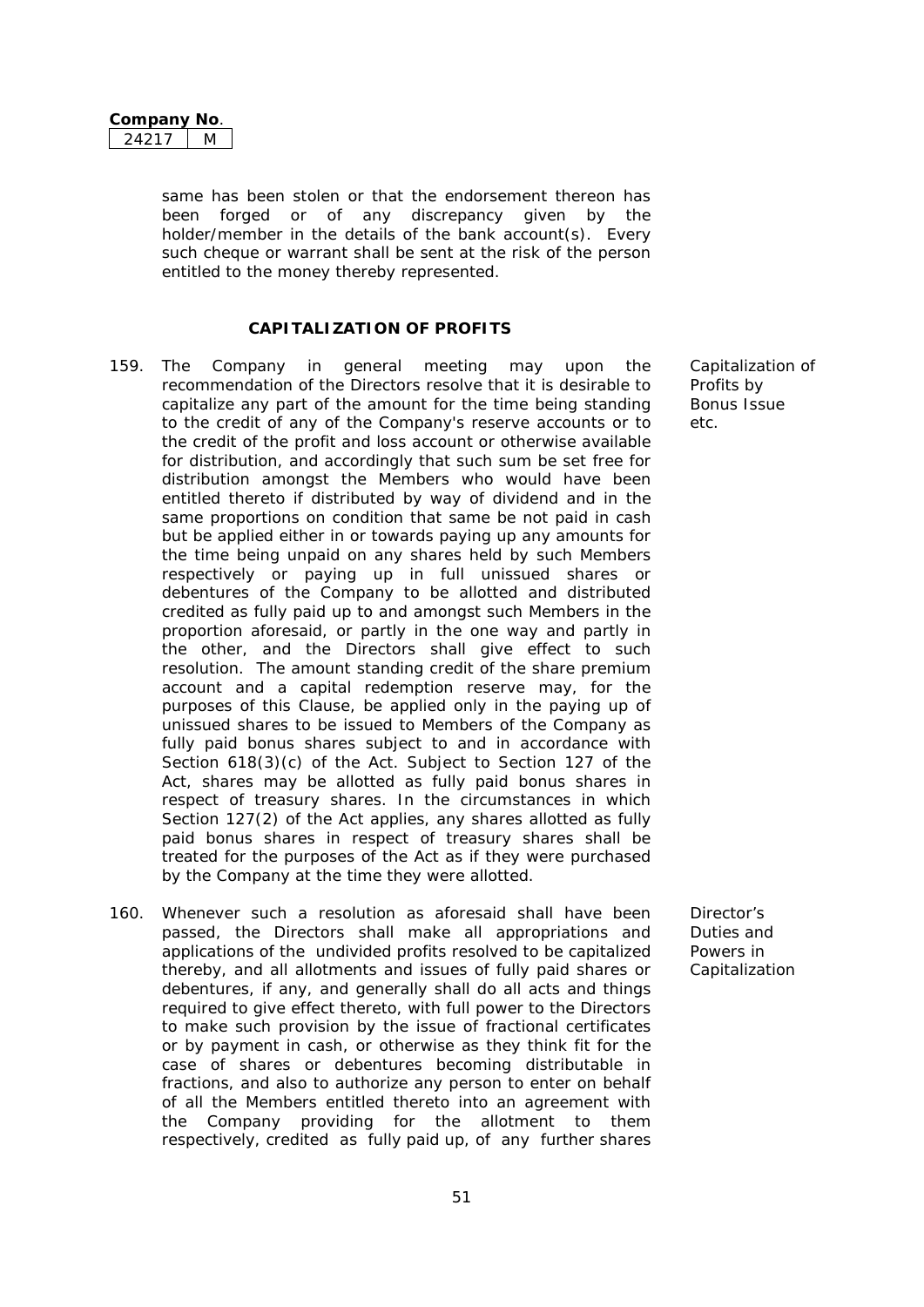same has been stolen or that the endorsement thereon has been forged or of any discrepancy given by the holder/member in the details of the bank account(s). Every such cheque or warrant shall be sent at the risk of the person entitled to the money thereby represented.

## CAPITALIZATION OF PROFITS

159. The Company in general meeting may upon the recommendation of the Directors resolve that it is desirable to capitalize any part of the amount for the time being standing to the credit of any of the Company's reserve accounts or to the credit of the profit and loss account or otherwise available for distribution, and accordingly that such sum be set free for distribution amongst the Members who would have been entitled thereto if distributed by way of dividend and in the same proportions on condition that same be not paid in cash but be applied either in or towards paying up any amounts for the time being unpaid on any shares held by such Members respectively or paying up in full unissued shares or debentures of the Company to be allotted and distributed credited as fully paid up to and amongst such Members in the proportion aforesaid, or partly in the one way and partly in the other, and the Directors shall give effect to such resolution. The amount standing credit of the share premium account and a capital redemption reserve may, for the purposes of this Clause, be applied only in the paying up of unissued shares to be issued to Members of the Company as fully paid bonus shares subject to and in accordance with Section 618(3)(c) of the Act. Subject to Section 127 of the Act, shares may be allotted as fully paid bonus shares in respect of treasury shares. In the circumstances in which Section 127(2) of the Act applies, any shares allotted as fully paid bonus shares in respect of treasury shares shall be treated for the purposes of the Act as if they were purchased by the Company at the time they were allotted.

   *Capitalization of Profits by Bonus Issue etc.*

160. Whenever such a resolution as aforesaid shall have been passed, the Directors shall make all appropriations and applications of the undivided profits resolved to be capitalized thereby, and all allotments and issues of fully paid shares or debentures, if any, and generally shall do all acts and things required to give effect thereto, with full power to the Directors to make such provision by the issue of fractional certificates or by payment in cash, or otherwise as they think fit for the case of shares or debentures becoming distributable in fractions, and also to authorize any person to enter on behalf of all the Members entitled thereto into an agreement with the Company providing for the allotment to them respectively, credited as fully paid up, of any further shares

   *Director's Duties and Powers in Capitalization*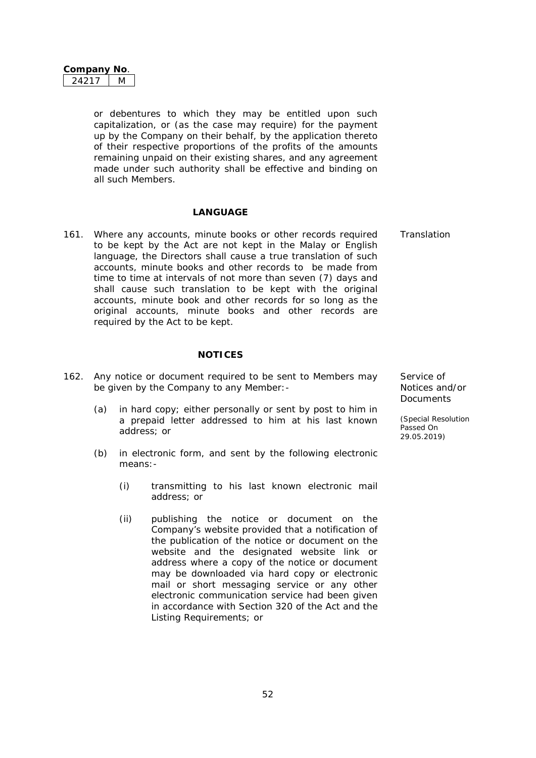or debentures to which they may be entitled upon such capitalization, or (as the case may require) for the payment up by the Company on their behalf, by the application thereto of their respective proportions of the profits of the amounts remaining unpaid on their existing shares, and any agreement made under such authority shall be effective and binding on all such Members.

## LANGUAGE

Translation

161. Where any accounts, minute books or other records required to be kept by the Act are not kept in the Malay or English language, the Directors shall cause a true translation of such accounts, minute books and other records to be made from time to time at intervals of not more than seven (7) days and shall cause such translation to be kept with the original accounts, minute book and other records for so long as the original accounts, minute books and other records are required by the Act to be kept.

## NOTICES

Service of Notices and/or Documents

*(Special Resolution Passed On 29.05.2019)*

162. Any notice or document required to be sent to Members may be given by the Company to any Member:-

    (a) in hard copy; either personally or sent by post to him in a prepaid letter addressed to him at his last known address; or

    (b) in electronic form, and sent by the following electronic means:-

        (i) transmitting to his last known electronic mail address; or

        (ii) publishing the notice or document on the Company's website provided that a notification of the publication of the notice or document on the website and the designated website link or address where a copy of the notice or document may be downloaded via hard copy or electronic mail or short messaging service or any other electronic communication service had been given in accordance with Section 320 of the Act and the Listing Requirements; or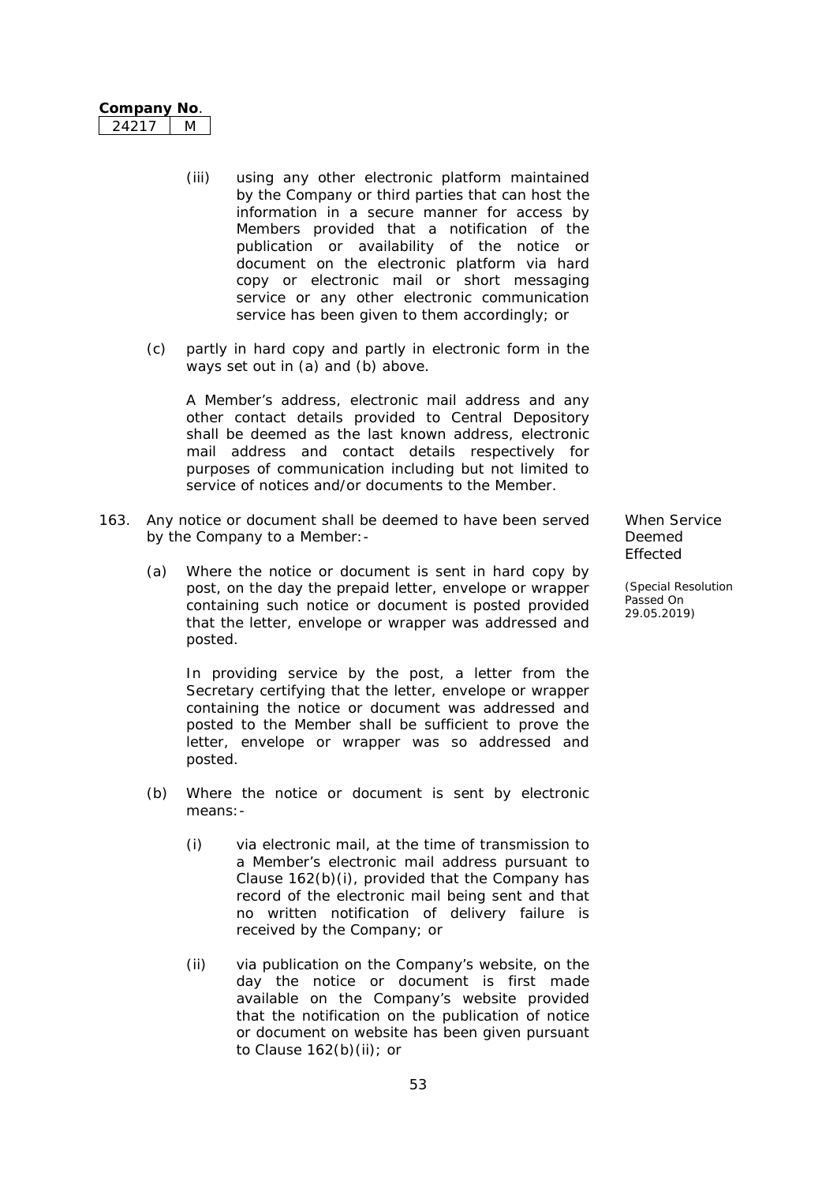(iii) using any other electronic platform maintained by the Company or third parties that can host the information in a secure manner for access by Members provided that a notification of the publication or availability of the notice or document on the electronic platform via hard copy or electronic mail or short messaging service or any other electronic communication service has been given to them accordingly; or

(c) partly in hard copy and partly in electronic form in the ways set out in (a) and (b) above.

A Member's address, electronic mail address and any other contact details provided to Central Depository shall be deemed as the last known address, electronic mail address and contact details respectively for purposes of communication including but not limited to service of notices and/or documents to the Member.

**When Service Deemed Effected**

*(Special Resolution Passed On 29.05.2019)*

163. Any notice or document shall be deemed to have been served by the Company to a Member:-

(a) Where the notice or document is sent in hard copy by post, on the day the prepaid letter, envelope or wrapper containing such notice or document is posted provided that the letter, envelope or wrapper was addressed and posted.

In providing service by the post, a letter from the Secretary certifying that the letter, envelope or wrapper containing the notice or document was addressed and posted to the Member shall be sufficient to prove the letter, envelope or wrapper was so addressed and posted.

(b) Where the notice or document is sent by electronic means:-

(i) via electronic mail, at the time of transmission to a Member's electronic mail address pursuant to Clause 162(b)(i), provided that the Company has record of the electronic mail being sent and that no written notification of delivery failure is received by the Company; or

(ii) via publication on the Company's website, on the day the notice or document is first made available on the Company's website provided that the notification on the publication of notice or document on website has been given pursuant to Clause 162(b)(ii); or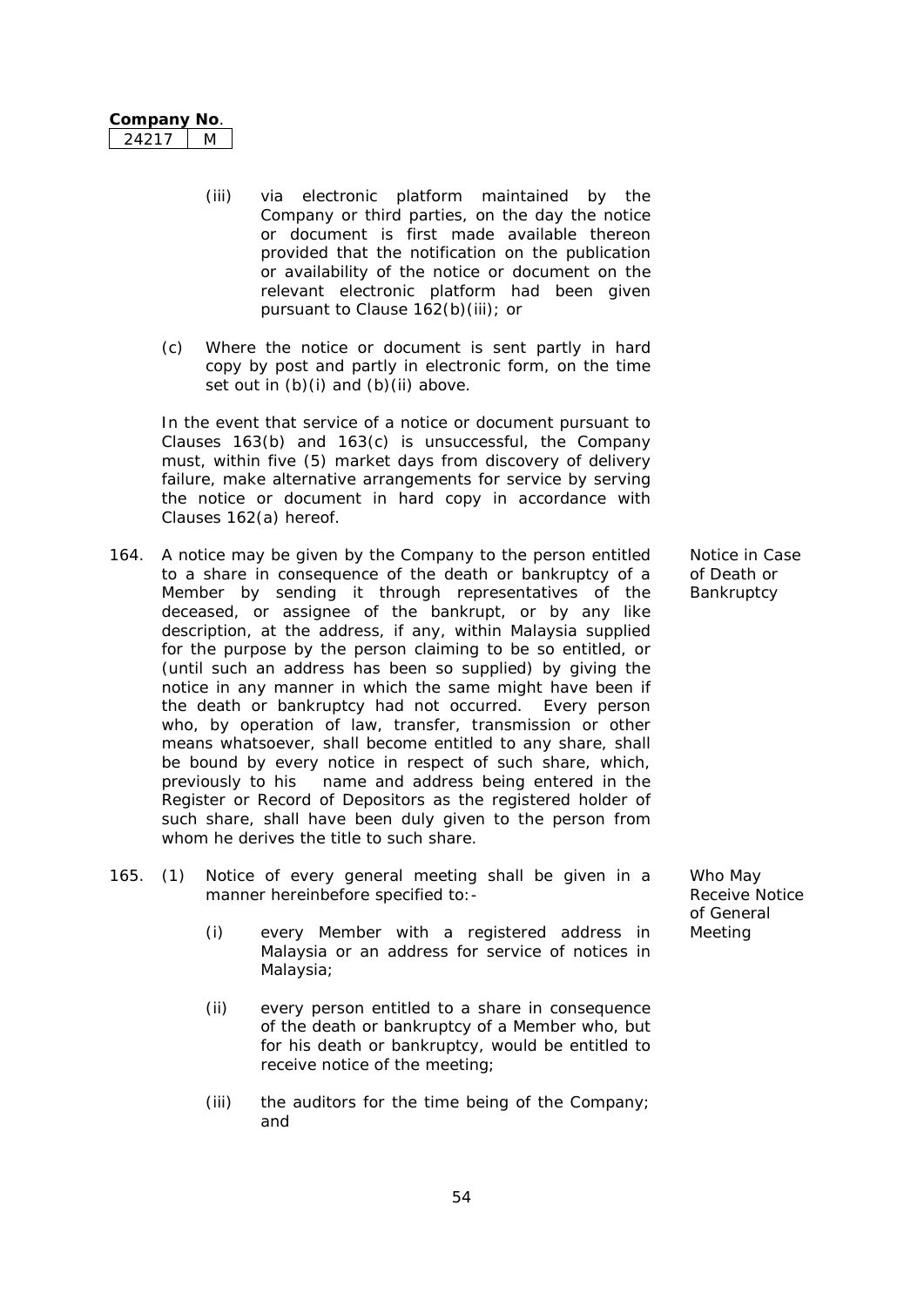**Company No.**

| 24217 | M |
|---|---|

(iii) via electronic platform maintained by the Company or third parties, on the day the notice or document is first made available thereon provided that the notification on the publication or availability of the notice or document on the relevant electronic platform had been given pursuant to Clause 162(b)(iii); or

(c) Where the notice or document is sent partly in hard copy by post and partly in electronic form, on the time set out in (b)(i) and (b)(ii) above.

In the event that service of a notice or document pursuant to Clauses 163(b) and 163(c) is unsuccessful, the Company must, within five (5) market days from discovery of delivery failure, make alternative arrangements for service by serving the notice or document in hard copy in accordance with Clauses 162(a) hereof.

*Notice in Case of Death or Bankruptcy*

164. A notice may be given by the Company to the person entitled to a share in consequence of the death or bankruptcy of a Member by sending it through representatives of the deceased, or assignee of the bankrupt, or by any like description, at the address, if any, within Malaysia supplied for the purpose by the person claiming to be so entitled, or (until such an address has been so supplied) by giving the notice in any manner in which the same might have been if the death or bankruptcy had not occurred. Every person who, by operation of law, transfer, transmission or other means whatsoever, shall become entitled to any share, shall be bound by every notice in respect of such share, which, previously to his name and address being entered in the Register or Record of Depositors as the registered holder of such share, shall have been duly given to the person from whom he derives the title to such share.

*Who May Receive Notice of General Meeting*

165. (1) Notice of every general meeting shall be given in a manner hereinbefore specified to:-

(i) every Member with a registered address in Malaysia or an address for service of notices in Malaysia;

(ii) every person entitled to a share in consequence of the death or bankruptcy of a Member who, but for his death or bankruptcy, would be entitled to receive notice of the meeting;

(iii) the auditors for the time being of the Company; and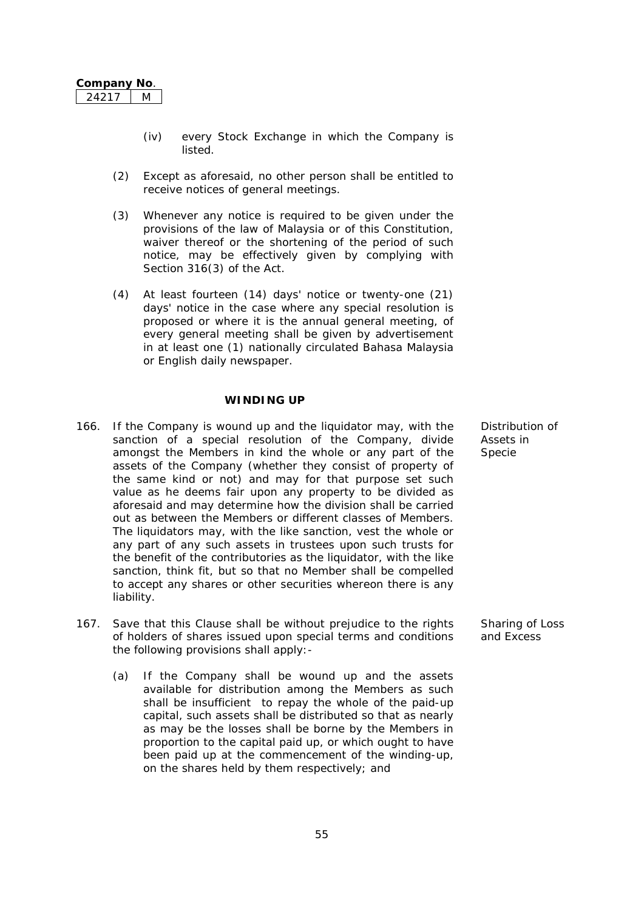(iv) every Stock Exchange in which the Company is listed.

(2) Except as aforesaid, no other person shall be entitled to receive notices of general meetings.

(3) Whenever any notice is required to be given under the provisions of the law of Malaysia or of this Constitution, waiver thereof or the shortening of the period of such notice, may be effectively given by complying with Section 316(3) of the Act.

(4) At least fourteen (14) days' notice or twenty-one (21) days' notice in the case where any special resolution is proposed or where it is the annual general meeting, of every general meeting shall be given by advertisement in at least one (1) nationally circulated Bahasa Malaysia or English daily newspaper.

## WINDING UP

*Distribution of Assets in Specie*

166. If the Company is wound up and the liquidator may, with the sanction of a special resolution of the Company, divide amongst the Members in kind the whole or any part of the assets of the Company (whether they consist of property of the same kind or not) and may for that purpose set such value as he deems fair upon any property to be divided as aforesaid and may determine how the division shall be carried out as between the Members or different classes of Members. The liquidators may, with the like sanction, vest the whole or any part of any such assets in trustees upon such trusts for the benefit of the contributories as the liquidator, with the like sanction, think fit, but so that no Member shall be compelled to accept any shares or other securities whereon there is any liability.

*Sharing of Loss and Excess*

167. Save that this Clause shall be without prejudice to the rights of holders of shares issued upon special terms and conditions the following provisions shall apply:-

(a) If the Company shall be wound up and the assets available for distribution among the Members as such shall be insufficient to repay the whole of the paid-up capital, such assets shall be distributed so that as nearly as may be the losses shall be borne by the Members in proportion to the capital paid up, or which ought to have been paid up at the commencement of the winding-up, on the shares held by them respectively; and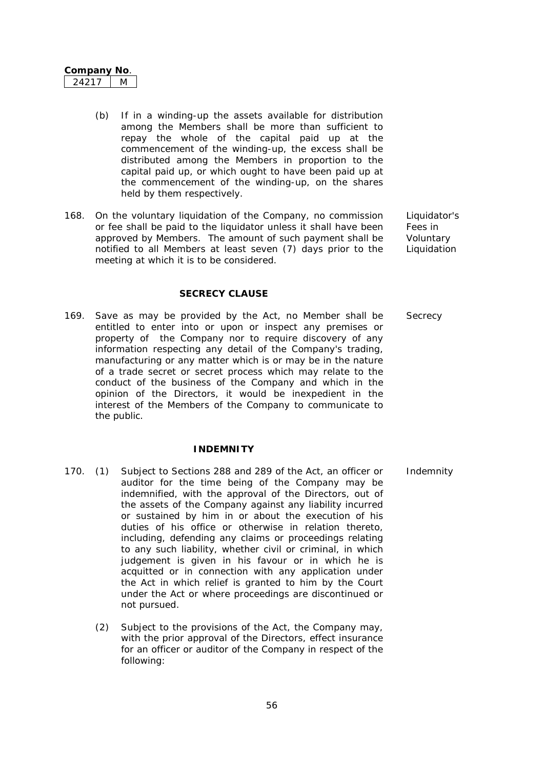(b) If in a winding-up the assets available for distribution among the Members shall be more than sufficient to repay the whole of the capital paid up at the commencement of the winding-up, the excess shall be distributed among the Members in proportion to the capital paid up, or which ought to have been paid up at the commencement of the winding-up, on the shares held by them respectively.

168. On the voluntary liquidation of the Company, no commission or fee shall be paid to the liquidator unless it shall have been approved by Members. The amount of such payment shall be notified to all Members at least seven (7) days prior to the meeting at which it is to be considered. *Liquidator's Fees in Voluntary Liquidation*

## SECRECY CLAUSE

169. Save as may be provided by the Act, no Member shall be entitled to enter into or upon or inspect any premises or property of the Company nor to require discovery of any information respecting any detail of the Company's trading, manufacturing or any matter which is or may be in the nature of a trade secret or secret process which may relate to the conduct of the business of the Company and which in the opinion of the Directors, it would be inexpedient in the interest of the Members of the Company to communicate to the public. *Secrecy*

## INDEMNITY

170. (1) Subject to Sections 288 and 289 of the Act, an officer or auditor for the time being of the Company may be indemnified, with the approval of the Directors, out of the assets of the Company against any liability incurred or sustained by him in or about the execution of his duties of his office or otherwise in relation thereto, including, defending any claims or proceedings relating to any such liability, whether civil or criminal, in which judgement is given in his favour or in which he is acquitted or in connection with any application under the Act in which relief is granted to him by the Court under the Act or where proceedings are discontinued or not pursued. *Indemnity*

(2) Subject to the provisions of the Act, the Company may, with the prior approval of the Directors, effect insurance for an officer or auditor of the Company in respect of the following: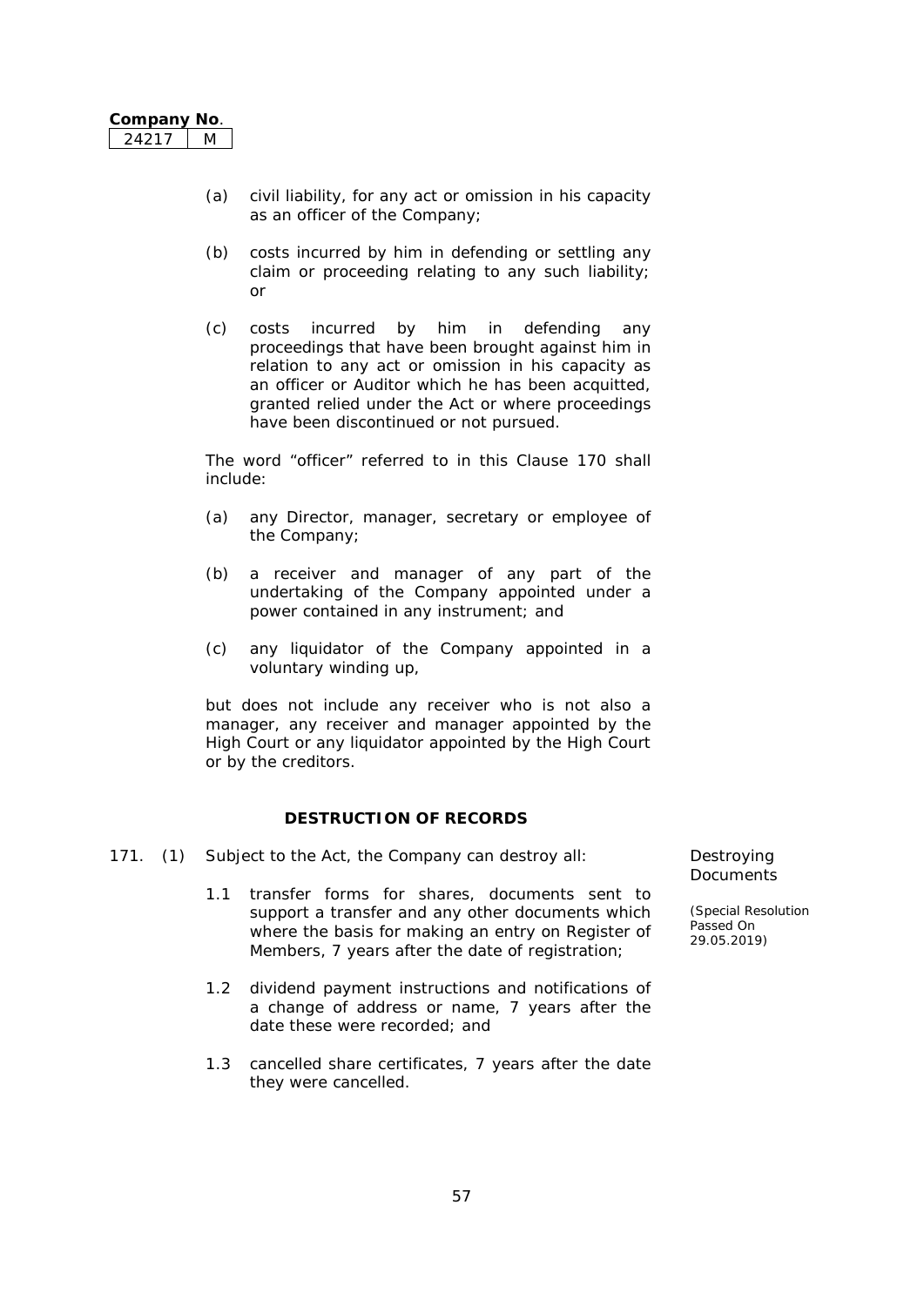(a) civil liability, for any act or omission in his capacity as an officer of the Company;

(b) costs incurred by him in defending or settling any claim or proceeding relating to any such liability; or

(c) costs incurred by him in defending any proceedings that have been brought against him in relation to any act or omission in his capacity as an officer or Auditor which he has been acquitted, granted relied under the Act or where proceedings have been discontinued or not pursued.

The word "officer" referred to in this Clause 170 shall include:

(a) any Director, manager, secretary or employee of the Company;

(b) a receiver and manager of any part of the undertaking of the Company appointed under a power contained in any instrument; and

(c) any liquidator of the Company appointed in a voluntary winding up,

but does not include any receiver who is not also a manager, any receiver and manager appointed by the High Court or any liquidator appointed by the High Court or by the creditors.

## DESTRUCTION OF RECORDS

Destroying Documents

*(Special Resolution Passed On 29.05.2019)*

171. (1) Subject to the Act, the Company can destroy all:

1.1 transfer forms for shares, documents sent to support a transfer and any other documents which where the basis for making an entry on Register of Members, 7 years after the date of registration;

1.2 dividend payment instructions and notifications of a change of address or name, 7 years after the date these were recorded; and

1.3 cancelled share certificates, 7 years after the date they were cancelled.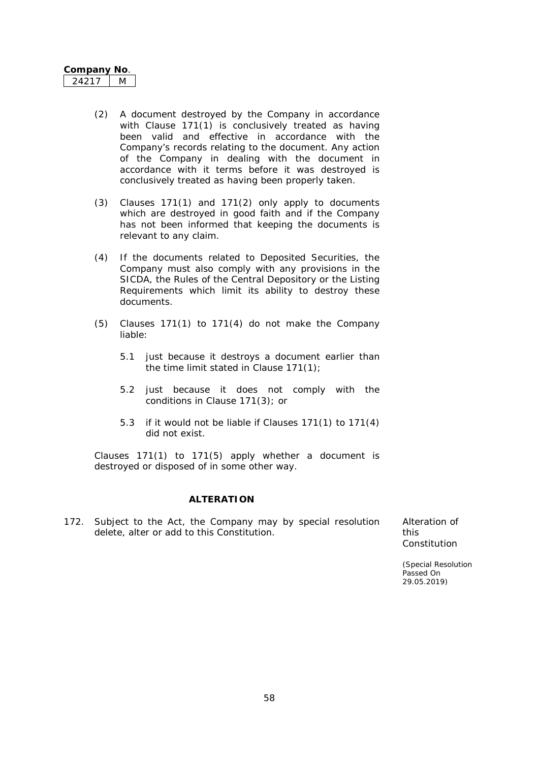Company No.

| 24217 | M |
|---|---|

(2) A document destroyed by the Company in accordance with Clause 171(1) is conclusively treated as having been valid and effective in accordance with the Company's records relating to the document. Any action of the Company in dealing with the document in accordance with it terms before it was destroyed is conclusively treated as having been properly taken.

(3) Clauses 171(1) and 171(2) only apply to documents which are destroyed in good faith and if the Company has not been informed that keeping the documents is relevant to any claim.

(4) If the documents related to Deposited Securities, the Company must also comply with any provisions in the SICDA, the Rules of the Central Depository or the Listing Requirements which limit its ability to destroy these documents.

(5) Clauses 171(1) to 171(4) do not make the Company liable:

5.1 just because it destroys a document earlier than the time limit stated in Clause 171(1);

5.2 just because it does not comply with the conditions in Clause 171(3); or

5.3 if it would not be liable if Clauses 171(1) to 171(4) did not exist.

Clauses 171(1) to 171(5) apply whether a document is destroyed or disposed of in some other way.

## ALTERATION

172. Subject to the Act, the Company may by special resolution delete, alter or add to this Constitution.

Alteration of this Constitution

*(Special Resolution Passed On 29.05.2019)*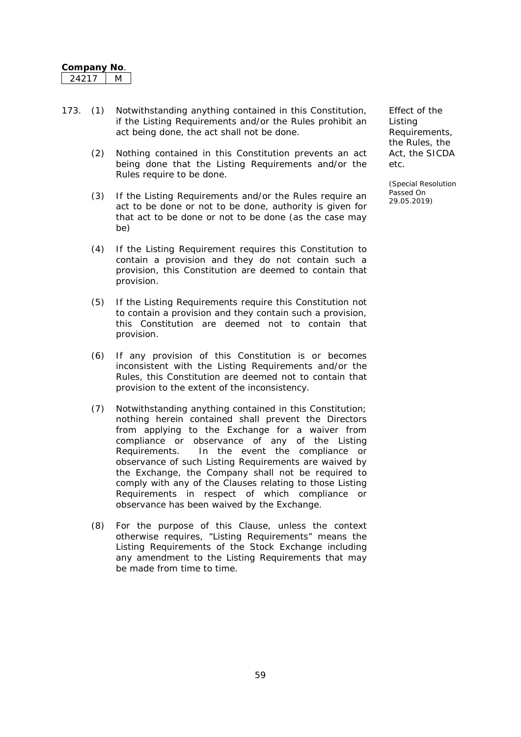**Company No**.

| 24217 | M |
|---|---|

173. (1) Notwithstanding anything contained in this Constitution, if the Listing Requirements and/or the Rules prohibit an act being done, the act shall not be done.

Effect of the Listing Requirements, the Rules, the Act, the SICDA etc.

*(Special Resolution Passed On 29.05.2019)*

(2) Nothing contained in this Constitution prevents an act being done that the Listing Requirements and/or the Rules require to be done.

(3) If the Listing Requirements and/or the Rules require an act to be done or not to be done, authority is given for that act to be done or not to be done (as the case may be)

(4) If the Listing Requirement requires this Constitution to contain a provision and they do not contain such a provision, this Constitution are deemed to contain that provision.

(5) If the Listing Requirements require this Constitution not to contain a provision and they contain such a provision, this Constitution are deemed not to contain that provision.

(6) If any provision of this Constitution is or becomes inconsistent with the Listing Requirements and/or the Rules, this Constitution are deemed not to contain that provision to the extent of the inconsistency.

(7) Notwithstanding anything contained in this Constitution; nothing herein contained shall prevent the Directors from applying to the Exchange for a waiver from compliance or observance of any of the Listing Requirements. In the event the compliance or observance of such Listing Requirements are waived by the Exchange, the Company shall not be required to comply with any of the Clauses relating to those Listing Requirements in respect of which compliance or observance has been waived by the Exchange.

(8) For the purpose of this Clause, unless the context otherwise requires, "Listing Requirements" means the Listing Requirements of the Stock Exchange including any amendment to the Listing Requirements that may be made from time to time.